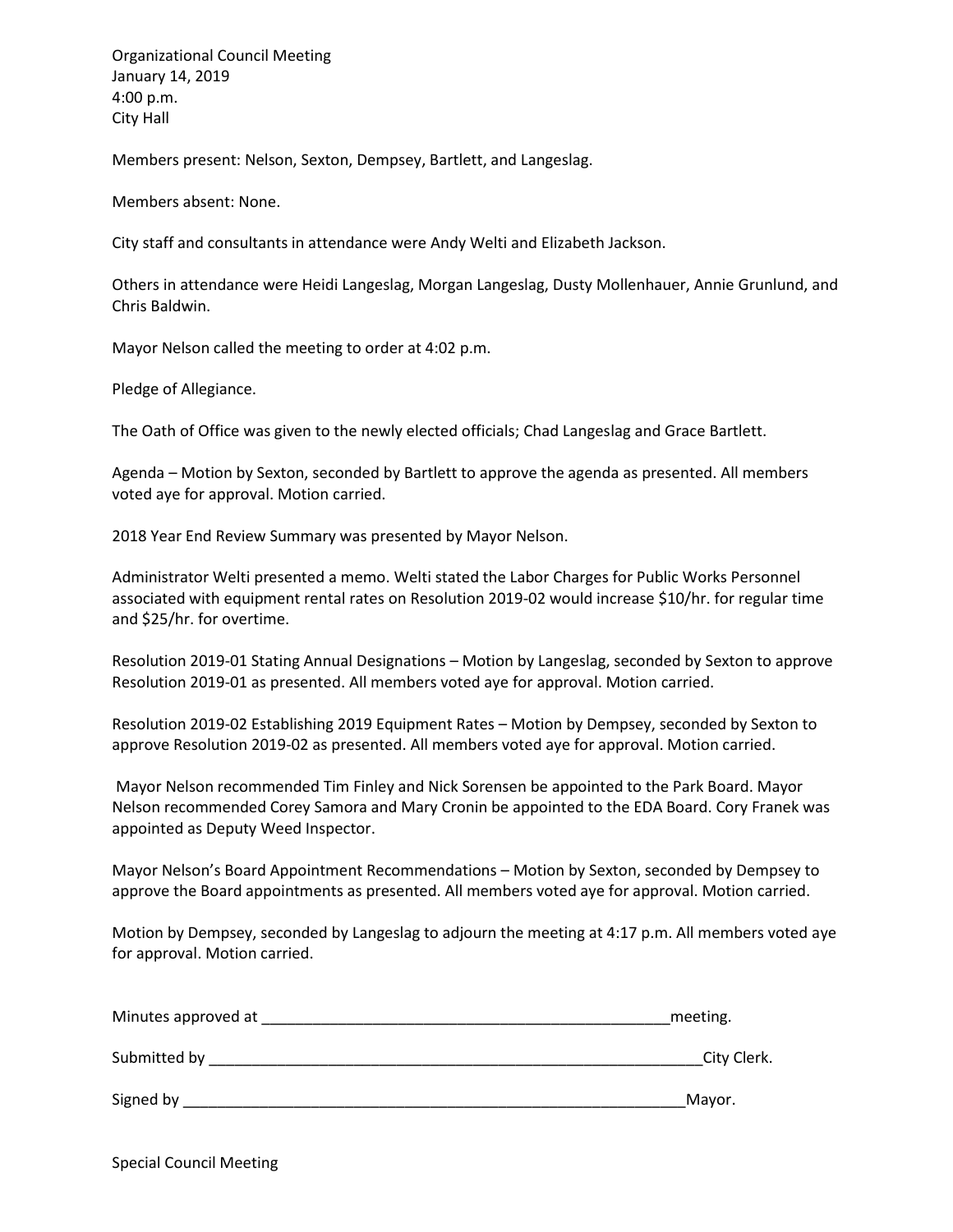Organizational Council Meeting
January 14, 2019
4:00 p.m.
City Hall

Members present: Nelson, Sexton, Dempsey, Bartlett, and Langeslag.

Members absent: None.

City staff and consultants in attendance were Andy Welti and Elizabeth Jackson.

Others in attendance were Heidi Langeslag, Morgan Langeslag, Dusty Mollenhauer, Annie Grunlund, and Chris Baldwin.

Mayor Nelson called the meeting to order at 4:02 p.m.

Pledge of Allegiance.

The Oath of Office was given to the newly elected officials; Chad Langeslag and Grace Bartlett.

Agenda – Motion by Sexton, seconded by Bartlett to approve the agenda as presented. All members voted aye for approval. Motion carried.

2018 Year End Review Summary was presented by Mayor Nelson.

Administrator Welti presented a memo. Welti stated the Labor Charges for Public Works Personnel associated with equipment rental rates on Resolution 2019-02 would increase $10/hr. for regular time and $25/hr. for overtime.

Resolution 2019-01 Stating Annual Designations – Motion by Langeslag, seconded by Sexton to approve Resolution 2019-01 as presented. All members voted aye for approval. Motion carried.

Resolution 2019-02 Establishing 2019 Equipment Rates – Motion by Dempsey, seconded by Sexton to approve Resolution 2019-02 as presented. All members voted aye for approval. Motion carried.

Mayor Nelson recommended Tim Finley and Nick Sorensen be appointed to the Park Board. Mayor Nelson recommended Corey Samora and Mary Cronin be appointed to the EDA Board. Cory Franek was appointed as Deputy Weed Inspector.

Mayor Nelson's Board Appointment Recommendations – Motion by Sexton, seconded by Dempsey to approve the Board appointments as presented. All members voted aye for approval. Motion carried.

Motion by Dempsey, seconded by Langeslag to adjourn the meeting at 4:17 p.m. All members voted aye for approval. Motion carried.

Minutes approved at ____________________________________________ meeting.

Submitted by ____________________________________________ City Clerk.

Signed by ____________________________________________ Mayor.

Special Council Meeting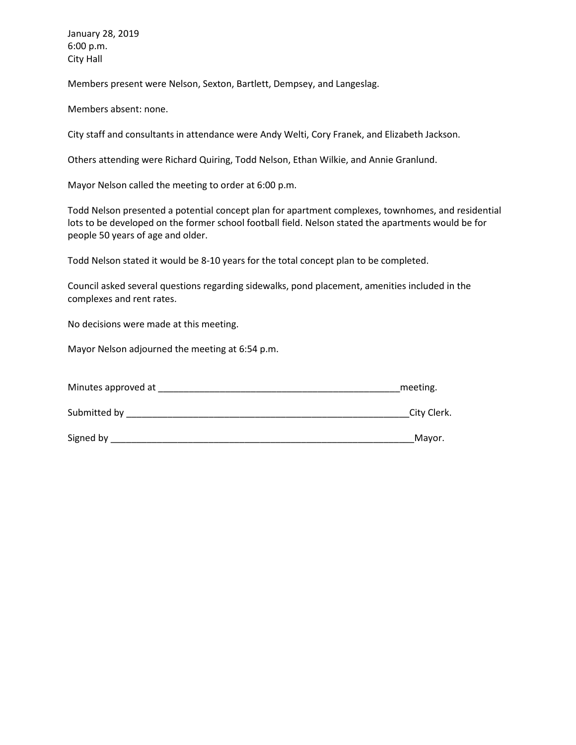January 28, 2019
6:00 p.m.
City Hall

Members present were Nelson, Sexton, Bartlett, Dempsey, and Langeslag.

Members absent: none.

City staff and consultants in attendance were Andy Welti, Cory Franek, and Elizabeth Jackson.

Others attending were Richard Quiring, Todd Nelson, Ethan Wilkie, and Annie Granlund.

Mayor Nelson called the meeting to order at 6:00 p.m.

Todd Nelson presented a potential concept plan for apartment complexes, townhomes, and residential lots to be developed on the former school football field. Nelson stated the apartments would be for people 50 years of age and older.

Todd Nelson stated it would be 8-10 years for the total concept plan to be completed.

Council asked several questions regarding sidewalks, pond placement, amenities included in the complexes and rent rates.

No decisions were made at this meeting.

Mayor Nelson adjourned the meeting at 6:54 p.m.

Minutes approved at _______________________________________________meeting.

Submitted by _______________________________________________________City Clerk.

Signed by ___________________________________________________________Mayor.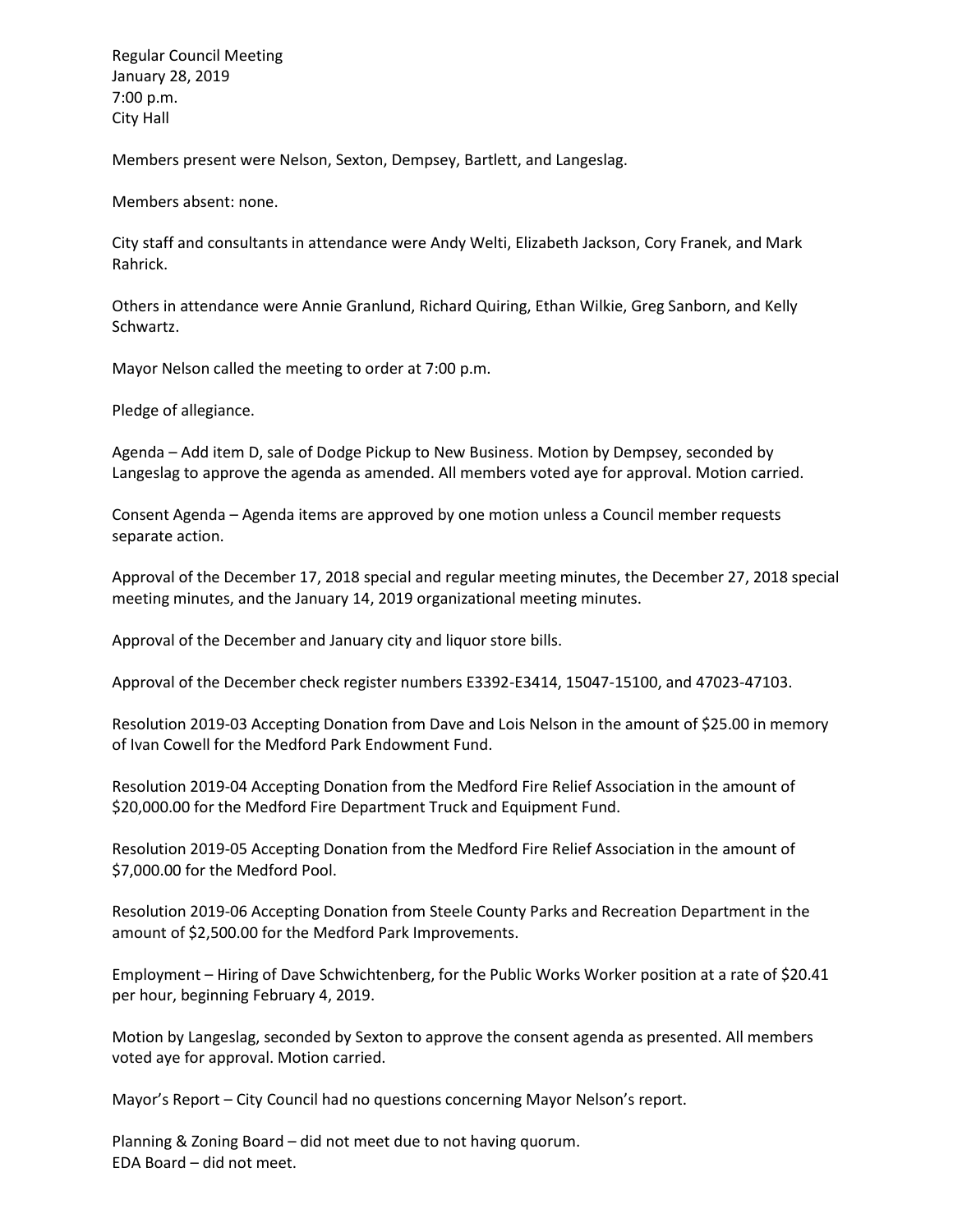Regular Council Meeting
January 28, 2019
7:00 p.m.
City Hall

Members present were Nelson, Sexton, Dempsey, Bartlett, and Langeslag.

Members absent: none.

City staff and consultants in attendance were Andy Welti, Elizabeth Jackson, Cory Franek, and Mark Rahrick.

Others in attendance were Annie Granlund, Richard Quiring, Ethan Wilkie, Greg Sanborn, and Kelly Schwartz.

Mayor Nelson called the meeting to order at 7:00 p.m.

Pledge of allegiance.

Agenda – Add item D, sale of Dodge Pickup to New Business. Motion by Dempsey, seconded by Langeslag to approve the agenda as amended. All members voted aye for approval. Motion carried.

Consent Agenda – Agenda items are approved by one motion unless a Council member requests separate action.

Approval of the December 17, 2018 special and regular meeting minutes, the December 27, 2018 special meeting minutes, and the January 14, 2019 organizational meeting minutes.

Approval of the December and January city and liquor store bills.

Approval of the December check register numbers E3392-E3414, 15047-15100, and 47023-47103.

Resolution 2019-03 Accepting Donation from Dave and Lois Nelson in the amount of $25.00 in memory of Ivan Cowell for the Medford Park Endowment Fund.

Resolution 2019-04 Accepting Donation from the Medford Fire Relief Association in the amount of $20,000.00 for the Medford Fire Department Truck and Equipment Fund.

Resolution 2019-05 Accepting Donation from the Medford Fire Relief Association in the amount of $7,000.00 for the Medford Pool.

Resolution 2019-06 Accepting Donation from Steele County Parks and Recreation Department in the amount of $2,500.00 for the Medford Park Improvements.

Employment – Hiring of Dave Schwichtenberg, for the Public Works Worker position at a rate of $20.41 per hour, beginning February 4, 2019.

Motion by Langeslag, seconded by Sexton to approve the consent agenda as presented. All members voted aye for approval. Motion carried.

Mayor's Report – City Council had no questions concerning Mayor Nelson's report.

Planning & Zoning Board – did not meet due to not having quorum.
EDA Board – did not meet.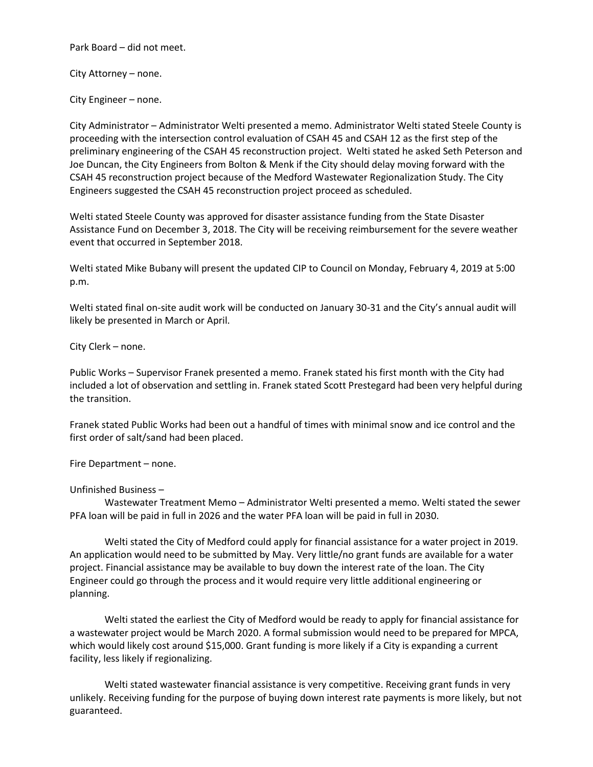Park Board – did not meet.

City Attorney – none.

City Engineer – none.

City Administrator – Administrator Welti presented a memo. Administrator Welti stated Steele County is proceeding with the intersection control evaluation of CSAH 45 and CSAH 12 as the first step of the preliminary engineering of the CSAH 45 reconstruction project. Welti stated he asked Seth Peterson and Joe Duncan, the City Engineers from Bolton & Menk if the City should delay moving forward with the CSAH 45 reconstruction project because of the Medford Wastewater Regionalization Study. The City Engineers suggested the CSAH 45 reconstruction project proceed as scheduled.

Welti stated Steele County was approved for disaster assistance funding from the State Disaster Assistance Fund on December 3, 2018. The City will be receiving reimbursement for the severe weather event that occurred in September 2018.

Welti stated Mike Bubany will present the updated CIP to Council on Monday, February 4, 2019 at 5:00 p.m.

Welti stated final on-site audit work will be conducted on January 30-31 and the City's annual audit will likely be presented in March or April.

City Clerk – none.

Public Works – Supervisor Franek presented a memo. Franek stated his first month with the City had included a lot of observation and settling in. Franek stated Scott Prestegard had been very helpful during the transition.

Franek stated Public Works had been out a handful of times with minimal snow and ice control and the first order of salt/sand had been placed.

Fire Department – none.

Unfinished Business –

Wastewater Treatment Memo – Administrator Welti presented a memo. Welti stated the sewer PFA loan will be paid in full in 2026 and the water PFA loan will be paid in full in 2030.

Welti stated the City of Medford could apply for financial assistance for a water project in 2019. An application would need to be submitted by May. Very little/no grant funds are available for a water project. Financial assistance may be available to buy down the interest rate of the loan. The City Engineer could go through the process and it would require very little additional engineering or planning.

Welti stated the earliest the City of Medford would be ready to apply for financial assistance for a wastewater project would be March 2020. A formal submission would need to be prepared for MPCA, which would likely cost around $15,000. Grant funding is more likely if a City is expanding a current facility, less likely if regionalizing.

Welti stated wastewater financial assistance is very competitive. Receiving grant funds in very unlikely. Receiving funding for the purpose of buying down interest rate payments is more likely, but not guaranteed.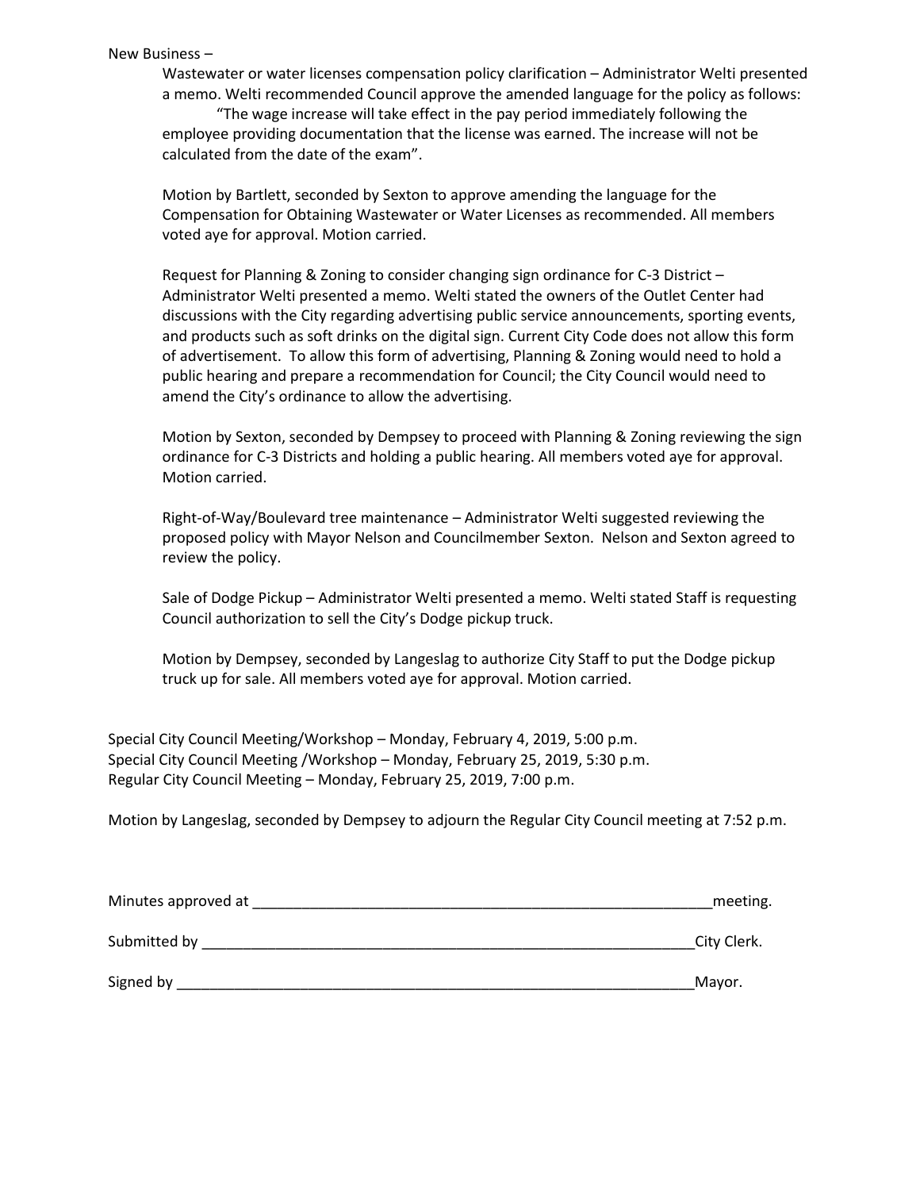New Business –

Wastewater or water licenses compensation policy clarification – Administrator Welti presented a memo. Welti recommended Council approve the amended language for the policy as follows:

"The wage increase will take effect in the pay period immediately following the employee providing documentation that the license was earned. The increase will not be calculated from the date of the exam".

Motion by Bartlett, seconded by Sexton to approve amending the language for the Compensation for Obtaining Wastewater or Water Licenses as recommended. All members voted aye for approval. Motion carried.

Request for Planning & Zoning to consider changing sign ordinance for C-3 District – Administrator Welti presented a memo. Welti stated the owners of the Outlet Center had discussions with the City regarding advertising public service announcements, sporting events, and products such as soft drinks on the digital sign. Current City Code does not allow this form of advertisement. To allow this form of advertising, Planning & Zoning would need to hold a public hearing and prepare a recommendation for Council; the City Council would need to amend the City's ordinance to allow the advertising.

Motion by Sexton, seconded by Dempsey to proceed with Planning & Zoning reviewing the sign ordinance for C-3 Districts and holding a public hearing. All members voted aye for approval. Motion carried.

Right-of-Way/Boulevard tree maintenance – Administrator Welti suggested reviewing the proposed policy with Mayor Nelson and Councilmember Sexton. Nelson and Sexton agreed to review the policy.

Sale of Dodge Pickup – Administrator Welti presented a memo. Welti stated Staff is requesting Council authorization to sell the City's Dodge pickup truck.

Motion by Dempsey, seconded by Langeslag to authorize City Staff to put the Dodge pickup truck up for sale. All members voted aye for approval. Motion carried.

Special City Council Meeting/Workshop – Monday, February 4, 2019, 5:00 p.m.
Special City Council Meeting /Workshop – Monday, February 25, 2019, 5:30 p.m.
Regular City Council Meeting – Monday, February 25, 2019, 7:00 p.m.

Motion by Langeslag, seconded by Dempsey to adjourn the Regular City Council meeting at 7:52 p.m.

Minutes approved at ___________________________________________________________meeting.

Submitted by ______________________________________________________________City Clerk.

Signed by _________________________________________________________________Mayor.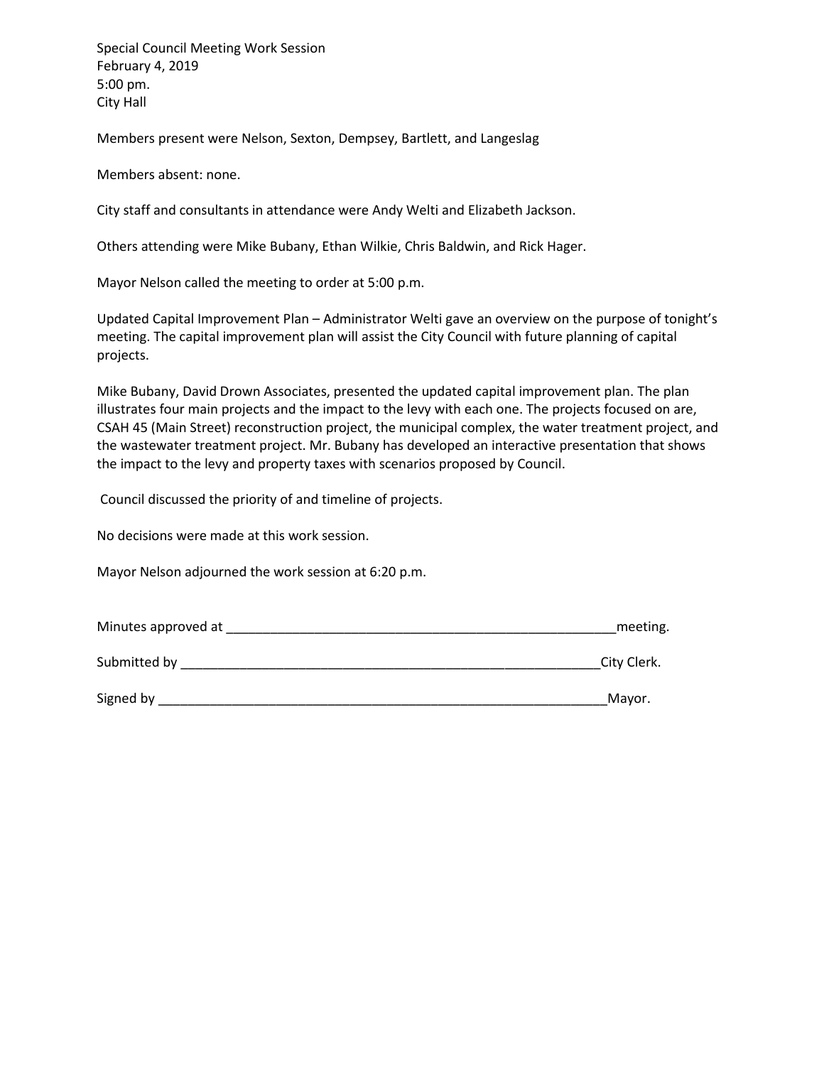Special Council Meeting Work Session
February 4, 2019
5:00 pm.
City Hall

Members present were Nelson, Sexton, Dempsey, Bartlett, and Langeslag

Members absent: none.

City staff and consultants in attendance were Andy Welti and Elizabeth Jackson.

Others attending were Mike Bubany, Ethan Wilkie, Chris Baldwin, and Rick Hager.

Mayor Nelson called the meeting to order at 5:00 p.m.

Updated Capital Improvement Plan – Administrator Welti gave an overview on the purpose of tonight's meeting. The capital improvement plan will assist the City Council with future planning of capital projects.

Mike Bubany, David Drown Associates, presented the updated capital improvement plan. The plan illustrates four main projects and the impact to the levy with each one. The projects focused on are, CSAH 45 (Main Street) reconstruction project, the municipal complex, the water treatment project, and the wastewater treatment project. Mr. Bubany has developed an interactive presentation that shows the impact to the levy and property taxes with scenarios proposed by Council.

Council discussed the priority of and timeline of projects.

No decisions were made at this work session.

Mayor Nelson adjourned the work session at 6:20 p.m.

Minutes approved at ________________________________________________________meeting.

Submitted by ____________________________________________________________City Clerk.

Signed by _______________________________________________________________Mayor.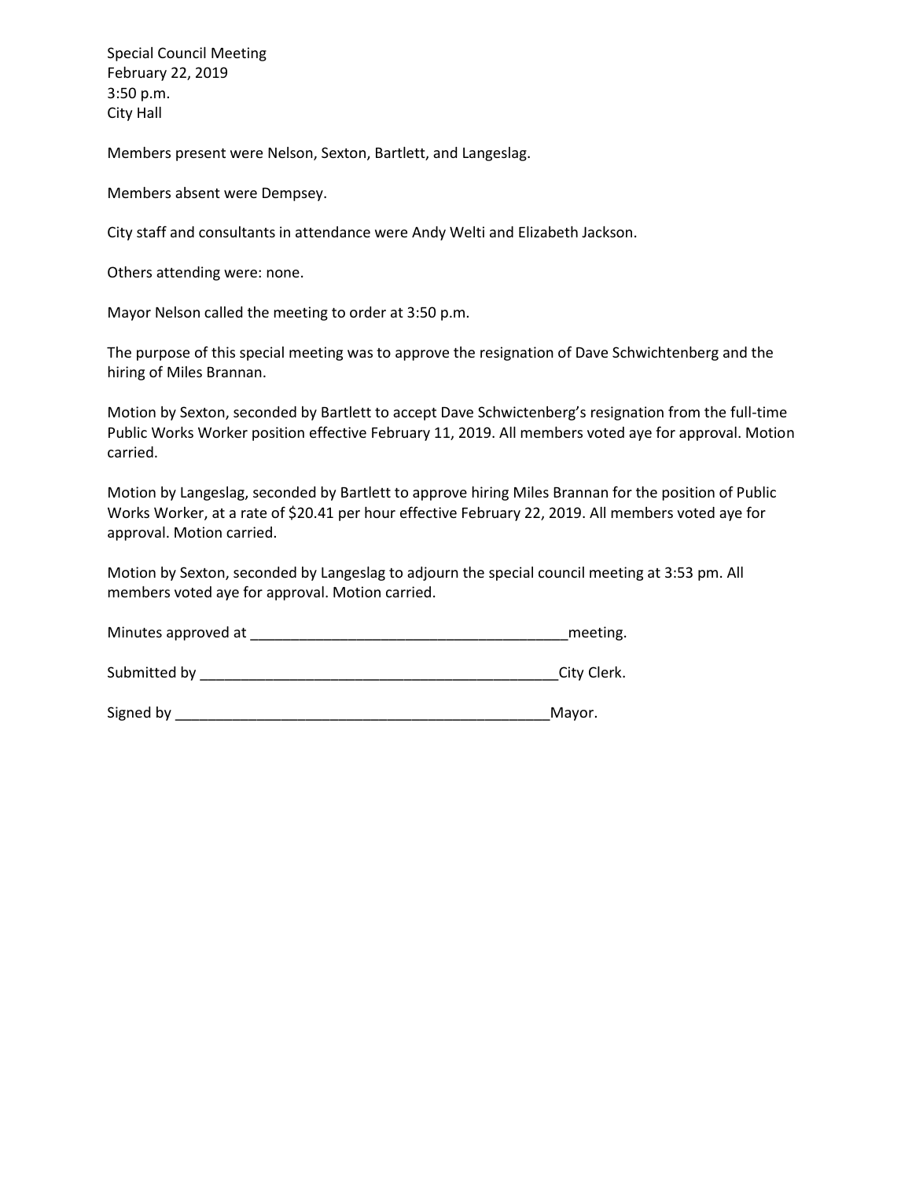Special Council Meeting
February 22, 2019
3:50 p.m.
City Hall

Members present were Nelson, Sexton, Bartlett, and Langeslag.

Members absent were Dempsey.

City staff and consultants in attendance were Andy Welti and Elizabeth Jackson.

Others attending were: none.

Mayor Nelson called the meeting to order at 3:50 p.m.

The purpose of this special meeting was to approve the resignation of Dave Schwichtenberg and the hiring of Miles Brannan.

Motion by Sexton, seconded by Bartlett to accept Dave Schwictenberg's resignation from the full-time Public Works Worker position effective February 11, 2019. All members voted aye for approval. Motion carried.

Motion by Langeslag, seconded by Bartlett to approve hiring Miles Brannan for the position of Public Works Worker, at a rate of $20.41 per hour effective February 22, 2019. All members voted aye for approval. Motion carried.

Motion by Sexton, seconded by Langeslag to adjourn the special council meeting at 3:53 pm. All members voted aye for approval. Motion carried.

Minutes approved at _______________________________________meeting.

Submitted by _____________________________________________City Clerk.

Signed by _______________________________________________Mayor.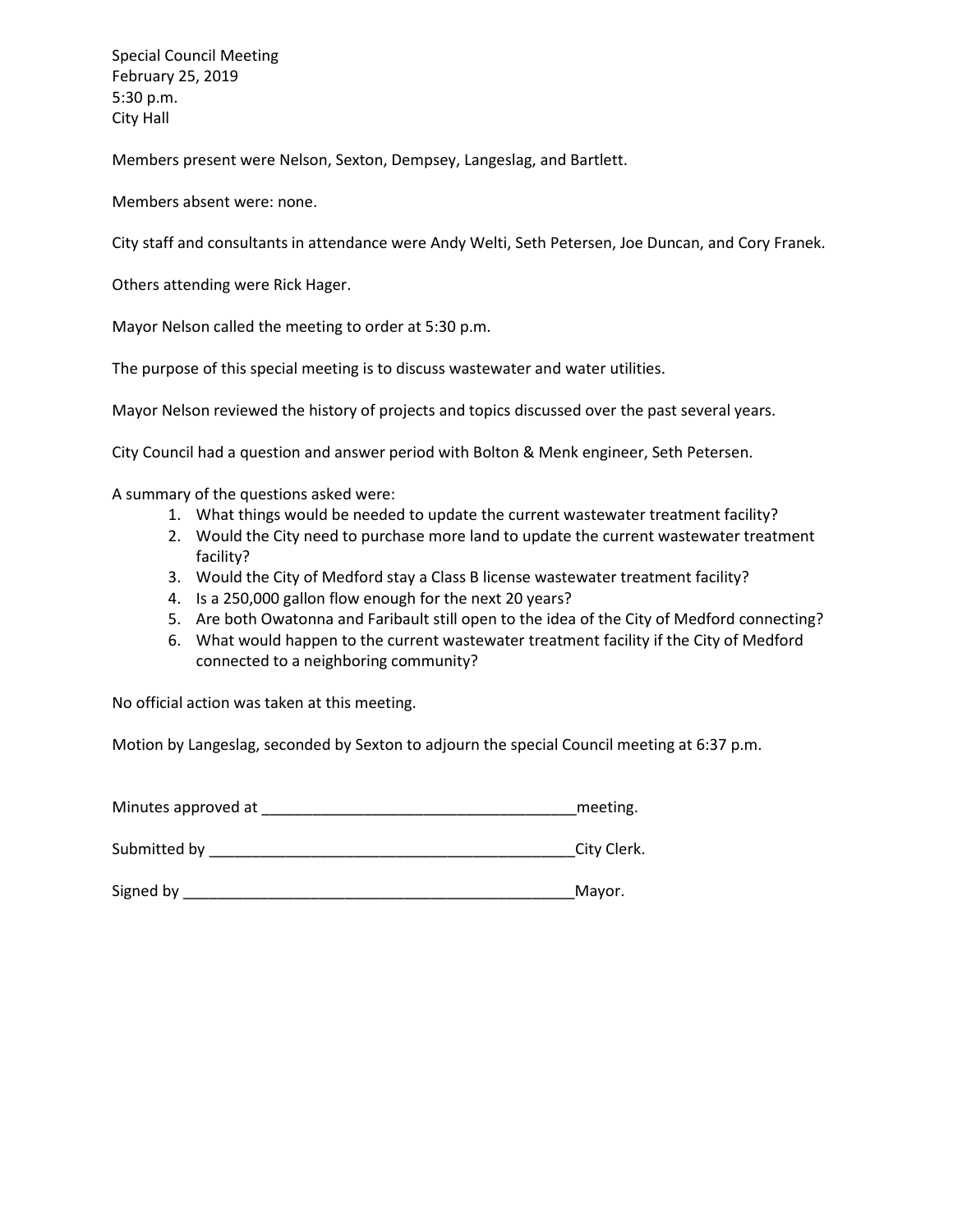Special Council Meeting
February 25, 2019
5:30 p.m.
City Hall

Members present were Nelson, Sexton, Dempsey, Langeslag, and Bartlett.

Members absent were: none.

City staff and consultants in attendance were Andy Welti, Seth Petersen, Joe Duncan, and Cory Franek.

Others attending were Rick Hager.

Mayor Nelson called the meeting to order at 5:30 p.m.

The purpose of this special meeting is to discuss wastewater and water utilities.

Mayor Nelson reviewed the history of projects and topics discussed over the past several years.

City Council had a question and answer period with Bolton & Menk engineer, Seth Petersen.

A summary of the questions asked were:

1. What things would be needed to update the current wastewater treatment facility?
2. Would the City need to purchase more land to update the current wastewater treatment facility?
3. Would the City of Medford stay a Class B license wastewater treatment facility?
4. Is a 250,000 gallon flow enough for the next 20 years?
5. Are both Owatonna and Faribault still open to the idea of the City of Medford connecting?
6. What would happen to the current wastewater treatment facility if the City of Medford connected to a neighboring community?

No official action was taken at this meeting.

Motion by Langeslag, seconded by Sexton to adjourn the special Council meeting at 6:37 p.m.

Minutes approved at _____________________________________meeting.

Submitted by ___________________________________________City Clerk.

Signed by _______________________________________________Mayor.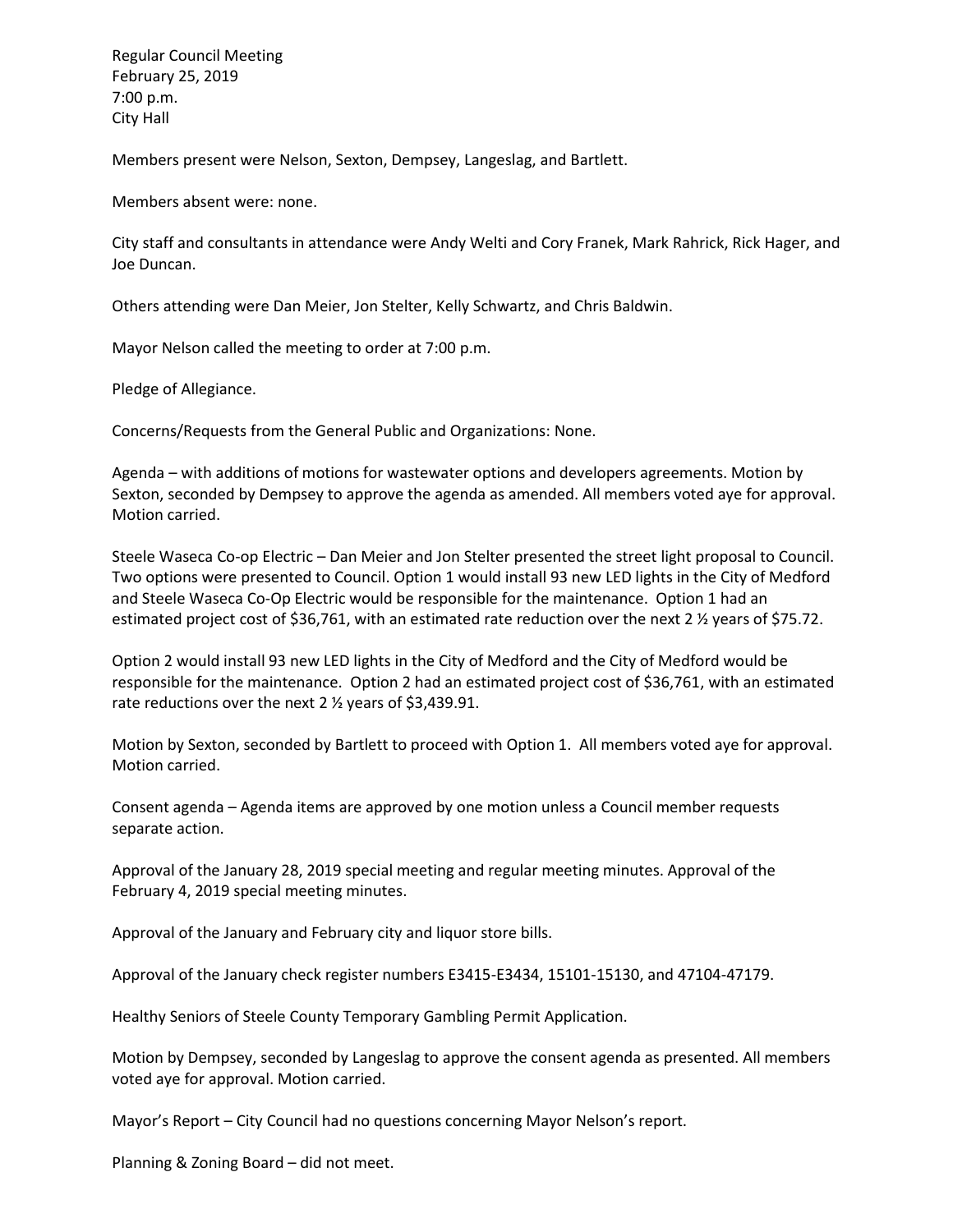Regular Council Meeting
February 25, 2019
7:00 p.m.
City Hall

Members present were Nelson, Sexton, Dempsey, Langeslag, and Bartlett.

Members absent were: none.

City staff and consultants in attendance were Andy Welti and Cory Franek, Mark Rahrick, Rick Hager, and Joe Duncan.

Others attending were Dan Meier, Jon Stelter, Kelly Schwartz, and Chris Baldwin.

Mayor Nelson called the meeting to order at 7:00 p.m.

Pledge of Allegiance.

Concerns/Requests from the General Public and Organizations: None.

Agenda – with additions of motions for wastewater options and developers agreements. Motion by Sexton, seconded by Dempsey to approve the agenda as amended. All members voted aye for approval. Motion carried.

Steele Waseca Co-op Electric – Dan Meier and Jon Stelter presented the street light proposal to Council. Two options were presented to Council. Option 1 would install 93 new LED lights in the City of Medford and Steele Waseca Co-Op Electric would be responsible for the maintenance. Option 1 had an estimated project cost of $36,761, with an estimated rate reduction over the next 2 ½ years of $75.72.

Option 2 would install 93 new LED lights in the City of Medford and the City of Medford would be responsible for the maintenance. Option 2 had an estimated project cost of $36,761, with an estimated rate reductions over the next 2 ½ years of $3,439.91.

Motion by Sexton, seconded by Bartlett to proceed with Option 1. All members voted aye for approval. Motion carried.

Consent agenda – Agenda items are approved by one motion unless a Council member requests separate action.

Approval of the January 28, 2019 special meeting and regular meeting minutes. Approval of the February 4, 2019 special meeting minutes.

Approval of the January and February city and liquor store bills.

Approval of the January check register numbers E3415-E3434, 15101-15130, and 47104-47179.

Healthy Seniors of Steele County Temporary Gambling Permit Application.

Motion by Dempsey, seconded by Langeslag to approve the consent agenda as presented. All members voted aye for approval. Motion carried.

Mayor's Report – City Council had no questions concerning Mayor Nelson's report.

Planning & Zoning Board – did not meet.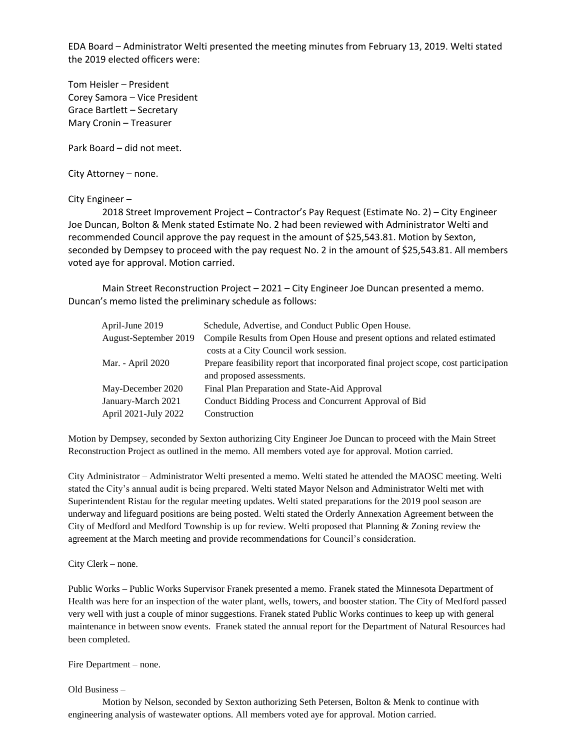EDA Board – Administrator Welti presented the meeting minutes from February 13, 2019. Welti stated the 2019 elected officers were:

Tom Heisler – President
Corey Samora – Vice President
Grace Bartlett – Secretary
Mary Cronin – Treasurer

Park Board – did not meet.

City Attorney – none.

City Engineer –

2018 Street Improvement Project – Contractor's Pay Request (Estimate No. 2) – City Engineer Joe Duncan, Bolton & Menk stated Estimate No. 2 had been reviewed with Administrator Welti and recommended Council approve the pay request in the amount of $25,543.81. Motion by Sexton, seconded by Dempsey to proceed with the pay request No. 2 in the amount of $25,543.81. All members voted aye for approval. Motion carried.

Main Street Reconstruction Project – 2021 – City Engineer Joe Duncan presented a memo. Duncan's memo listed the preliminary schedule as follows:

| | |
|---|---|
| April-June 2019 | Schedule, Advertise, and Conduct Public Open House. |
| August-September 2019 | Compile Results from Open House and present options and related estimated costs at a City Council work session. |
| Mar. - April 2020 | Prepare feasibility report that incorporated final project scope, cost participation and proposed assessments. |
| May-December 2020 | Final Plan Preparation and State-Aid Approval |
| January-March 2021 | Conduct Bidding Process and Concurrent Approval of Bid |
| April 2021-July 2022 | Construction |

Motion by Dempsey, seconded by Sexton authorizing City Engineer Joe Duncan to proceed with the Main Street Reconstruction Project as outlined in the memo. All members voted aye for approval. Motion carried.

City Administrator – Administrator Welti presented a memo. Welti stated he attended the MAOSC meeting. Welti stated the City's annual audit is being prepared. Welti stated Mayor Nelson and Administrator Welti met with Superintendent Ristau for the regular meeting updates. Welti stated preparations for the 2019 pool season are underway and lifeguard positions are being posted. Welti stated the Orderly Annexation Agreement between the City of Medford and Medford Township is up for review. Welti proposed that Planning & Zoning review the agreement at the March meeting and provide recommendations for Council's consideration.

City Clerk – none.

Public Works – Public Works Supervisor Franek presented a memo. Franek stated the Minnesota Department of Health was here for an inspection of the water plant, wells, towers, and booster station. The City of Medford passed very well with just a couple of minor suggestions. Franek stated Public Works continues to keep up with general maintenance in between snow events. Franek stated the annual report for the Department of Natural Resources had been completed.

Fire Department – none.

Old Business –

Motion by Nelson, seconded by Sexton authorizing Seth Petersen, Bolton & Menk to continue with engineering analysis of wastewater options. All members voted aye for approval. Motion carried.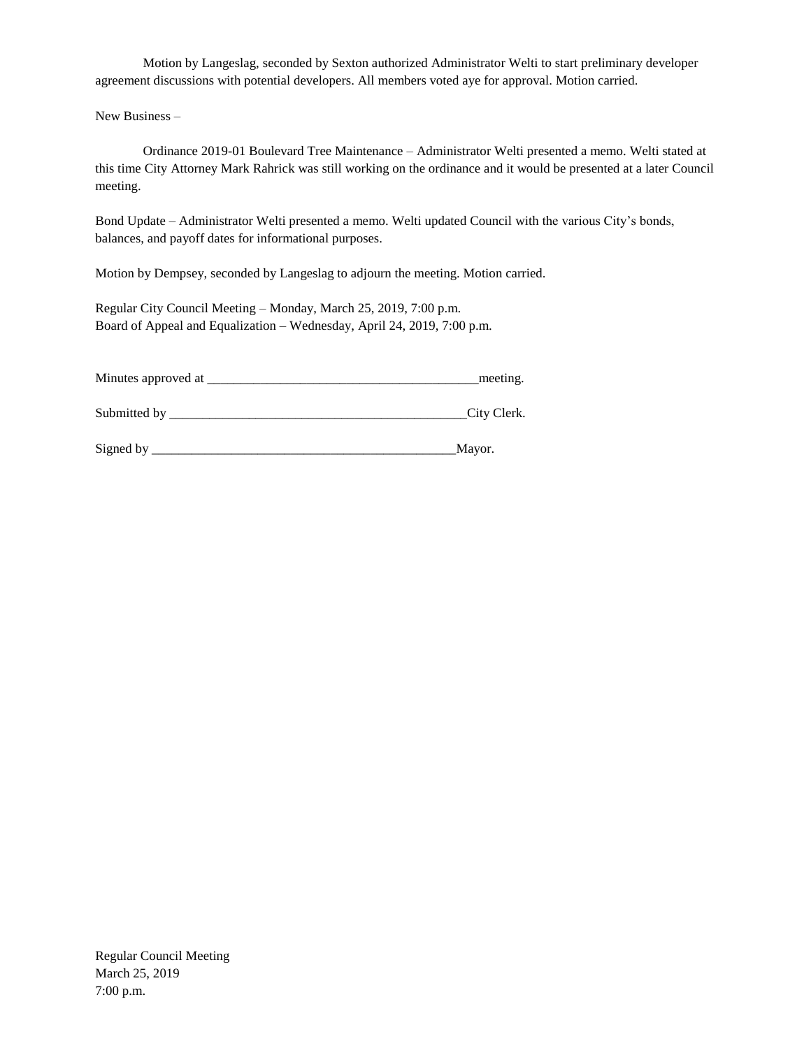Motion by Langeslag, seconded by Sexton authorized Administrator Welti to start preliminary developer agreement discussions with potential developers. All members voted aye for approval. Motion carried.

New Business –

Ordinance 2019-01 Boulevard Tree Maintenance – Administrator Welti presented a memo. Welti stated at this time City Attorney Mark Rahrick was still working on the ordinance and it would be presented at a later Council meeting.

Bond Update – Administrator Welti presented a memo. Welti updated Council with the various City's bonds, balances, and payoff dates for informational purposes.

Motion by Dempsey, seconded by Langeslag to adjourn the meeting. Motion carried.

Regular City Council Meeting – Monday, March 25, 2019, 7:00 p.m.
Board of Appeal and Equalization – Wednesday, April 24, 2019, 7:00 p.m.

Minutes approved at ___________________________________________meeting.

Submitted by _______________________________________________City Clerk.

Signed by _________________________________________________Mayor.

Regular Council Meeting
March 25, 2019
7:00 p.m.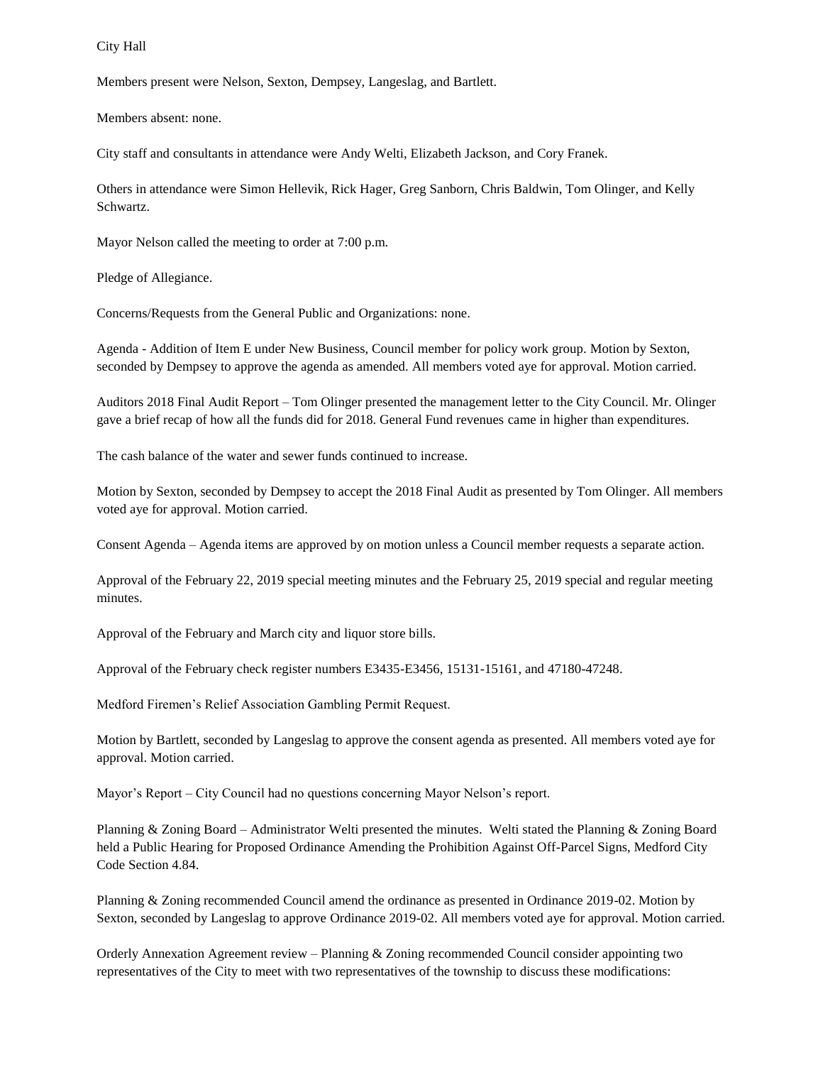City Hall

Members present were Nelson, Sexton, Dempsey, Langeslag, and Bartlett.

Members absent: none.

City staff and consultants in attendance were Andy Welti, Elizabeth Jackson, and Cory Franek.

Others in attendance were Simon Hellevik, Rick Hager, Greg Sanborn, Chris Baldwin, Tom Olinger, and Kelly Schwartz.

Mayor Nelson called the meeting to order at 7:00 p.m.

Pledge of Allegiance.

Concerns/Requests from the General Public and Organizations: none.

Agenda - Addition of Item E under New Business, Council member for policy work group. Motion by Sexton, seconded by Dempsey to approve the agenda as amended. All members voted aye for approval. Motion carried.

Auditors 2018 Final Audit Report – Tom Olinger presented the management letter to the City Council. Mr. Olinger gave a brief recap of how all the funds did for 2018. General Fund revenues came in higher than expenditures.

The cash balance of the water and sewer funds continued to increase.

Motion by Sexton, seconded by Dempsey to accept the 2018 Final Audit as presented by Tom Olinger. All members voted aye for approval. Motion carried.

Consent Agenda – Agenda items are approved by on motion unless a Council member requests a separate action.

Approval of the February 22, 2019 special meeting minutes and the February 25, 2019 special and regular meeting minutes.

Approval of the February and March city and liquor store bills.

Approval of the February check register numbers E3435-E3456, 15131-15161, and 47180-47248.

Medford Firemen's Relief Association Gambling Permit Request.

Motion by Bartlett, seconded by Langeslag to approve the consent agenda as presented. All members voted aye for approval. Motion carried.

Mayor's Report – City Council had no questions concerning Mayor Nelson's report.

Planning & Zoning Board – Administrator Welti presented the minutes. Welti stated the Planning & Zoning Board held a Public Hearing for Proposed Ordinance Amending the Prohibition Against Off-Parcel Signs, Medford City Code Section 4.84.

Planning & Zoning recommended Council amend the ordinance as presented in Ordinance 2019-02. Motion by Sexton, seconded by Langeslag to approve Ordinance 2019-02. All members voted aye for approval. Motion carried.

Orderly Annexation Agreement review – Planning & Zoning recommended Council consider appointing two representatives of the City to meet with two representatives of the township to discuss these modifications: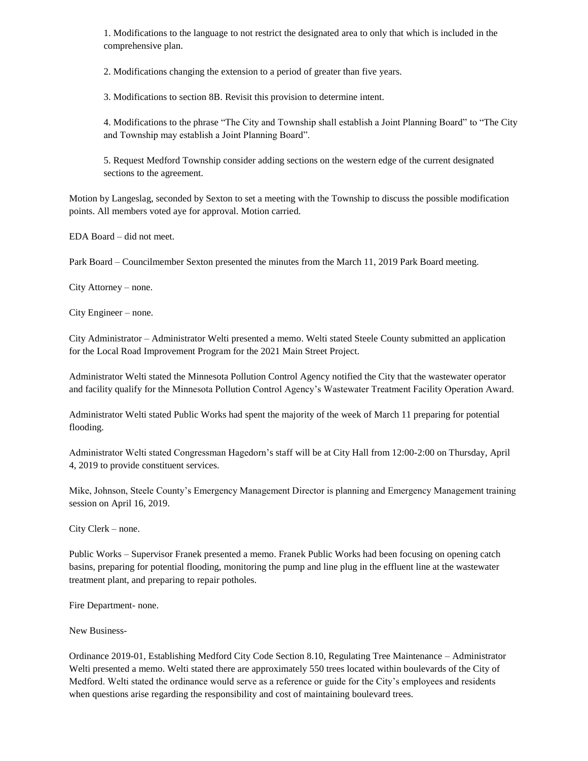1. Modifications to the language to not restrict the designated area to only that which is included in the comprehensive plan.

2. Modifications changing the extension to a period of greater than five years.

3. Modifications to section 8B. Revisit this provision to determine intent.

4. Modifications to the phrase "The City and Township shall establish a Joint Planning Board" to "The City and Township may establish a Joint Planning Board".

5. Request Medford Township consider adding sections on the western edge of the current designated sections to the agreement.

Motion by Langeslag, seconded by Sexton to set a meeting with the Township to discuss the possible modification points. All members voted aye for approval. Motion carried.

EDA Board – did not meet.

Park Board – Councilmember Sexton presented the minutes from the March 11, 2019 Park Board meeting.

City Attorney – none.

City Engineer – none.

City Administrator – Administrator Welti presented a memo. Welti stated Steele County submitted an application for the Local Road Improvement Program for the 2021 Main Street Project.

Administrator Welti stated the Minnesota Pollution Control Agency notified the City that the wastewater operator and facility qualify for the Minnesota Pollution Control Agency's Wastewater Treatment Facility Operation Award.

Administrator Welti stated Public Works had spent the majority of the week of March 11 preparing for potential flooding.

Administrator Welti stated Congressman Hagedorn's staff will be at City Hall from 12:00-2:00 on Thursday, April 4, 2019 to provide constituent services.

Mike, Johnson, Steele County's Emergency Management Director is planning and Emergency Management training session on April 16, 2019.

City Clerk – none.

Public Works – Supervisor Franek presented a memo. Franek Public Works had been focusing on opening catch basins, preparing for potential flooding, monitoring the pump and line plug in the effluent line at the wastewater treatment plant, and preparing to repair potholes.

Fire Department- none.

New Business-

Ordinance 2019-01, Establishing Medford City Code Section 8.10, Regulating Tree Maintenance – Administrator Welti presented a memo. Welti stated there are approximately 550 trees located within boulevards of the City of Medford. Welti stated the ordinance would serve as a reference or guide for the City's employees and residents when questions arise regarding the responsibility and cost of maintaining boulevard trees.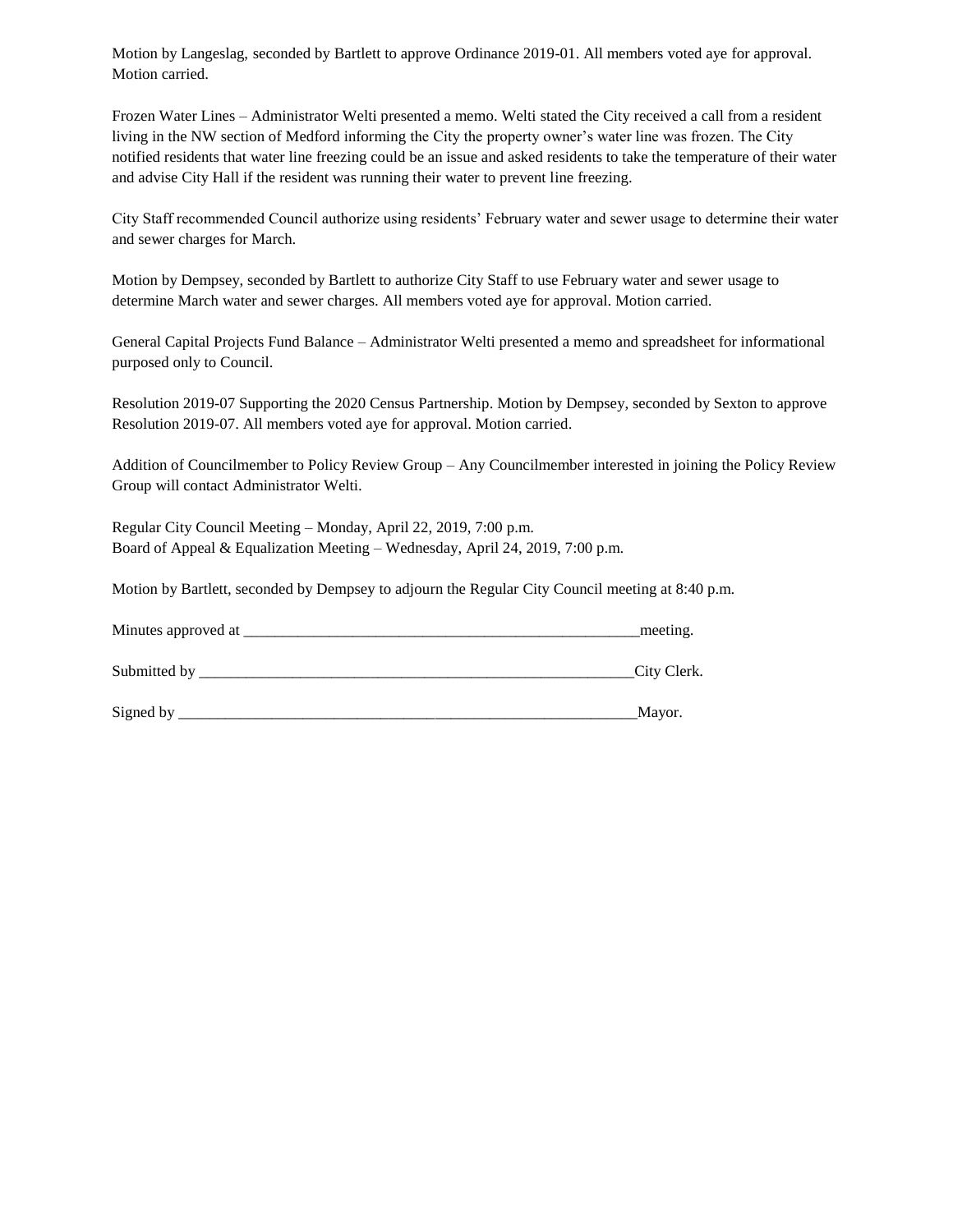Motion by Langeslag, seconded by Bartlett to approve Ordinance 2019-01. All members voted aye for approval. Motion carried.

Frozen Water Lines – Administrator Welti presented a memo. Welti stated the City received a call from a resident living in the NW section of Medford informing the City the property owner's water line was frozen. The City notified residents that water line freezing could be an issue and asked residents to take the temperature of their water and advise City Hall if the resident was running their water to prevent line freezing.

City Staff recommended Council authorize using residents' February water and sewer usage to determine their water and sewer charges for March.

Motion by Dempsey, seconded by Bartlett to authorize City Staff to use February water and sewer usage to determine March water and sewer charges. All members voted aye for approval. Motion carried.

General Capital Projects Fund Balance – Administrator Welti presented a memo and spreadsheet for informational purposed only to Council.

Resolution 2019-07 Supporting the 2020 Census Partnership. Motion by Dempsey, seconded by Sexton to approve Resolution 2019-07. All members voted aye for approval. Motion carried.

Addition of Councilmember to Policy Review Group – Any Councilmember interested in joining the Policy Review Group will contact Administrator Welti.

Regular City Council Meeting – Monday, April 22, 2019, 7:00 p.m.
Board of Appeal & Equalization Meeting – Wednesday, April 24, 2019, 7:00 p.m.

Motion by Bartlett, seconded by Dempsey to adjourn the Regular City Council meeting at 8:40 p.m.

Minutes approved at ____________________________________________________meeting.

Submitted by _________________________________________________________City Clerk.

Signed by ____________________________________________________________Mayor.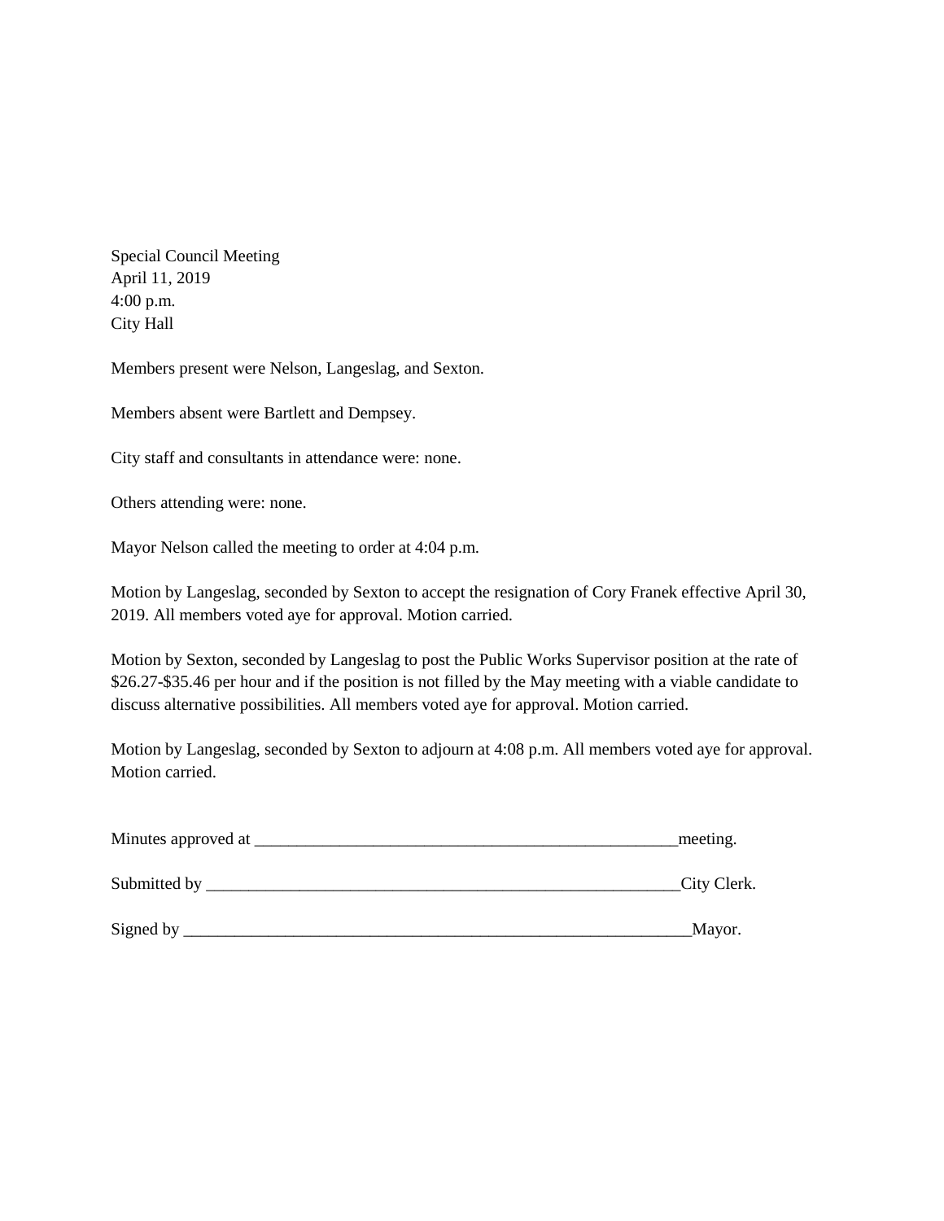Special Council Meeting
April 11, 2019
4:00 p.m.
City Hall

Members present were Nelson, Langeslag, and Sexton.

Members absent were Bartlett and Dempsey.

City staff and consultants in attendance were: none.

Others attending were: none.

Mayor Nelson called the meeting to order at 4:04 p.m.

Motion by Langeslag, seconded by Sexton to accept the resignation of Cory Franek effective April 30, 2019. All members voted aye for approval. Motion carried.

Motion by Sexton, seconded by Langeslag to post the Public Works Supervisor position at the rate of $26.27-$35.46 per hour and if the position is not filled by the May meeting with a viable candidate to discuss alternative possibilities. All members voted aye for approval. Motion carried.

Motion by Langeslag, seconded by Sexton to adjourn at 4:08 p.m. All members voted aye for approval. Motion carried.

Minutes approved at _____________________________________________________meeting.

Submitted by ____________________________________________________________City Clerk.

Signed by _________________________________________________________________Mayor.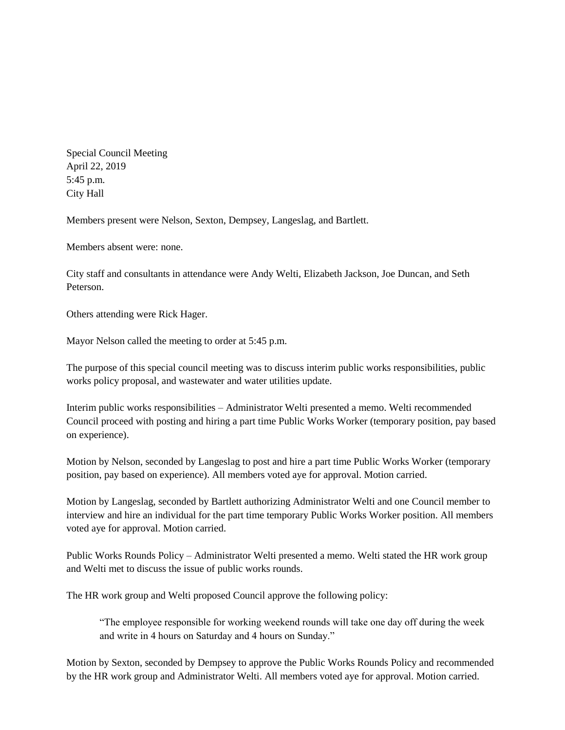Special Council Meeting
April 22, 2019
5:45 p.m.
City Hall

Members present were Nelson, Sexton, Dempsey, Langeslag, and Bartlett.

Members absent were: none.

City staff and consultants in attendance were Andy Welti, Elizabeth Jackson, Joe Duncan, and Seth Peterson.

Others attending were Rick Hager.

Mayor Nelson called the meeting to order at 5:45 p.m.

The purpose of this special council meeting was to discuss interim public works responsibilities, public works policy proposal, and wastewater and water utilities update.

Interim public works responsibilities – Administrator Welti presented a memo. Welti recommended Council proceed with posting and hiring a part time Public Works Worker (temporary position, pay based on experience).

Motion by Nelson, seconded by Langeslag to post and hire a part time Public Works Worker (temporary position, pay based on experience). All members voted aye for approval. Motion carried.

Motion by Langeslag, seconded by Bartlett authorizing Administrator Welti and one Council member to interview and hire an individual for the part time temporary Public Works Worker position. All members voted aye for approval. Motion carried.

Public Works Rounds Policy – Administrator Welti presented a memo. Welti stated the HR work group and Welti met to discuss the issue of public works rounds.

The HR work group and Welti proposed Council approve the following policy:

> "The employee responsible for working weekend rounds will take one day off during the week and write in 4 hours on Saturday and 4 hours on Sunday."

Motion by Sexton, seconded by Dempsey to approve the Public Works Rounds Policy and recommended by the HR work group and Administrator Welti. All members voted aye for approval. Motion carried.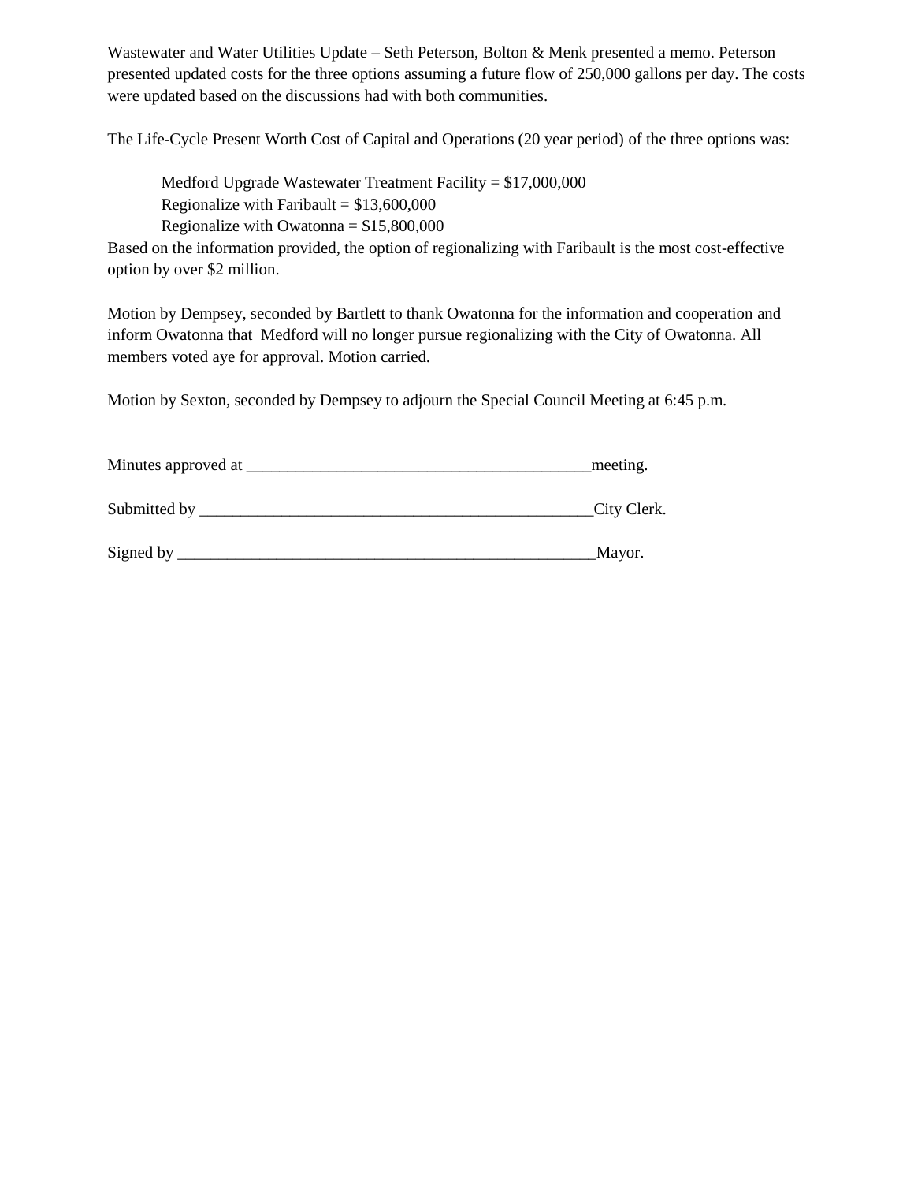Wastewater and Water Utilities Update – Seth Peterson, Bolton & Menk presented a memo. Peterson presented updated costs for the three options assuming a future flow of 250,000 gallons per day. The costs were updated based on the discussions had with both communities.

The Life-Cycle Present Worth Cost of Capital and Operations (20 year period) of the three options was:

Medford Upgrade Wastewater Treatment Facility = $17,000,000
Regionalize with Faribault = $13,600,000
Regionalize with Owatonna = $15,800,000

Based on the information provided, the option of regionalizing with Faribault is the most cost-effective option by over $2 million.

Motion by Dempsey, seconded by Bartlett to thank Owatonna for the information and cooperation and inform Owatonna that Medford will no longer pursue regionalizing with the City of Owatonna. All members voted aye for approval. Motion carried.

Motion by Sexton, seconded by Dempsey to adjourn the Special Council Meeting at 6:45 p.m.

Minutes approved at ___________________________________________meeting.

Submitted by _________________________________________________City Clerk.

Signed by ____________________________________________________Mayor.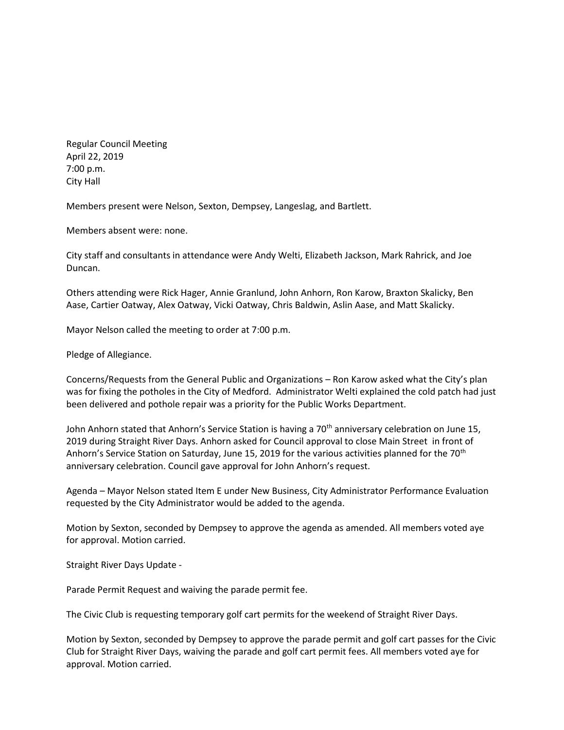Regular Council Meeting
April 22, 2019
7:00 p.m.
City Hall

Members present were Nelson, Sexton, Dempsey, Langeslag, and Bartlett.

Members absent were: none.

City staff and consultants in attendance were Andy Welti, Elizabeth Jackson, Mark Rahrick, and Joe Duncan.

Others attending were Rick Hager, Annie Granlund, John Anhorn, Ron Karow, Braxton Skalicky, Ben Aase, Cartier Oatway, Alex Oatway, Vicki Oatway, Chris Baldwin, Aslin Aase, and Matt Skalicky.

Mayor Nelson called the meeting to order at 7:00 p.m.

Pledge of Allegiance.

Concerns/Requests from the General Public and Organizations – Ron Karow asked what the City's plan was for fixing the potholes in the City of Medford. Administrator Welti explained the cold patch had just been delivered and pothole repair was a priority for the Public Works Department.

John Anhorn stated that Anhorn's Service Station is having a 70th anniversary celebration on June 15, 2019 during Straight River Days. Anhorn asked for Council approval to close Main Street in front of Anhorn's Service Station on Saturday, June 15, 2019 for the various activities planned for the 70th anniversary celebration. Council gave approval for John Anhorn's request.

Agenda – Mayor Nelson stated Item E under New Business, City Administrator Performance Evaluation requested by the City Administrator would be added to the agenda.

Motion by Sexton, seconded by Dempsey to approve the agenda as amended. All members voted aye for approval. Motion carried.

Straight River Days Update -

Parade Permit Request and waiving the parade permit fee.

The Civic Club is requesting temporary golf cart permits for the weekend of Straight River Days.

Motion by Sexton, seconded by Dempsey to approve the parade permit and golf cart passes for the Civic Club for Straight River Days, waiving the parade and golf cart permit fees. All members voted aye for approval. Motion carried.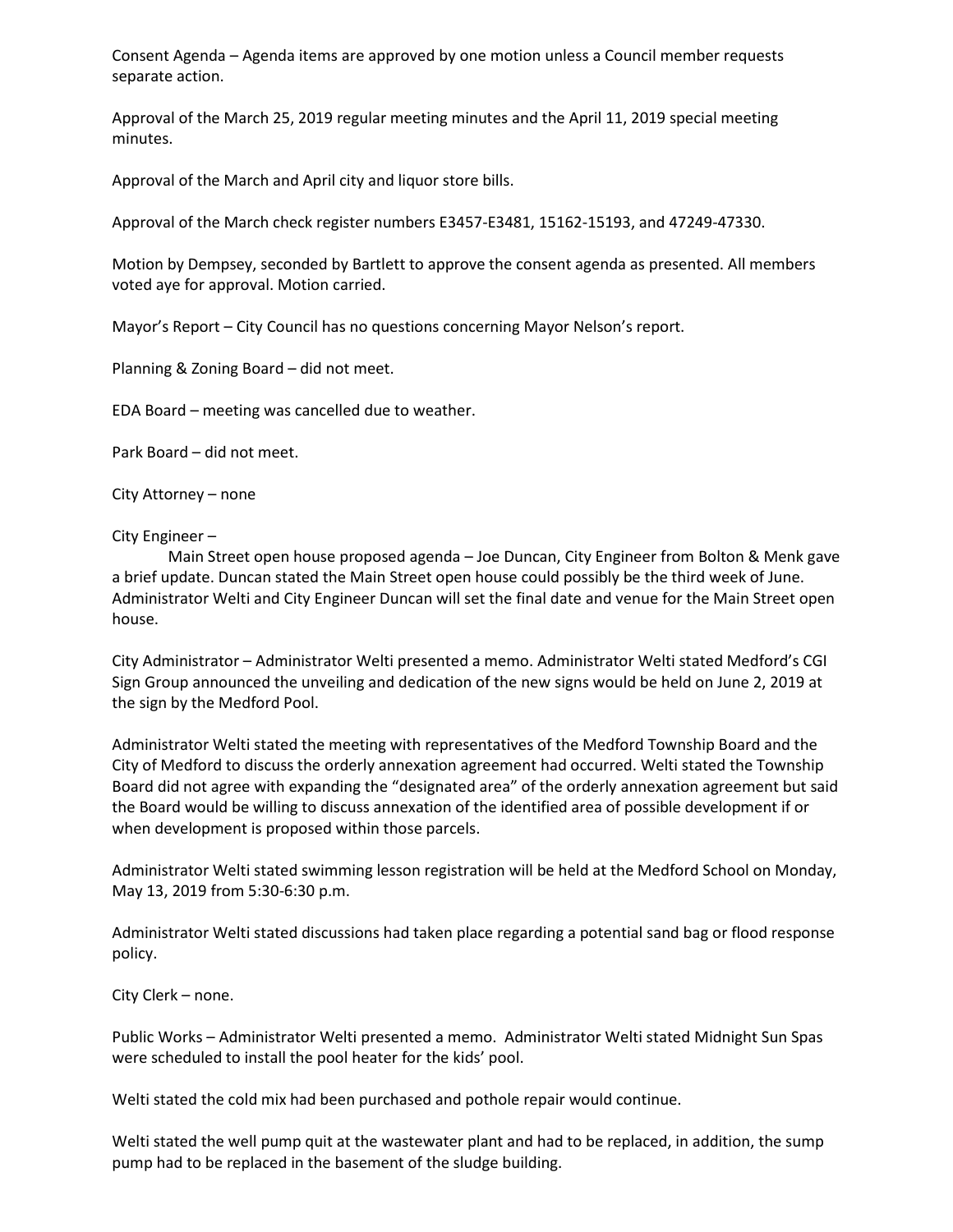Consent Agenda – Agenda items are approved by one motion unless a Council member requests separate action.

Approval of the March 25, 2019 regular meeting minutes and the April 11, 2019 special meeting minutes.

Approval of the March and April city and liquor store bills.

Approval of the March check register numbers E3457-E3481, 15162-15193, and 47249-47330.

Motion by Dempsey, seconded by Bartlett to approve the consent agenda as presented. All members voted aye for approval. Motion carried.

Mayor's Report – City Council has no questions concerning Mayor Nelson's report.

Planning & Zoning Board – did not meet.

EDA Board – meeting was cancelled due to weather.

Park Board – did not meet.

City Attorney – none

City Engineer –

Main Street open house proposed agenda – Joe Duncan, City Engineer from Bolton & Menk gave a brief update. Duncan stated the Main Street open house could possibly be the third week of June. Administrator Welti and City Engineer Duncan will set the final date and venue for the Main Street open house.

City Administrator – Administrator Welti presented a memo. Administrator Welti stated Medford's CGI Sign Group announced the unveiling and dedication of the new signs would be held on June 2, 2019 at the sign by the Medford Pool.

Administrator Welti stated the meeting with representatives of the Medford Township Board and the City of Medford to discuss the orderly annexation agreement had occurred. Welti stated the Township Board did not agree with expanding the "designated area" of the orderly annexation agreement but said the Board would be willing to discuss annexation of the identified area of possible development if or when development is proposed within those parcels.

Administrator Welti stated swimming lesson registration will be held at the Medford School on Monday, May 13, 2019 from 5:30-6:30 p.m.

Administrator Welti stated discussions had taken place regarding a potential sand bag or flood response policy.

City Clerk – none.

Public Works – Administrator Welti presented a memo. Administrator Welti stated Midnight Sun Spas were scheduled to install the pool heater for the kids' pool.

Welti stated the cold mix had been purchased and pothole repair would continue.

Welti stated the well pump quit at the wastewater plant and had to be replaced, in addition, the sump pump had to be replaced in the basement of the sludge building.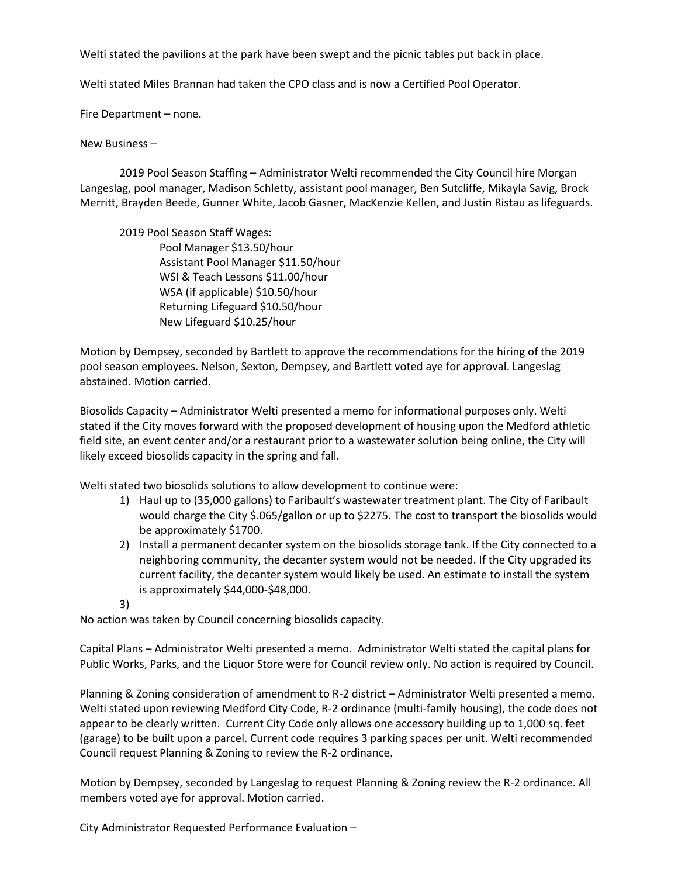Welti stated the pavilions at the park have been swept and the picnic tables put back in place.

Welti stated Miles Brannan had taken the CPO class and is now a Certified Pool Operator.

Fire Department – none.

New Business –

2019 Pool Season Staffing – Administrator Welti recommended the City Council hire Morgan Langeslag, pool manager, Madison Schletty, assistant pool manager, Ben Sutcliffe, Mikayla Savig, Brock Merritt, Brayden Beede, Gunner White, Jacob Gasner, MacKenzie Kellen, and Justin Ristau as lifeguards.

2019 Pool Season Staff Wages:
- Pool Manager $13.50/hour
- Assistant Pool Manager $11.50/hour
- WSI & Teach Lessons $11.00/hour
- WSA (if applicable) $10.50/hour
- Returning Lifeguard $10.50/hour
- New Lifeguard $10.25/hour

Motion by Dempsey, seconded by Bartlett to approve the recommendations for the hiring of the 2019 pool season employees. Nelson, Sexton, Dempsey, and Bartlett voted aye for approval. Langeslag abstained. Motion carried.

Biosolids Capacity – Administrator Welti presented a memo for informational purposes only. Welti stated if the City moves forward with the proposed development of housing upon the Medford athletic field site, an event center and/or a restaurant prior to a wastewater solution being online, the City will likely exceed biosolids capacity in the spring and fall.

Welti stated two biosolids solutions to allow development to continue were:

1) Haul up to (35,000 gallons) to Faribault's wastewater treatment plant. The City of Faribault would charge the City $.065/gallon or up to $2275. The cost to transport the biosolids would be approximately $1700.
2) Install a permanent decanter system on the biosolids storage tank. If the City connected to a neighboring community, the decanter system would not be needed. If the City upgraded its current facility, the decanter system would likely be used. An estimate to install the system is approximately $44,000-$48,000.
3)

No action was taken by Council concerning biosolids capacity.

Capital Plans – Administrator Welti presented a memo. Administrator Welti stated the capital plans for Public Works, Parks, and the Liquor Store were for Council review only. No action is required by Council.

Planning & Zoning consideration of amendment to R-2 district – Administrator Welti presented a memo. Welti stated upon reviewing Medford City Code, R-2 ordinance (multi-family housing), the code does not appear to be clearly written. Current City Code only allows one accessory building up to 1,000 sq. feet (garage) to be built upon a parcel. Current code requires 3 parking spaces per unit. Welti recommended Council request Planning & Zoning to review the R-2 ordinance.

Motion by Dempsey, seconded by Langeslag to request Planning & Zoning review the R-2 ordinance. All members voted aye for approval. Motion carried.

City Administrator Requested Performance Evaluation –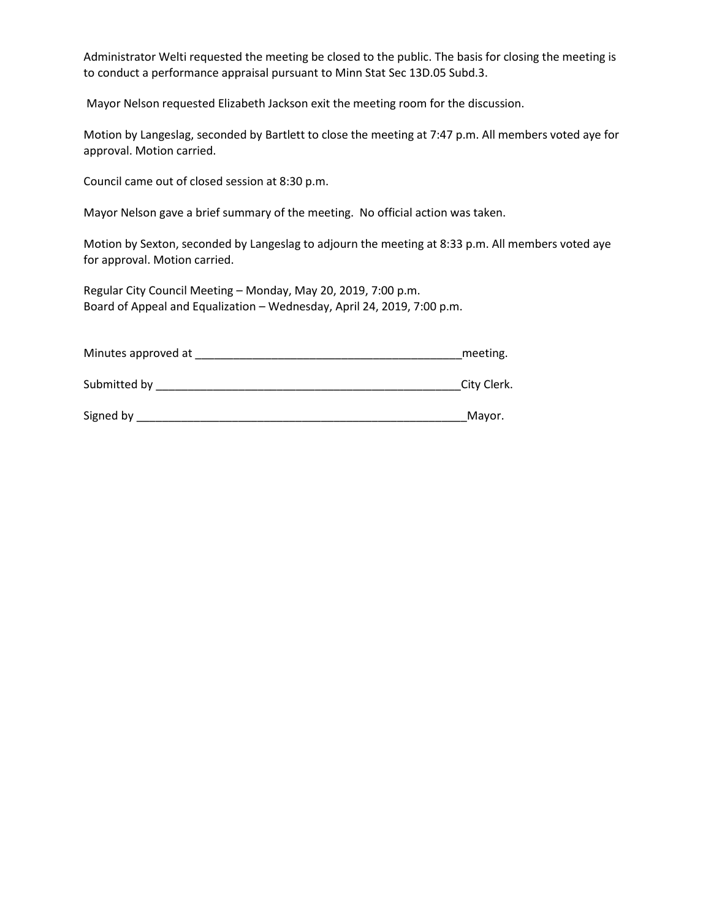Administrator Welti requested the meeting be closed to the public. The basis for closing the meeting is to conduct a performance appraisal pursuant to Minn Stat Sec 13D.05 Subd.3.

Mayor Nelson requested Elizabeth Jackson exit the meeting room for the discussion.

Motion by Langeslag, seconded by Bartlett to close the meeting at 7:47 p.m. All members voted aye for approval. Motion carried.

Council came out of closed session at 8:30 p.m.

Mayor Nelson gave a brief summary of the meeting. No official action was taken.

Motion by Sexton, seconded by Langeslag to adjourn the meeting at 8:33 p.m. All members voted aye for approval. Motion carried.

Regular City Council Meeting – Monday, May 20, 2019, 7:00 p.m.  
Board of Appeal and Equalization – Wednesday, April 24, 2019, 7:00 p.m.

Minutes approved at ___________________________________________meeting.

Submitted by _________________________________________________City Clerk.

Signed by ______________________________________________________Mayor.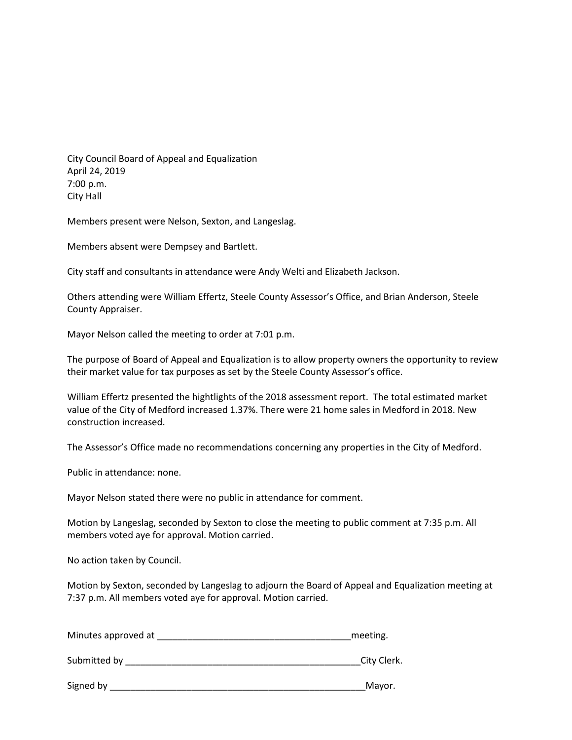City Council Board of Appeal and Equalization
April 24, 2019
7:00 p.m.
City Hall

Members present were Nelson, Sexton, and Langeslag.

Members absent were Dempsey and Bartlett.

City staff and consultants in attendance were Andy Welti and Elizabeth Jackson.

Others attending were William Effertz, Steele County Assessor's Office, and Brian Anderson, Steele County Appraiser.

Mayor Nelson called the meeting to order at 7:01 p.m.

The purpose of Board of Appeal and Equalization is to allow property owners the opportunity to review their market value for tax purposes as set by the Steele County Assessor's office.

William Effertz presented the hightlights of the 2018 assessment report. The total estimated market value of the City of Medford increased 1.37%. There were 21 home sales in Medford in 2018. New construction increased.

The Assessor's Office made no recommendations concerning any properties in the City of Medford.

Public in attendance: none.

Mayor Nelson stated there were no public in attendance for comment.

Motion by Langeslag, seconded by Sexton to close the meeting to public comment at 7:35 p.m. All members voted aye for approval. Motion carried.

No action taken by Council.

Motion by Sexton, seconded by Langeslag to adjourn the Board of Appeal and Equalization meeting at 7:37 p.m. All members voted aye for approval. Motion carried.

Minutes approved at ______________________________________meeting.

Submitted by ______________________________________________City Clerk.

Signed by __________________________________________________Mayor.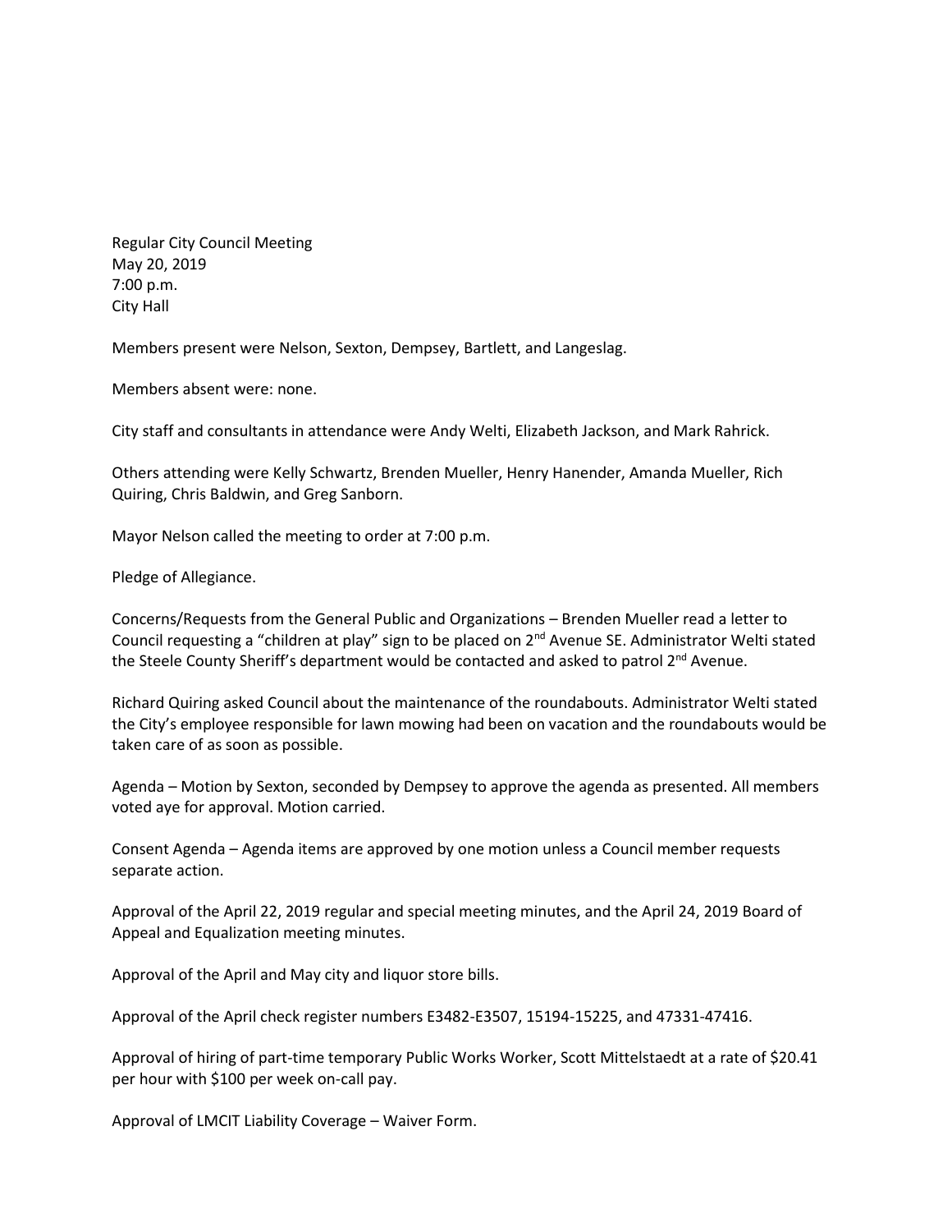Regular City Council Meeting
May 20, 2019
7:00 p.m.
City Hall

Members present were Nelson, Sexton, Dempsey, Bartlett, and Langeslag.

Members absent were: none.

City staff and consultants in attendance were Andy Welti, Elizabeth Jackson, and Mark Rahrick.

Others attending were Kelly Schwartz, Brenden Mueller, Henry Hanender, Amanda Mueller, Rich Quiring, Chris Baldwin, and Greg Sanborn.

Mayor Nelson called the meeting to order at 7:00 p.m.

Pledge of Allegiance.

Concerns/Requests from the General Public and Organizations – Brenden Mueller read a letter to Council requesting a "children at play" sign to be placed on 2nd Avenue SE. Administrator Welti stated the Steele County Sheriff's department would be contacted and asked to patrol 2nd Avenue.

Richard Quiring asked Council about the maintenance of the roundabouts. Administrator Welti stated the City's employee responsible for lawn mowing had been on vacation and the roundabouts would be taken care of as soon as possible.

Agenda – Motion by Sexton, seconded by Dempsey to approve the agenda as presented. All members voted aye for approval. Motion carried.

Consent Agenda – Agenda items are approved by one motion unless a Council member requests separate action.

Approval of the April 22, 2019 regular and special meeting minutes, and the April 24, 2019 Board of Appeal and Equalization meeting minutes.

Approval of the April and May city and liquor store bills.

Approval of the April check register numbers E3482-E3507, 15194-15225, and 47331-47416.

Approval of hiring of part-time temporary Public Works Worker, Scott Mittelstaedt at a rate of $20.41 per hour with $100 per week on-call pay.

Approval of LMCIT Liability Coverage – Waiver Form.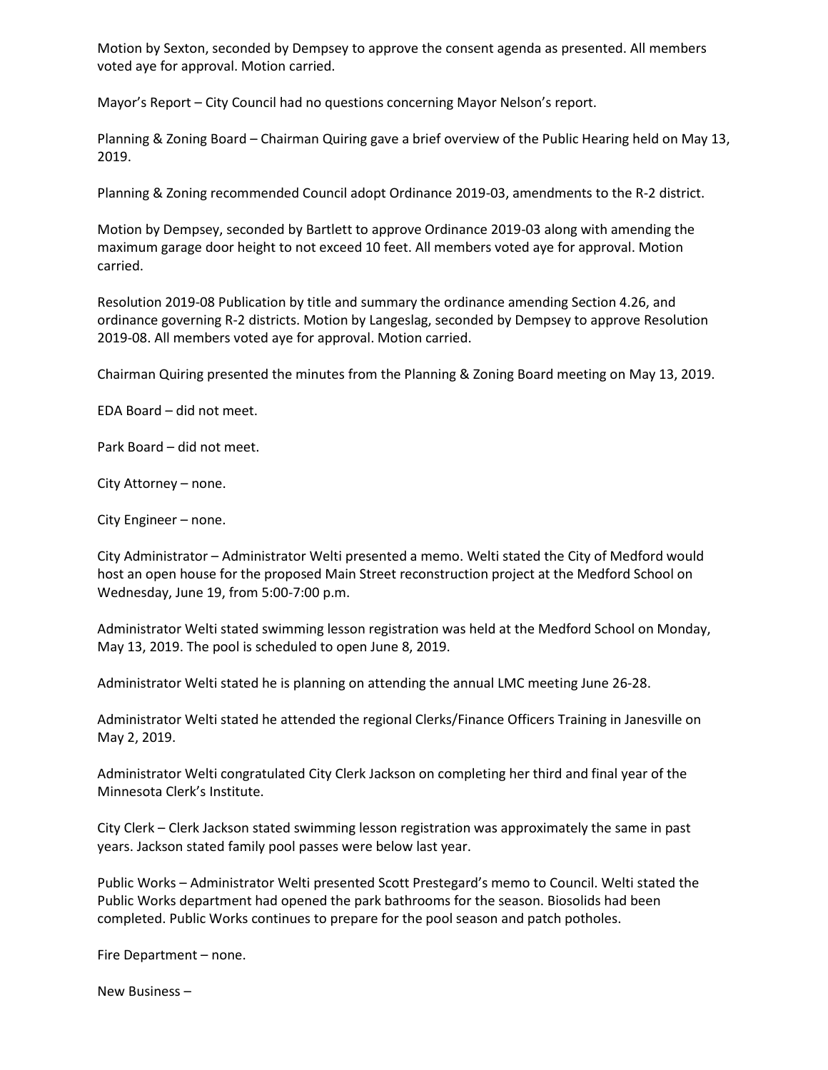Motion by Sexton, seconded by Dempsey to approve the consent agenda as presented. All members voted aye for approval. Motion carried.

Mayor's Report – City Council had no questions concerning Mayor Nelson's report.

Planning & Zoning Board – Chairman Quiring gave a brief overview of the Public Hearing held on May 13, 2019.

Planning & Zoning recommended Council adopt Ordinance 2019-03, amendments to the R-2 district.

Motion by Dempsey, seconded by Bartlett to approve Ordinance 2019-03 along with amending the maximum garage door height to not exceed 10 feet. All members voted aye for approval. Motion carried.

Resolution 2019-08 Publication by title and summary the ordinance amending Section 4.26, and ordinance governing R-2 districts. Motion by Langeslag, seconded by Dempsey to approve Resolution 2019-08. All members voted aye for approval. Motion carried.

Chairman Quiring presented the minutes from the Planning & Zoning Board meeting on May 13, 2019.

EDA Board – did not meet.

Park Board – did not meet.

City Attorney – none.

City Engineer – none.

City Administrator – Administrator Welti presented a memo. Welti stated the City of Medford would host an open house for the proposed Main Street reconstruction project at the Medford School on Wednesday, June 19, from 5:00-7:00 p.m.

Administrator Welti stated swimming lesson registration was held at the Medford School on Monday, May 13, 2019. The pool is scheduled to open June 8, 2019.

Administrator Welti stated he is planning on attending the annual LMC meeting June 26-28.

Administrator Welti stated he attended the regional Clerks/Finance Officers Training in Janesville on May 2, 2019.

Administrator Welti congratulated City Clerk Jackson on completing her third and final year of the Minnesota Clerk's Institute.

City Clerk – Clerk Jackson stated swimming lesson registration was approximately the same in past years. Jackson stated family pool passes were below last year.

Public Works – Administrator Welti presented Scott Prestegard's memo to Council. Welti stated the Public Works department had opened the park bathrooms for the season. Biosolids had been completed. Public Works continues to prepare for the pool season and patch potholes.

Fire Department – none.

New Business –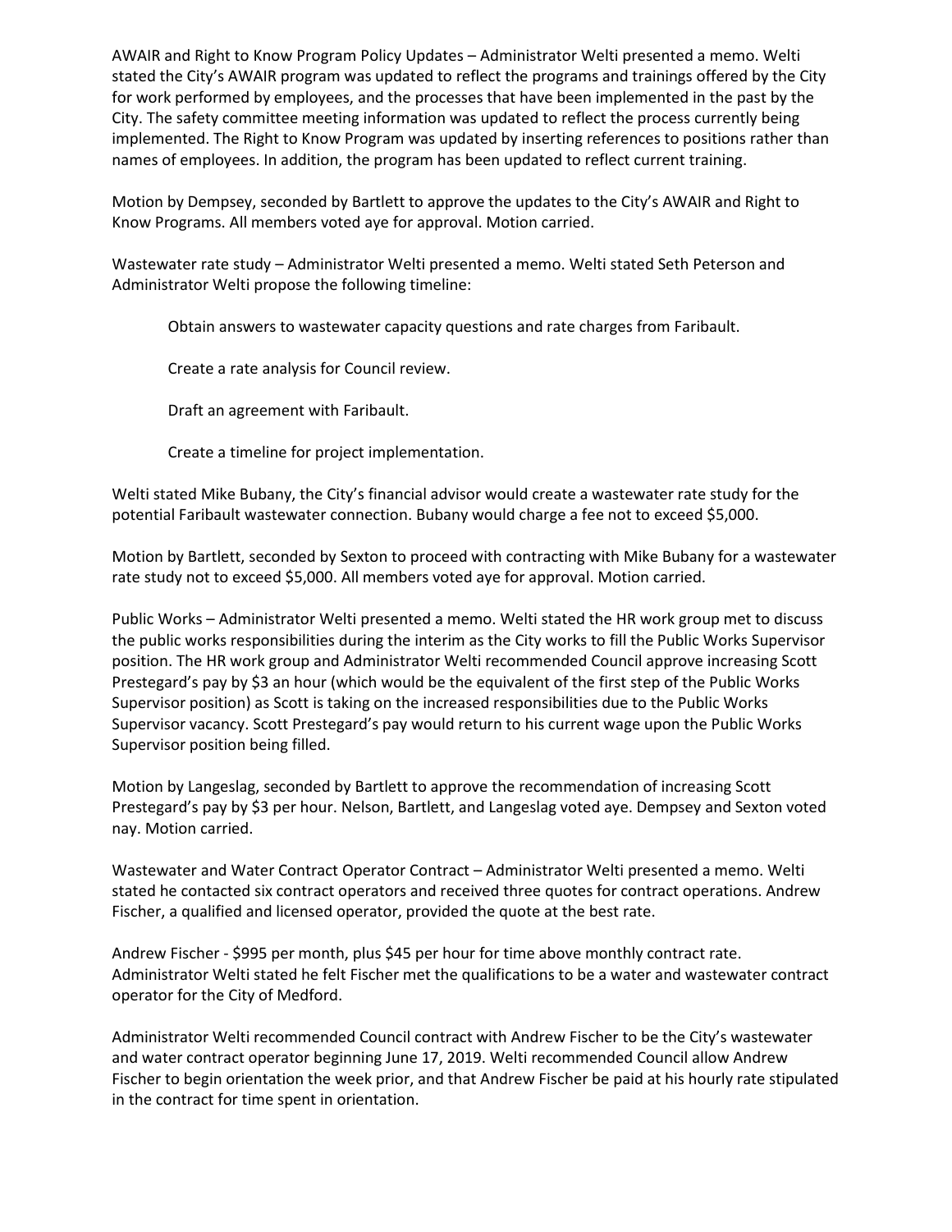AWAIR and Right to Know Program Policy Updates – Administrator Welti presented a memo. Welti stated the City's AWAIR program was updated to reflect the programs and trainings offered by the City for work performed by employees, and the processes that have been implemented in the past by the City. The safety committee meeting information was updated to reflect the process currently being implemented. The Right to Know Program was updated by inserting references to positions rather than names of employees. In addition, the program has been updated to reflect current training.

Motion by Dempsey, seconded by Bartlett to approve the updates to the City's AWAIR and Right to Know Programs. All members voted aye for approval. Motion carried.

Wastewater rate study – Administrator Welti presented a memo. Welti stated Seth Peterson and Administrator Welti propose the following timeline:

Obtain answers to wastewater capacity questions and rate charges from Faribault.

Create a rate analysis for Council review.

Draft an agreement with Faribault.

Create a timeline for project implementation.

Welti stated Mike Bubany, the City's financial advisor would create a wastewater rate study for the potential Faribault wastewater connection. Bubany would charge a fee not to exceed $5,000.

Motion by Bartlett, seconded by Sexton to proceed with contracting with Mike Bubany for a wastewater rate study not to exceed $5,000. All members voted aye for approval. Motion carried.

Public Works – Administrator Welti presented a memo. Welti stated the HR work group met to discuss the public works responsibilities during the interim as the City works to fill the Public Works Supervisor position. The HR work group and Administrator Welti recommended Council approve increasing Scott Prestegard's pay by $3 an hour (which would be the equivalent of the first step of the Public Works Supervisor position) as Scott is taking on the increased responsibilities due to the Public Works Supervisor vacancy. Scott Prestegard's pay would return to his current wage upon the Public Works Supervisor position being filled.

Motion by Langeslag, seconded by Bartlett to approve the recommendation of increasing Scott Prestegard's pay by $3 per hour. Nelson, Bartlett, and Langeslag voted aye. Dempsey and Sexton voted nay. Motion carried.

Wastewater and Water Contract Operator Contract – Administrator Welti presented a memo. Welti stated he contacted six contract operators and received three quotes for contract operations. Andrew Fischer, a qualified and licensed operator, provided the quote at the best rate.

Andrew Fischer - $995 per month, plus $45 per hour for time above monthly contract rate. Administrator Welti stated he felt Fischer met the qualifications to be a water and wastewater contract operator for the City of Medford.

Administrator Welti recommended Council contract with Andrew Fischer to be the City's wastewater and water contract operator beginning June 17, 2019. Welti recommended Council allow Andrew Fischer to begin orientation the week prior, and that Andrew Fischer be paid at his hourly rate stipulated in the contract for time spent in orientation.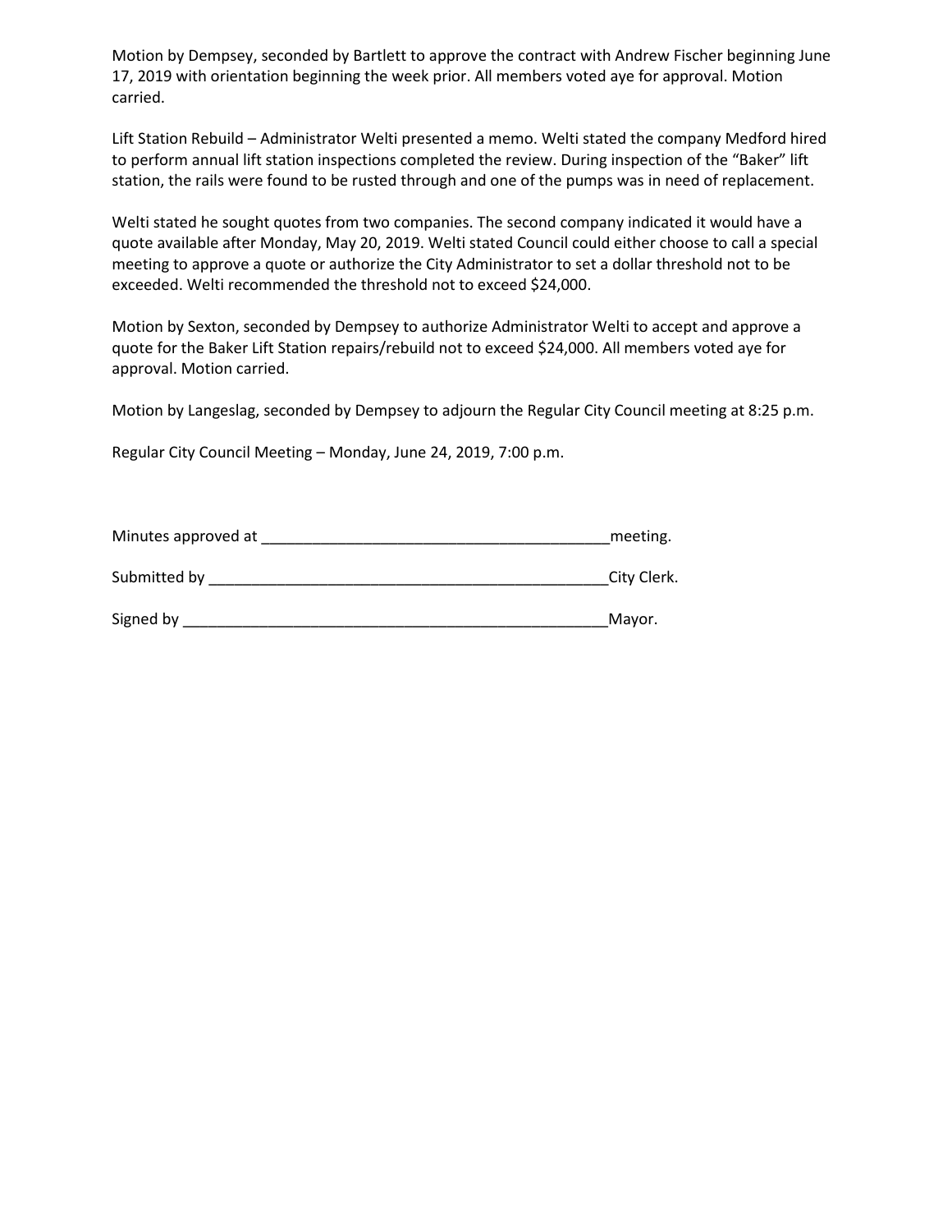Motion by Dempsey, seconded by Bartlett to approve the contract with Andrew Fischer beginning June 17, 2019 with orientation beginning the week prior. All members voted aye for approval. Motion carried.

Lift Station Rebuild – Administrator Welti presented a memo. Welti stated the company Medford hired to perform annual lift station inspections completed the review. During inspection of the "Baker" lift station, the rails were found to be rusted through and one of the pumps was in need of replacement.

Welti stated he sought quotes from two companies. The second company indicated it would have a quote available after Monday, May 20, 2019. Welti stated Council could either choose to call a special meeting to approve a quote or authorize the City Administrator to set a dollar threshold not to be exceeded. Welti recommended the threshold not to exceed $24,000.

Motion by Sexton, seconded by Dempsey to authorize Administrator Welti to accept and approve a quote for the Baker Lift Station repairs/rebuild not to exceed $24,000. All members voted aye for approval. Motion carried.

Motion by Langeslag, seconded by Dempsey to adjourn the Regular City Council meeting at 8:25 p.m.

Regular City Council Meeting – Monday, June 24, 2019, 7:00 p.m.

Minutes approved at ________________________________________meeting.

Submitted by ______________________________________________City Clerk.

Signed by _________________________________________________Mayor.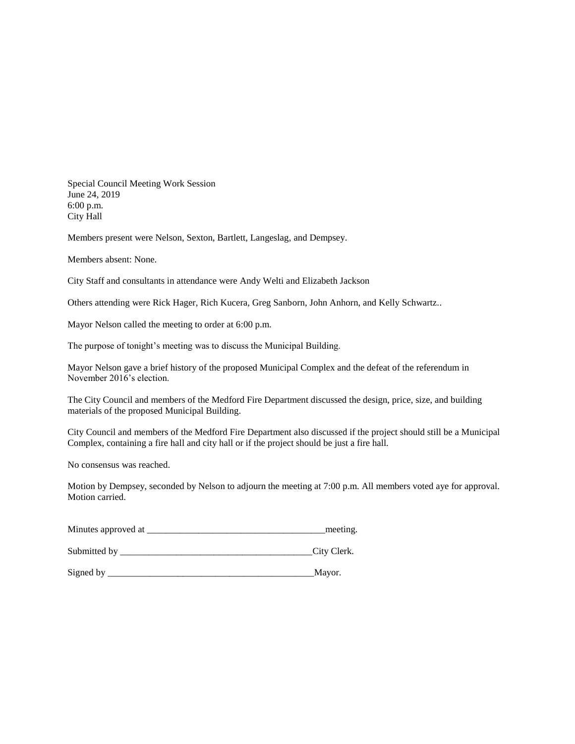Special Council Meeting Work Session
June 24, 2019
6:00 p.m.
City Hall

Members present were Nelson, Sexton, Bartlett, Langeslag, and Dempsey.

Members absent: None.

City Staff and consultants in attendance were Andy Welti and Elizabeth Jackson

Others attending were Rick Hager, Rich Kucera, Greg Sanborn, John Anhorn, and Kelly Schwartz..

Mayor Nelson called the meeting to order at 6:00 p.m.

The purpose of tonight's meeting was to discuss the Municipal Building.

Mayor Nelson gave a brief history of the proposed Municipal Complex and the defeat of the referendum in November 2016's election.

The City Council and members of the Medford Fire Department discussed the design, price, size, and building materials of the proposed Municipal Building.

City Council and members of the Medford Fire Department also discussed if the project should still be a Municipal Complex, containing a fire hall and city hall or if the project should be just a fire hall.

No consensus was reached.

Motion by Dempsey, seconded by Nelson to adjourn the meeting at 7:00 p.m. All members voted aye for approval. Motion carried.

Minutes approved at _____________________________________meeting.

Submitted by _________________________________________City Clerk.

Signed by ____________________________________________Mayor.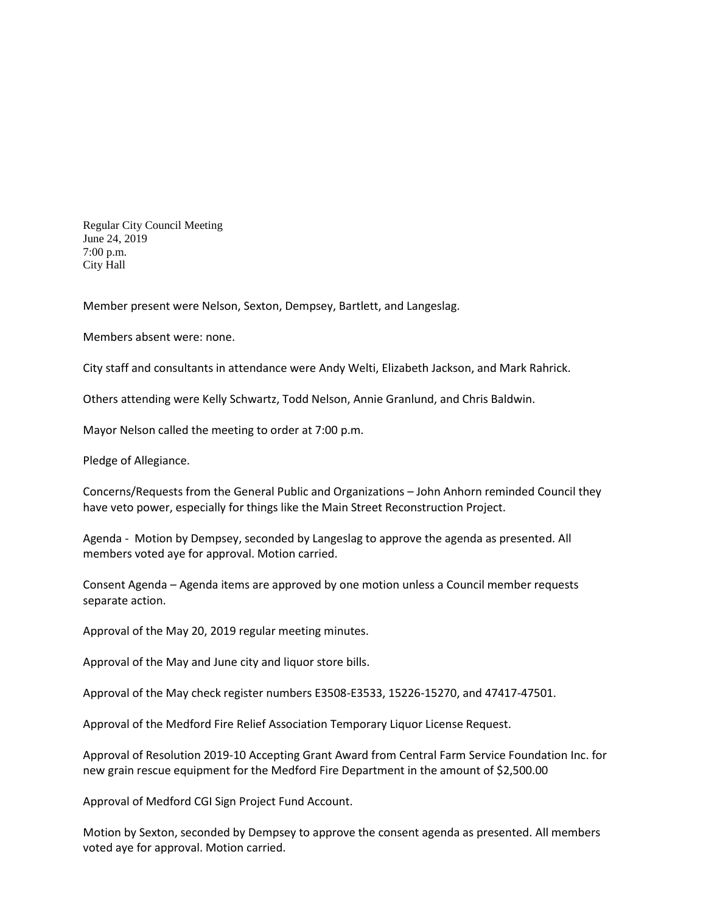Regular City Council Meeting
June 24, 2019
7:00 p.m.
City Hall

Member present were Nelson, Sexton, Dempsey, Bartlett, and Langeslag.

Members absent were: none.

City staff and consultants in attendance were Andy Welti, Elizabeth Jackson, and Mark Rahrick.

Others attending were Kelly Schwartz, Todd Nelson, Annie Granlund, and Chris Baldwin.

Mayor Nelson called the meeting to order at 7:00 p.m.

Pledge of Allegiance.

Concerns/Requests from the General Public and Organizations – John Anhorn reminded Council they have veto power, especially for things like the Main Street Reconstruction Project.

Agenda - Motion by Dempsey, seconded by Langeslag to approve the agenda as presented. All members voted aye for approval. Motion carried.

Consent Agenda – Agenda items are approved by one motion unless a Council member requests separate action.

Approval of the May 20, 2019 regular meeting minutes.

Approval of the May and June city and liquor store bills.

Approval of the May check register numbers E3508-E3533, 15226-15270, and 47417-47501.

Approval of the Medford Fire Relief Association Temporary Liquor License Request.

Approval of Resolution 2019-10 Accepting Grant Award from Central Farm Service Foundation Inc. for new grain rescue equipment for the Medford Fire Department in the amount of $2,500.00

Approval of Medford CGI Sign Project Fund Account.

Motion by Sexton, seconded by Dempsey to approve the consent agenda as presented. All members voted aye for approval. Motion carried.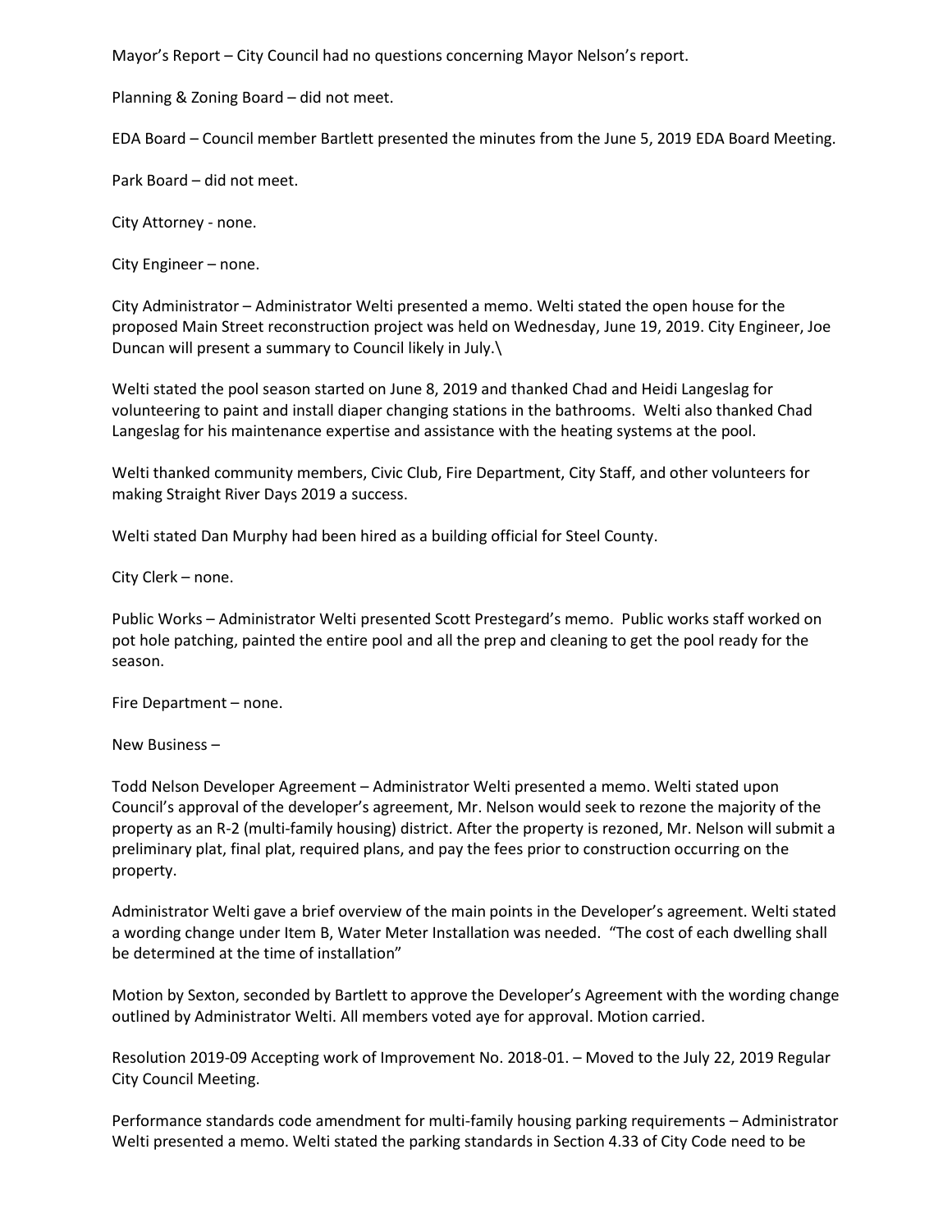Mayor's Report – City Council had no questions concerning Mayor Nelson's report.

Planning & Zoning Board – did not meet.

EDA Board – Council member Bartlett presented the minutes from the June 5, 2019 EDA Board Meeting.

Park Board – did not meet.

City Attorney - none.

City Engineer – none.

City Administrator – Administrator Welti presented a memo. Welti stated the open house for the proposed Main Street reconstruction project was held on Wednesday, June 19, 2019. City Engineer, Joe Duncan will present a summary to Council likely in July.\

Welti stated the pool season started on June 8, 2019 and thanked Chad and Heidi Langeslag for volunteering to paint and install diaper changing stations in the bathrooms. Welti also thanked Chad Langeslag for his maintenance expertise and assistance with the heating systems at the pool.

Welti thanked community members, Civic Club, Fire Department, City Staff, and other volunteers for making Straight River Days 2019 a success.

Welti stated Dan Murphy had been hired as a building official for Steel County.

City Clerk – none.

Public Works – Administrator Welti presented Scott Prestegard's memo. Public works staff worked on pot hole patching, painted the entire pool and all the prep and cleaning to get the pool ready for the season.

Fire Department – none.

New Business –

Todd Nelson Developer Agreement – Administrator Welti presented a memo. Welti stated upon Council's approval of the developer's agreement, Mr. Nelson would seek to rezone the majority of the property as an R-2 (multi-family housing) district. After the property is rezoned, Mr. Nelson will submit a preliminary plat, final plat, required plans, and pay the fees prior to construction occurring on the property.

Administrator Welti gave a brief overview of the main points in the Developer's agreement. Welti stated a wording change under Item B, Water Meter Installation was needed. "The cost of each dwelling shall be determined at the time of installation"

Motion by Sexton, seconded by Bartlett to approve the Developer's Agreement with the wording change outlined by Administrator Welti. All members voted aye for approval. Motion carried.

Resolution 2019-09 Accepting work of Improvement No. 2018-01. – Moved to the July 22, 2019 Regular City Council Meeting.

Performance standards code amendment for multi-family housing parking requirements – Administrator Welti presented a memo. Welti stated the parking standards in Section 4.33 of City Code need to be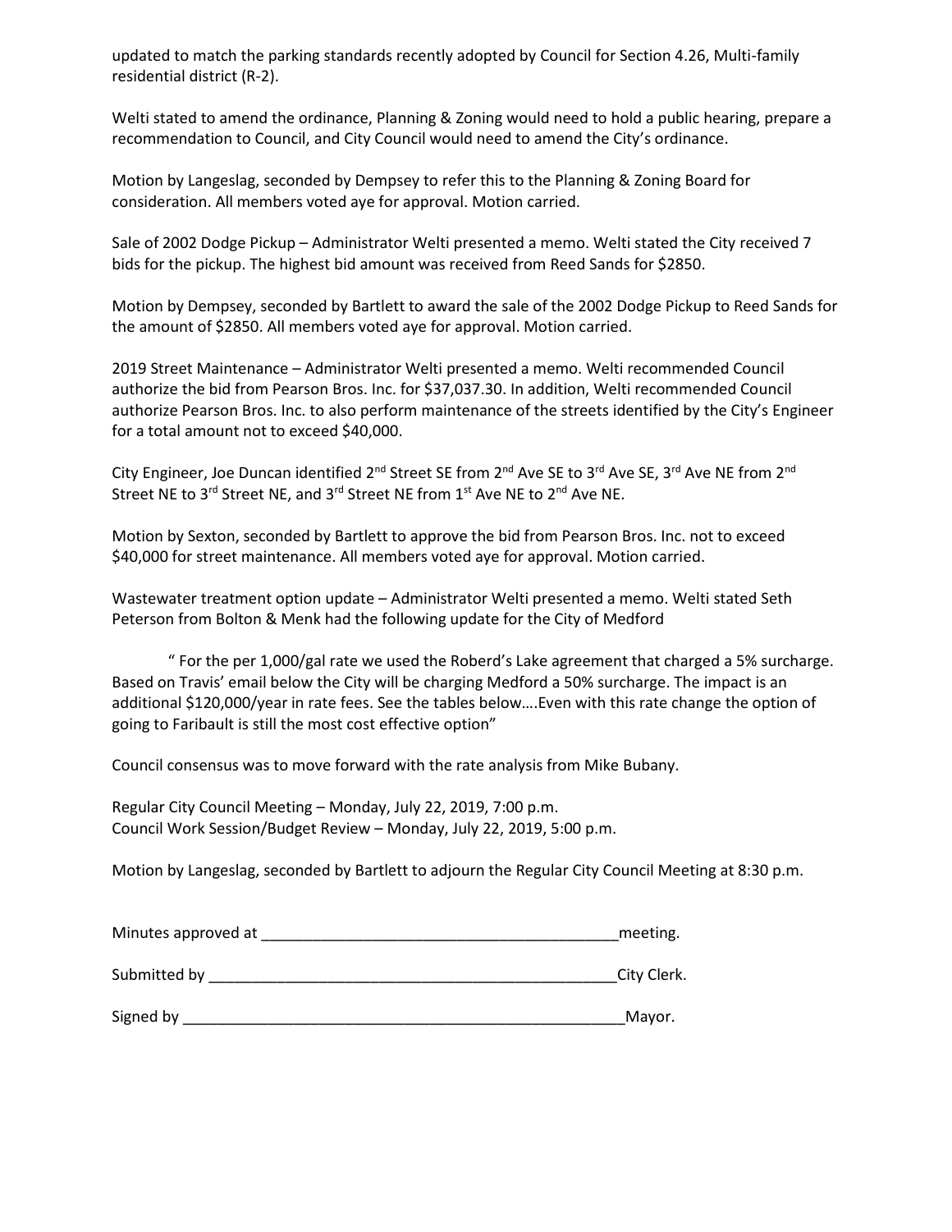updated to match the parking standards recently adopted by Council for Section 4.26, Multi-family residential district (R-2).

Welti stated to amend the ordinance, Planning & Zoning would need to hold a public hearing, prepare a recommendation to Council, and City Council would need to amend the City's ordinance.

Motion by Langeslag, seconded by Dempsey to refer this to the Planning & Zoning Board for consideration. All members voted aye for approval. Motion carried.

Sale of 2002 Dodge Pickup – Administrator Welti presented a memo. Welti stated the City received 7 bids for the pickup. The highest bid amount was received from Reed Sands for $2850.

Motion by Dempsey, seconded by Bartlett to award the sale of the 2002 Dodge Pickup to Reed Sands for the amount of $2850. All members voted aye for approval. Motion carried.

2019 Street Maintenance – Administrator Welti presented a memo. Welti recommended Council authorize the bid from Pearson Bros. Inc. for $37,037.30. In addition, Welti recommended Council authorize Pearson Bros. Inc. to also perform maintenance of the streets identified by the City's Engineer for a total amount not to exceed $40,000.

City Engineer, Joe Duncan identified 2nd Street SE from 2nd Ave SE to 3rd Ave SE, 3rd Ave NE from 2nd Street NE to 3rd Street NE, and 3rd Street NE from 1st Ave NE to 2nd Ave NE.

Motion by Sexton, seconded by Bartlett to approve the bid from Pearson Bros. Inc. not to exceed $40,000 for street maintenance. All members voted aye for approval. Motion carried.

Wastewater treatment option update – Administrator Welti presented a memo. Welti stated Seth Peterson from Bolton & Menk had the following update for the City of Medford

" For the per 1,000/gal rate we used the Roberd's Lake agreement that charged a 5% surcharge. Based on Travis' email below the City will be charging Medford a 50% surcharge. The impact is an additional $120,000/year in rate fees. See the tables below….Even with this rate change the option of going to Faribault is still the most cost effective option"

Council consensus was to move forward with the rate analysis from Mike Bubany.

Regular City Council Meeting – Monday, July 22, 2019, 7:00 p.m.
Council Work Session/Budget Review – Monday, July 22, 2019, 5:00 p.m.

Motion by Langeslag, seconded by Bartlett to adjourn the Regular City Council Meeting at 8:30 p.m.

Minutes approved at __________________________________________meeting.

Submitted by _________________________________________________City Clerk.

Signed by _____________________________________________________Mayor.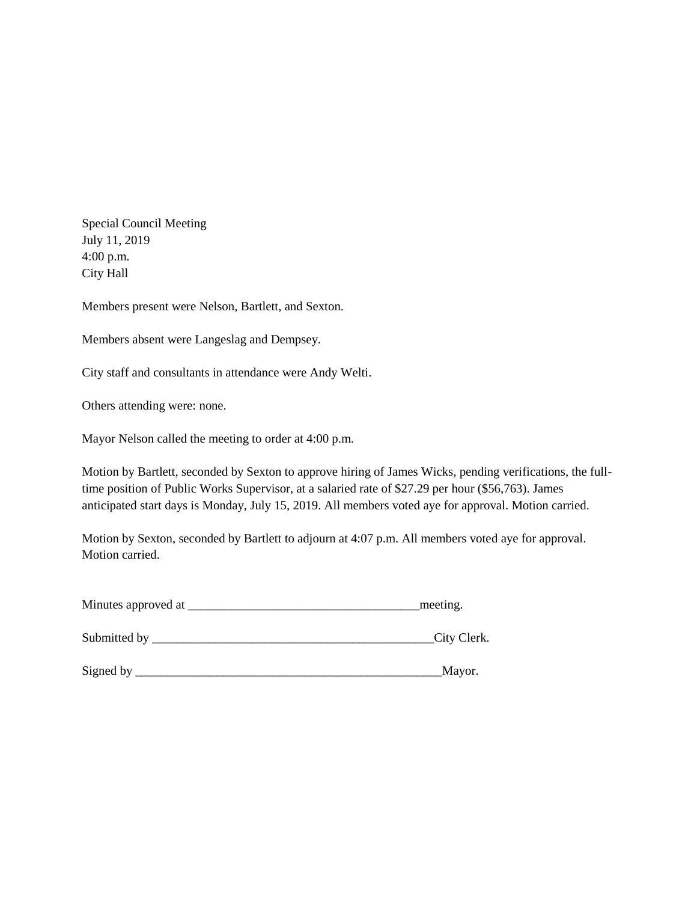Special Council Meeting
July 11, 2019
4:00 p.m.
City Hall

Members present were Nelson, Bartlett, and Sexton.

Members absent were Langeslag and Dempsey.

City staff and consultants in attendance were Andy Welti.

Others attending were: none.

Mayor Nelson called the meeting to order at 4:00 p.m.

Motion by Bartlett, seconded by Sexton to approve hiring of James Wicks, pending verifications, the full-time position of Public Works Supervisor, at a salaried rate of $27.29 per hour ($56,763). James anticipated start days is Monday, July 15, 2019. All members voted aye for approval. Motion carried.

Motion by Sexton, seconded by Bartlett to adjourn at 4:07 p.m. All members voted aye for approval. Motion carried.

Minutes approved at _____________________________________meeting.

Submitted by ______________________________________________City Clerk.

Signed by __________________________________________________Mayor.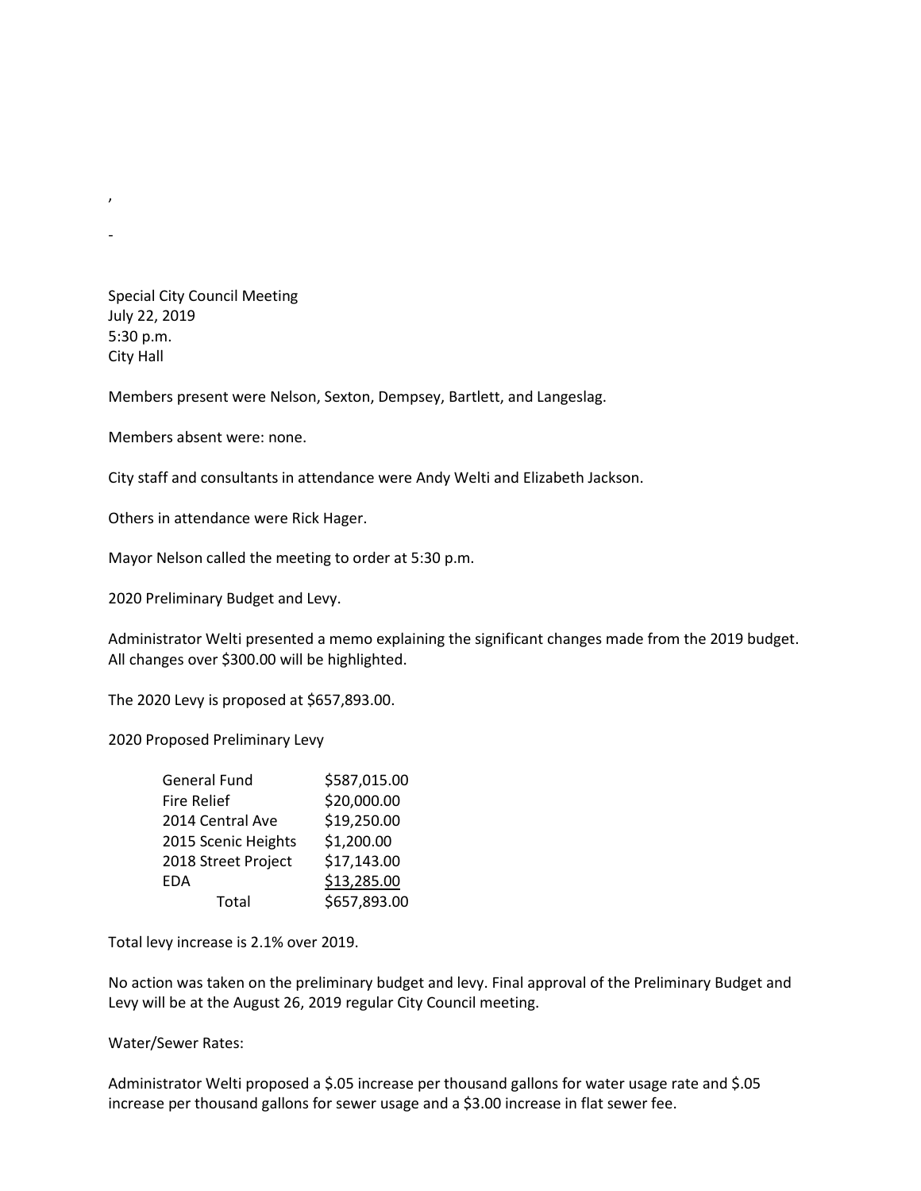,

-

Special City Council Meeting
July 22, 2019
5:30 p.m.
City Hall

Members present were Nelson, Sexton, Dempsey, Bartlett, and Langeslag.

Members absent were: none.

City staff and consultants in attendance were Andy Welti and Elizabeth Jackson.

Others in attendance were Rick Hager.

Mayor Nelson called the meeting to order at 5:30 p.m.

2020 Preliminary Budget and Levy.

Administrator Welti presented a memo explaining the significant changes made from the 2019 budget. All changes over $300.00 will be highlighted.

The 2020 Levy is proposed at $657,893.00.

2020 Proposed Preliminary Levy

| | |
|---|---|
| General Fund | $587,015.00 |
| Fire Relief | $20,000.00 |
| 2014 Central Ave | $19,250.00 |
| 2015 Scenic Heights | $1,200.00 |
| 2018 Street Project | $17,143.00 |
| EDA | $13,285.00 |
| Total | $657,893.00 |

Total levy increase is 2.1% over 2019.

No action was taken on the preliminary budget and levy. Final approval of the Preliminary Budget and Levy will be at the August 26, 2019 regular City Council meeting.

Water/Sewer Rates:

Administrator Welti proposed a $.05 increase per thousand gallons for water usage rate and $.05 increase per thousand gallons for sewer usage and a $3.00 increase in flat sewer fee.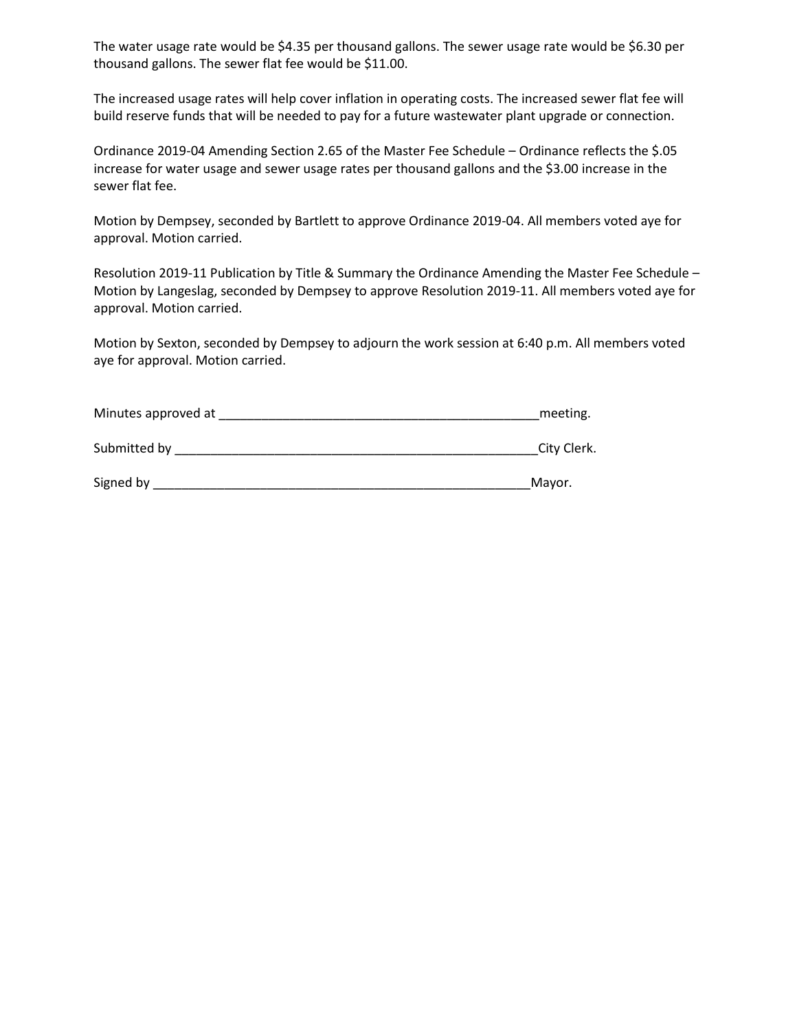The water usage rate would be $4.35 per thousand gallons. The sewer usage rate would be $6.30 per thousand gallons. The sewer flat fee would be $11.00.

The increased usage rates will help cover inflation in operating costs. The increased sewer flat fee will build reserve funds that will be needed to pay for a future wastewater plant upgrade or connection.

Ordinance 2019-04 Amending Section 2.65 of the Master Fee Schedule – Ordinance reflects the $.05 increase for water usage and sewer usage rates per thousand gallons and the $3.00 increase in the sewer flat fee.

Motion by Dempsey, seconded by Bartlett to approve Ordinance 2019-04. All members voted aye for approval. Motion carried.

Resolution 2019-11 Publication by Title & Summary the Ordinance Amending the Master Fee Schedule – Motion by Langeslag, seconded by Dempsey to approve Resolution 2019-11. All members voted aye for approval. Motion carried.

Motion by Sexton, seconded by Dempsey to adjourn the work session at 6:40 p.m. All members voted aye for approval. Motion carried.

Minutes approved at _______________________________________________meeting.

Submitted by _____________________________________________________City Clerk.

Signed by ________________________________________________________Mayor.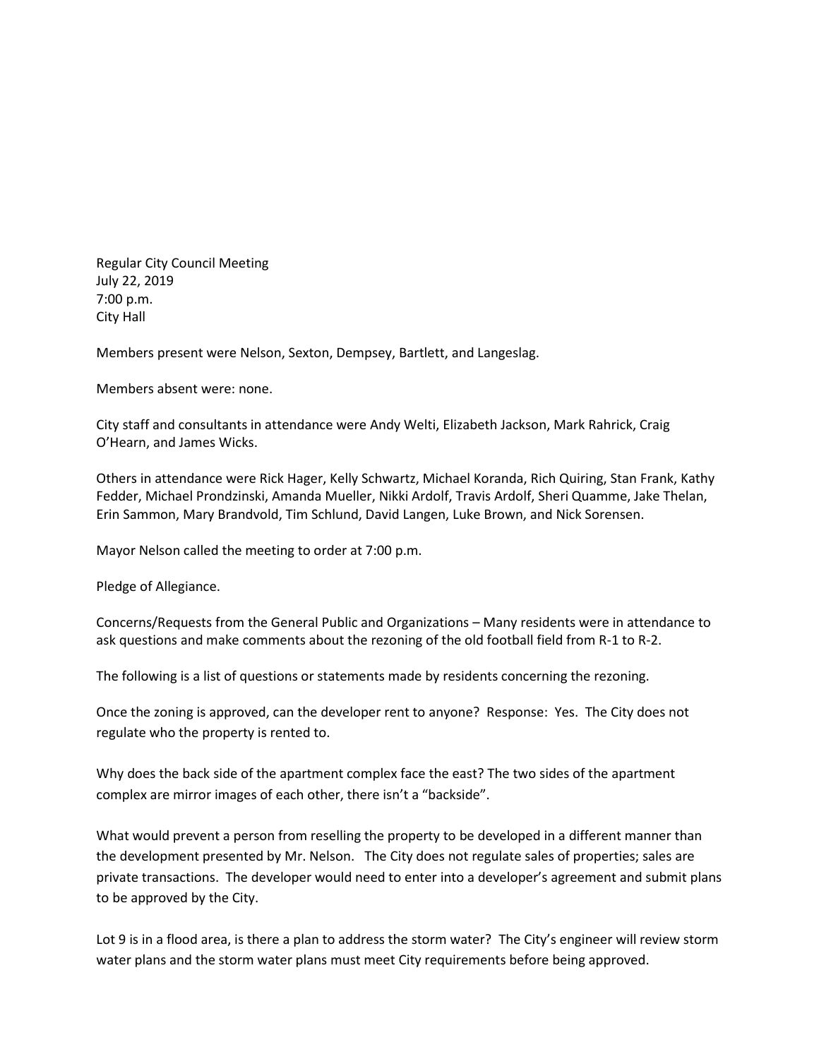Regular City Council Meeting
July 22, 2019
7:00 p.m.
City Hall

Members present were Nelson, Sexton, Dempsey, Bartlett, and Langeslag.

Members absent were: none.

City staff and consultants in attendance were Andy Welti, Elizabeth Jackson, Mark Rahrick, Craig O'Hearn, and James Wicks.

Others in attendance were Rick Hager, Kelly Schwartz, Michael Koranda, Rich Quiring, Stan Frank, Kathy Fedder, Michael Prondzinski, Amanda Mueller, Nikki Ardolf, Travis Ardolf, Sheri Quamme, Jake Thelan, Erin Sammon, Mary Brandvold, Tim Schlund, David Langen, Luke Brown, and Nick Sorensen.

Mayor Nelson called the meeting to order at 7:00 p.m.

Pledge of Allegiance.

Concerns/Requests from the General Public and Organizations – Many residents were in attendance to ask questions and make comments about the rezoning of the old football field from R-1 to R-2.

The following is a list of questions or statements made by residents concerning the rezoning.

Once the zoning is approved, can the developer rent to anyone? Response: Yes. The City does not regulate who the property is rented to.

Why does the back side of the apartment complex face the east? The two sides of the apartment complex are mirror images of each other, there isn't a "backside".

What would prevent a person from reselling the property to be developed in a different manner than the development presented by Mr. Nelson. The City does not regulate sales of properties; sales are private transactions. The developer would need to enter into a developer's agreement and submit plans to be approved by the City.

Lot 9 is in a flood area, is there a plan to address the storm water? The City's engineer will review storm water plans and the storm water plans must meet City requirements before being approved.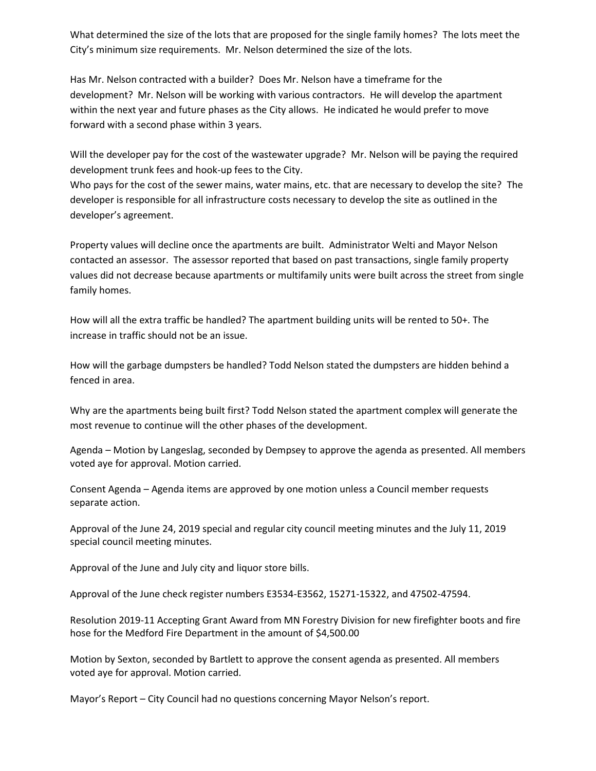What determined the size of the lots that are proposed for the single family homes? The lots meet the City's minimum size requirements. Mr. Nelson determined the size of the lots.

Has Mr. Nelson contracted with a builder? Does Mr. Nelson have a timeframe for the development? Mr. Nelson will be working with various contractors. He will develop the apartment within the next year and future phases as the City allows. He indicated he would prefer to move forward with a second phase within 3 years.

Will the developer pay for the cost of the wastewater upgrade? Mr. Nelson will be paying the required development trunk fees and hook-up fees to the City.
Who pays for the cost of the sewer mains, water mains, etc. that are necessary to develop the site? The developer is responsible for all infrastructure costs necessary to develop the site as outlined in the developer's agreement.

Property values will decline once the apartments are built. Administrator Welti and Mayor Nelson contacted an assessor. The assessor reported that based on past transactions, single family property values did not decrease because apartments or multifamily units were built across the street from single family homes.

How will all the extra traffic be handled? The apartment building units will be rented to 50+. The increase in traffic should not be an issue.

How will the garbage dumpsters be handled? Todd Nelson stated the dumpsters are hidden behind a fenced in area.

Why are the apartments being built first? Todd Nelson stated the apartment complex will generate the most revenue to continue will the other phases of the development.

Agenda – Motion by Langeslag, seconded by Dempsey to approve the agenda as presented. All members voted aye for approval. Motion carried.

Consent Agenda – Agenda items are approved by one motion unless a Council member requests separate action.

Approval of the June 24, 2019 special and regular city council meeting minutes and the July 11, 2019 special council meeting minutes.

Approval of the June and July city and liquor store bills.

Approval of the June check register numbers E3534-E3562, 15271-15322, and 47502-47594.

Resolution 2019-11 Accepting Grant Award from MN Forestry Division for new firefighter boots and fire hose for the Medford Fire Department in the amount of $4,500.00

Motion by Sexton, seconded by Bartlett to approve the consent agenda as presented. All members voted aye for approval. Motion carried.

Mayor's Report – City Council had no questions concerning Mayor Nelson's report.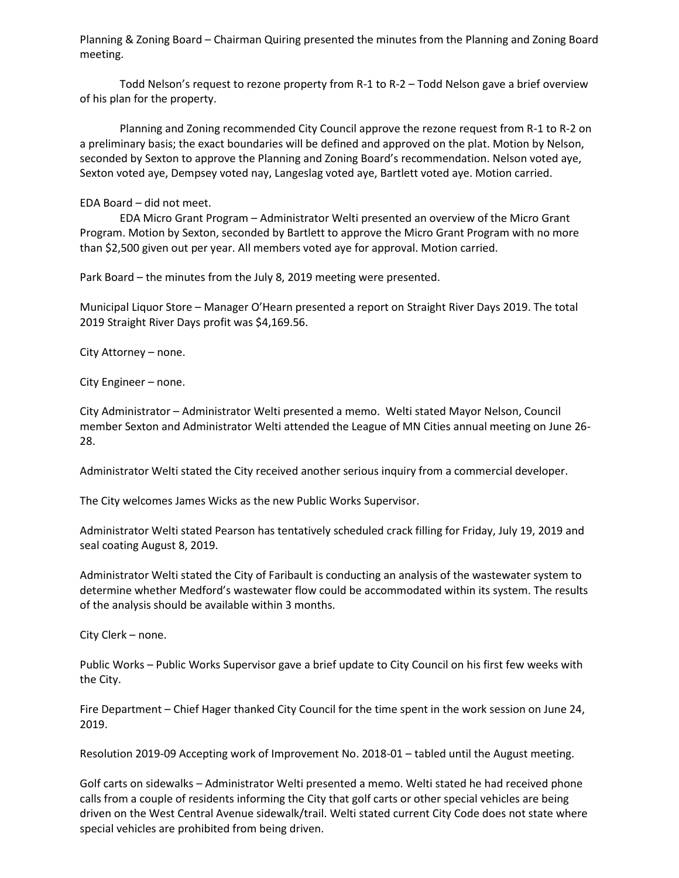Planning & Zoning Board – Chairman Quiring presented the minutes from the Planning and Zoning Board meeting.

Todd Nelson's request to rezone property from R-1 to R-2 – Todd Nelson gave a brief overview of his plan for the property.

Planning and Zoning recommended City Council approve the rezone request from R-1 to R-2 on a preliminary basis; the exact boundaries will be defined and approved on the plat. Motion by Nelson, seconded by Sexton to approve the Planning and Zoning Board's recommendation. Nelson voted aye, Sexton voted aye, Dempsey voted nay, Langeslag voted aye, Bartlett voted aye. Motion carried.

EDA Board – did not meet.

EDA Micro Grant Program – Administrator Welti presented an overview of the Micro Grant Program. Motion by Sexton, seconded by Bartlett to approve the Micro Grant Program with no more than $2,500 given out per year. All members voted aye for approval. Motion carried.

Park Board – the minutes from the July 8, 2019 meeting were presented.

Municipal Liquor Store – Manager O'Hearn presented a report on Straight River Days 2019. The total 2019 Straight River Days profit was $4,169.56.

City Attorney – none.

City Engineer – none.

City Administrator – Administrator Welti presented a memo. Welti stated Mayor Nelson, Council member Sexton and Administrator Welti attended the League of MN Cities annual meeting on June 26-28.

Administrator Welti stated the City received another serious inquiry from a commercial developer.

The City welcomes James Wicks as the new Public Works Supervisor.

Administrator Welti stated Pearson has tentatively scheduled crack filling for Friday, July 19, 2019 and seal coating August 8, 2019.

Administrator Welti stated the City of Faribault is conducting an analysis of the wastewater system to determine whether Medford's wastewater flow could be accommodated within its system. The results of the analysis should be available within 3 months.

City Clerk – none.

Public Works – Public Works Supervisor gave a brief update to City Council on his first few weeks with the City.

Fire Department – Chief Hager thanked City Council for the time spent in the work session on June 24, 2019.

Resolution 2019-09 Accepting work of Improvement No. 2018-01 – tabled until the August meeting.

Golf carts on sidewalks – Administrator Welti presented a memo. Welti stated he had received phone calls from a couple of residents informing the City that golf carts or other special vehicles are being driven on the West Central Avenue sidewalk/trail. Welti stated current City Code does not state where special vehicles are prohibited from being driven.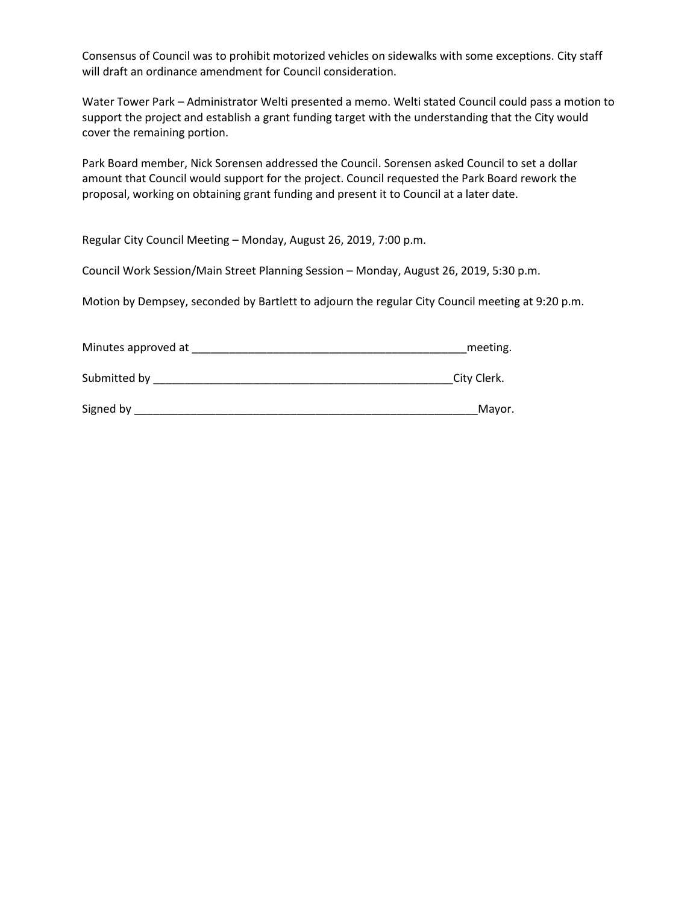Consensus of Council was to prohibit motorized vehicles on sidewalks with some exceptions. City staff will draft an ordinance amendment for Council consideration.

Water Tower Park – Administrator Welti presented a memo. Welti stated Council could pass a motion to support the project and establish a grant funding target with the understanding that the City would cover the remaining portion.

Park Board member, Nick Sorensen addressed the Council. Sorensen asked Council to set a dollar amount that Council would support for the project. Council requested the Park Board rework the proposal, working on obtaining grant funding and present it to Council at a later date.

Regular City Council Meeting – Monday, August 26, 2019, 7:00 p.m.

Council Work Session/Main Street Planning Session – Monday, August 26, 2019, 5:30 p.m.

Motion by Dempsey, seconded by Bartlett to adjourn the regular City Council meeting at 9:20 p.m.

Minutes approved at ____________________________________________meeting.

Submitted by ________________________________________________City Clerk.

Signed by _______________________________________________________Mayor.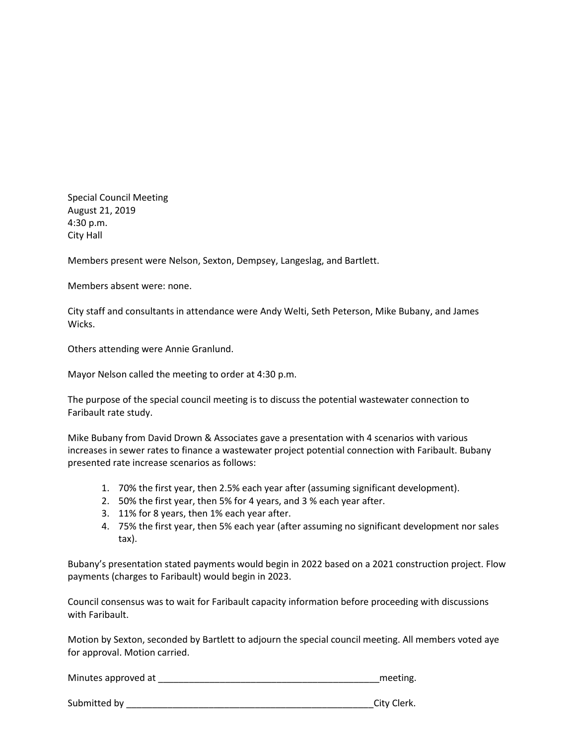Special Council Meeting
August 21, 2019
4:30 p.m.
City Hall

Members present were Nelson, Sexton, Dempsey, Langeslag, and Bartlett.

Members absent were: none.

City staff and consultants in attendance were Andy Welti, Seth Peterson, Mike Bubany, and James Wicks.

Others attending were Annie Granlund.

Mayor Nelson called the meeting to order at 4:30 p.m.

The purpose of the special council meeting is to discuss the potential wastewater connection to Faribault rate study.

Mike Bubany from David Drown & Associates gave a presentation with 4 scenarios with various increases in sewer rates to finance a wastewater project potential connection with Faribault. Bubany presented rate increase scenarios as follows:

1. 70% the first year, then 2.5% each year after (assuming significant development).
2. 50% the first year, then 5% for 4 years, and 3 % each year after.
3. 11% for 8 years, then 1% each year after.
4. 75% the first year, then 5% each year (after assuming no significant development nor sales tax).

Bubany's presentation stated payments would begin in 2022 based on a 2021 construction project. Flow payments (charges to Faribault) would begin in 2023.

Council consensus was to wait for Faribault capacity information before proceeding with discussions with Faribault.

Motion by Sexton, seconded by Bartlett to adjourn the special council meeting. All members voted aye for approval. Motion carried.

Minutes approved at _____________________________________________meeting.

Submitted by __________________________________________________City Clerk.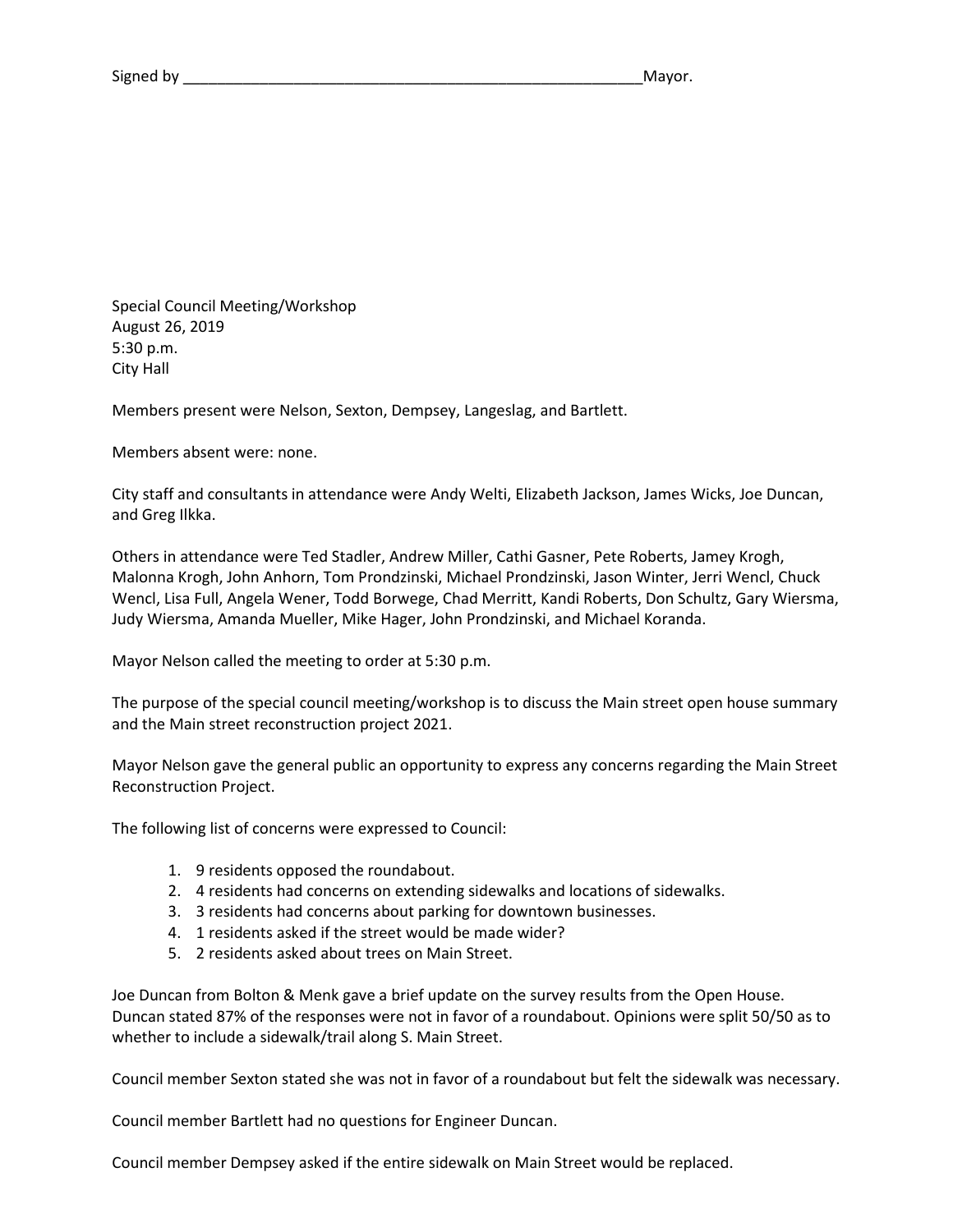Signed by ________________________________________________________Mayor.

Special Council Meeting/Workshop
August 26, 2019
5:30 p.m.
City Hall

Members present were Nelson, Sexton, Dempsey, Langeslag, and Bartlett.

Members absent were: none.

City staff and consultants in attendance were Andy Welti, Elizabeth Jackson, James Wicks, Joe Duncan, and Greg Ilkka.

Others in attendance were Ted Stadler, Andrew Miller, Cathi Gasner, Pete Roberts, Jamey Krogh, Malonna Krogh, John Anhorn, Tom Prondzinski, Michael Prondzinski, Jason Winter, Jerri Wencl, Chuck Wencl, Lisa Full, Angela Wener, Todd Borwege, Chad Merritt, Kandi Roberts, Don Schultz, Gary Wiersma, Judy Wiersma, Amanda Mueller, Mike Hager, John Prondzinski, and Michael Koranda.

Mayor Nelson called the meeting to order at 5:30 p.m.

The purpose of the special council meeting/workshop is to discuss the Main street open house summary and the Main street reconstruction project 2021.

Mayor Nelson gave the general public an opportunity to express any concerns regarding the Main Street Reconstruction Project.

The following list of concerns were expressed to Council:

1. 9 residents opposed the roundabout.
2. 4 residents had concerns on extending sidewalks and locations of sidewalks.
3. 3 residents had concerns about parking for downtown businesses.
4. 1 residents asked if the street would be made wider?
5. 2 residents asked about trees on Main Street.

Joe Duncan from Bolton & Menk gave a brief update on the survey results from the Open House. Duncan stated 87% of the responses were not in favor of a roundabout. Opinions were split 50/50 as to whether to include a sidewalk/trail along S. Main Street.

Council member Sexton stated she was not in favor of a roundabout but felt the sidewalk was necessary.

Council member Bartlett had no questions for Engineer Duncan.

Council member Dempsey asked if the entire sidewalk on Main Street would be replaced.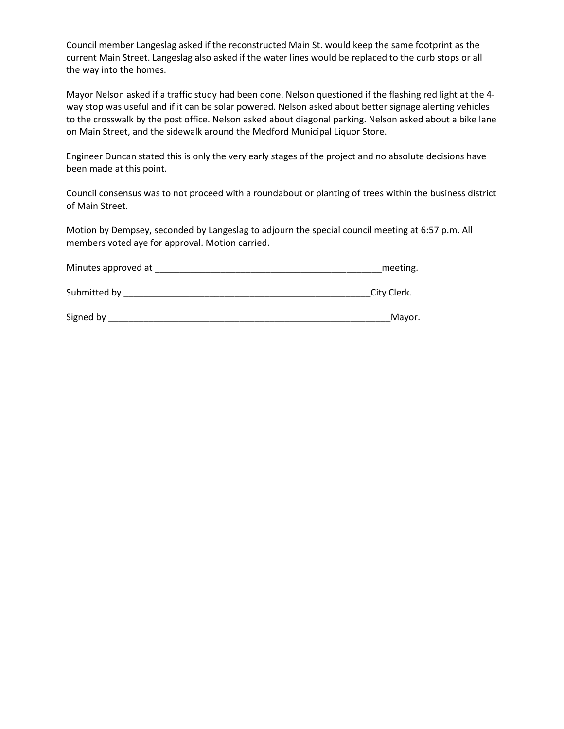Council member Langeslag asked if the reconstructed Main St. would keep the same footprint as the current Main Street. Langeslag also asked if the water lines would be replaced to the curb stops or all the way into the homes.

Mayor Nelson asked if a traffic study had been done. Nelson questioned if the flashing red light at the 4-way stop was useful and if it can be solar powered. Nelson asked about better signage alerting vehicles to the crosswalk by the post office. Nelson asked about diagonal parking. Nelson asked about a bike lane on Main Street, and the sidewalk around the Medford Municipal Liquor Store.

Engineer Duncan stated this is only the very early stages of the project and no absolute decisions have been made at this point.

Council consensus was to not proceed with a roundabout or planting of trees within the business district of Main Street.

Motion by Dempsey, seconded by Langeslag to adjourn the special council meeting at 6:57 p.m. All members voted aye for approval. Motion carried.

Minutes approved at _______________________________________________meeting.

Submitted by ___________________________________________________City Clerk.

Signed by __________________________________________________________Mayor.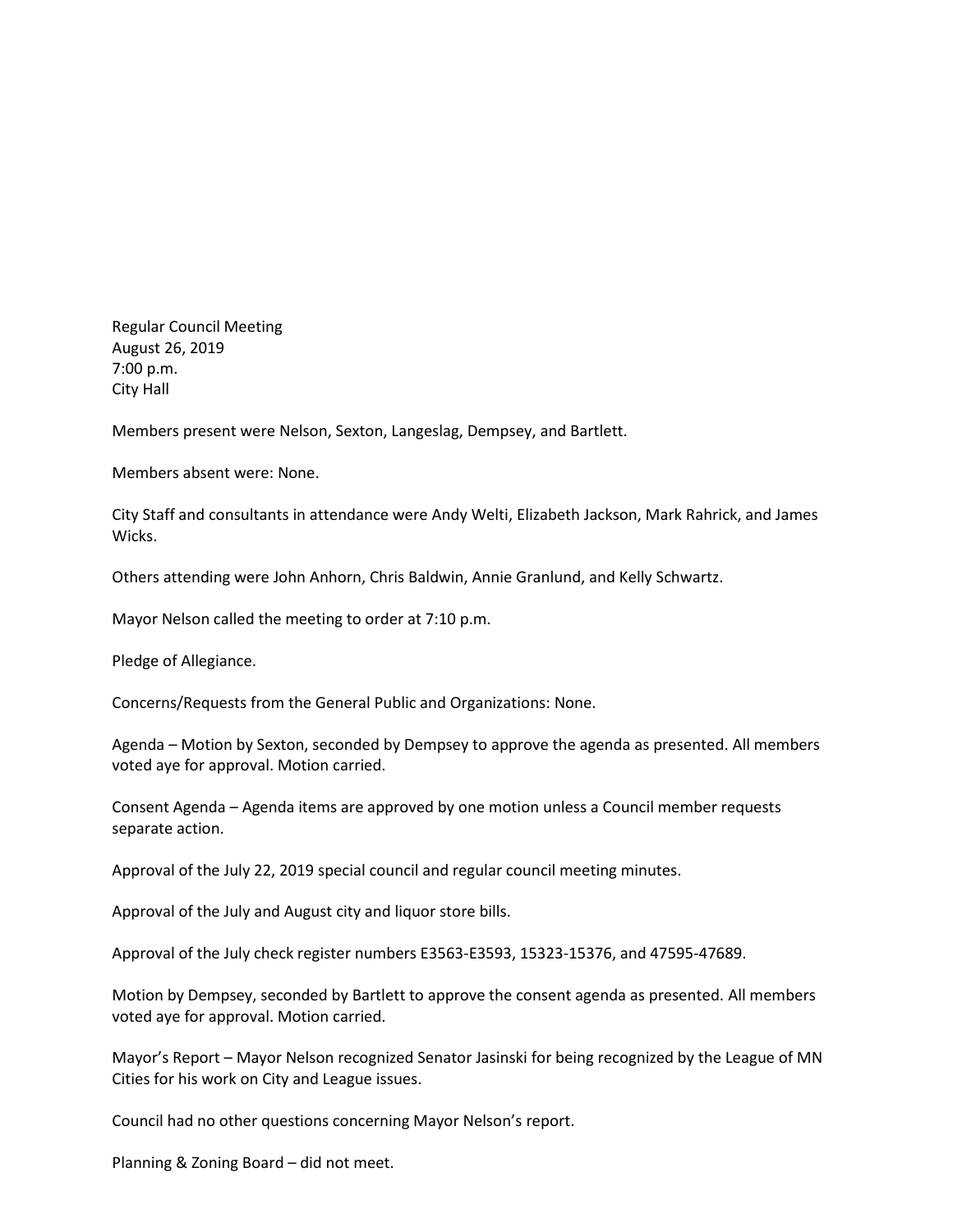Regular Council Meeting
August 26, 2019
7:00 p.m.
City Hall

Members present were Nelson, Sexton, Langeslag, Dempsey, and Bartlett.

Members absent were: None.

City Staff and consultants in attendance were Andy Welti, Elizabeth Jackson, Mark Rahrick, and James Wicks.

Others attending were John Anhorn, Chris Baldwin, Annie Granlund, and Kelly Schwartz.

Mayor Nelson called the meeting to order at 7:10 p.m.

Pledge of Allegiance.

Concerns/Requests from the General Public and Organizations: None.

Agenda – Motion by Sexton, seconded by Dempsey to approve the agenda as presented. All members voted aye for approval. Motion carried.

Consent Agenda – Agenda items are approved by one motion unless a Council member requests separate action.

Approval of the July 22, 2019 special council and regular council meeting minutes.

Approval of the July and August city and liquor store bills.

Approval of the July check register numbers E3563-E3593, 15323-15376, and 47595-47689.

Motion by Dempsey, seconded by Bartlett to approve the consent agenda as presented. All members voted aye for approval. Motion carried.

Mayor's Report – Mayor Nelson recognized Senator Jasinski for being recognized by the League of MN Cities for his work on City and League issues.

Council had no other questions concerning Mayor Nelson's report.

Planning & Zoning Board – did not meet.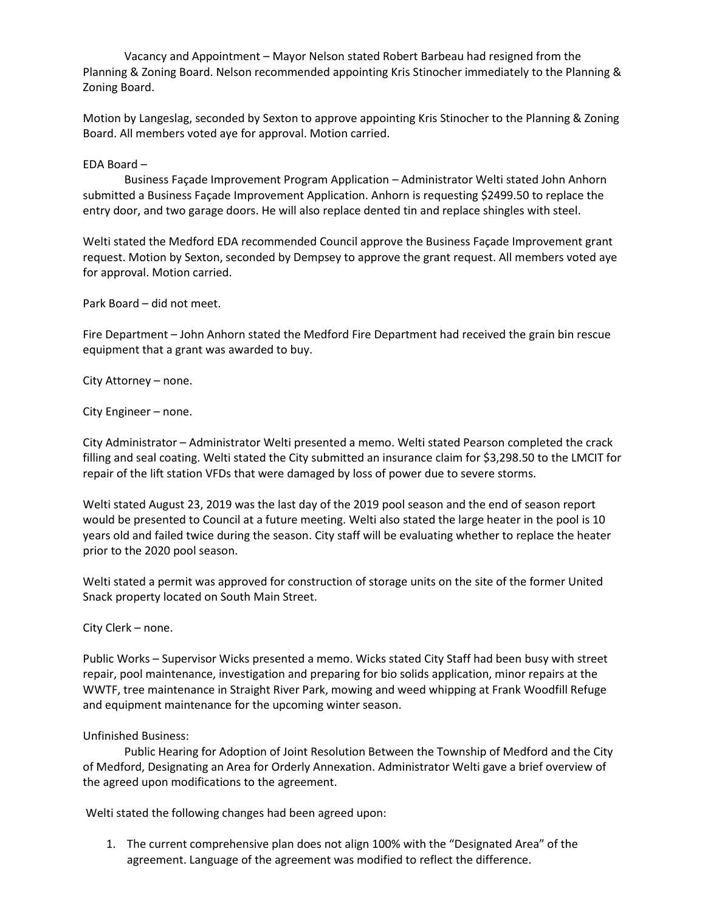Vacancy and Appointment – Mayor Nelson stated Robert Barbeau had resigned from the Planning & Zoning Board. Nelson recommended appointing Kris Stinocher immediately to the Planning & Zoning Board.

Motion by Langeslag, seconded by Sexton to approve appointing Kris Stinocher to the Planning & Zoning Board. All members voted aye for approval. Motion carried.

EDA Board –

Business Façade Improvement Program Application – Administrator Welti stated John Anhorn submitted a Business Façade Improvement Application. Anhorn is requesting $2499.50 to replace the entry door, and two garage doors. He will also replace dented tin and replace shingles with steel.

Welti stated the Medford EDA recommended Council approve the Business Façade Improvement grant request. Motion by Sexton, seconded by Dempsey to approve the grant request. All members voted aye for approval. Motion carried.

Park Board – did not meet.

Fire Department – John Anhorn stated the Medford Fire Department had received the grain bin rescue equipment that a grant was awarded to buy.

City Attorney – none.

City Engineer – none.

City Administrator – Administrator Welti presented a memo. Welti stated Pearson completed the crack filling and seal coating. Welti stated the City submitted an insurance claim for $3,298.50 to the LMCIT for repair of the lift station VFDs that were damaged by loss of power due to severe storms.

Welti stated August 23, 2019 was the last day of the 2019 pool season and the end of season report would be presented to Council at a future meeting. Welti also stated the large heater in the pool is 10 years old and failed twice during the season. City staff will be evaluating whether to replace the heater prior to the 2020 pool season.

Welti stated a permit was approved for construction of storage units on the site of the former United Snack property located on South Main Street.

City Clerk – none.

Public Works – Supervisor Wicks presented a memo. Wicks stated City Staff had been busy with street repair, pool maintenance, investigation and preparing for bio solids application, minor repairs at the WWTF, tree maintenance in Straight River Park, mowing and weed whipping at Frank Woodfill Refuge and equipment maintenance for the upcoming winter season.

Unfinished Business:

Public Hearing for Adoption of Joint Resolution Between the Township of Medford and the City of Medford, Designating an Area for Orderly Annexation. Administrator Welti gave a brief overview of the agreed upon modifications to the agreement.

Welti stated the following changes had been agreed upon:

1. The current comprehensive plan does not align 100% with the "Designated Area" of the agreement. Language of the agreement was modified to reflect the difference.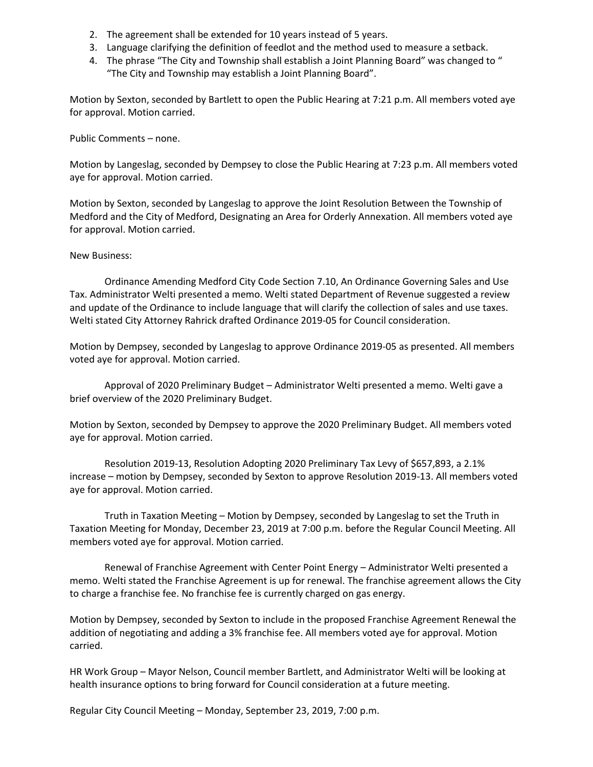2. The agreement shall be extended for 10 years instead of 5 years.
3. Language clarifying the definition of feedlot and the method used to measure a setback.
4. The phrase "The City and Township shall establish a Joint Planning Board" was changed to " "The City and Township may establish a Joint Planning Board".

Motion by Sexton, seconded by Bartlett to open the Public Hearing at 7:21 p.m. All members voted aye for approval. Motion carried.

Public Comments – none.

Motion by Langeslag, seconded by Dempsey to close the Public Hearing at 7:23 p.m. All members voted aye for approval. Motion carried.

Motion by Sexton, seconded by Langeslag to approve the Joint Resolution Between the Township of Medford and the City of Medford, Designating an Area for Orderly Annexation. All members voted aye for approval. Motion carried.

New Business:

Ordinance Amending Medford City Code Section 7.10, An Ordinance Governing Sales and Use Tax. Administrator Welti presented a memo. Welti stated Department of Revenue suggested a review and update of the Ordinance to include language that will clarify the collection of sales and use taxes. Welti stated City Attorney Rahrick drafted Ordinance 2019-05 for Council consideration.

Motion by Dempsey, seconded by Langeslag to approve Ordinance 2019-05 as presented. All members voted aye for approval. Motion carried.

Approval of 2020 Preliminary Budget – Administrator Welti presented a memo. Welti gave a brief overview of the 2020 Preliminary Budget.

Motion by Sexton, seconded by Dempsey to approve the 2020 Preliminary Budget. All members voted aye for approval. Motion carried.

Resolution 2019-13, Resolution Adopting 2020 Preliminary Tax Levy of $657,893, a 2.1% increase – motion by Dempsey, seconded by Sexton to approve Resolution 2019-13. All members voted aye for approval. Motion carried.

Truth in Taxation Meeting – Motion by Dempsey, seconded by Langeslag to set the Truth in Taxation Meeting for Monday, December 23, 2019 at 7:00 p.m. before the Regular Council Meeting. All members voted aye for approval. Motion carried.

Renewal of Franchise Agreement with Center Point Energy – Administrator Welti presented a memo. Welti stated the Franchise Agreement is up for renewal. The franchise agreement allows the City to charge a franchise fee. No franchise fee is currently charged on gas energy.

Motion by Dempsey, seconded by Sexton to include in the proposed Franchise Agreement Renewal the addition of negotiating and adding a 3% franchise fee. All members voted aye for approval. Motion carried.

HR Work Group – Mayor Nelson, Council member Bartlett, and Administrator Welti will be looking at health insurance options to bring forward for Council consideration at a future meeting.

Regular City Council Meeting – Monday, September 23, 2019, 7:00 p.m.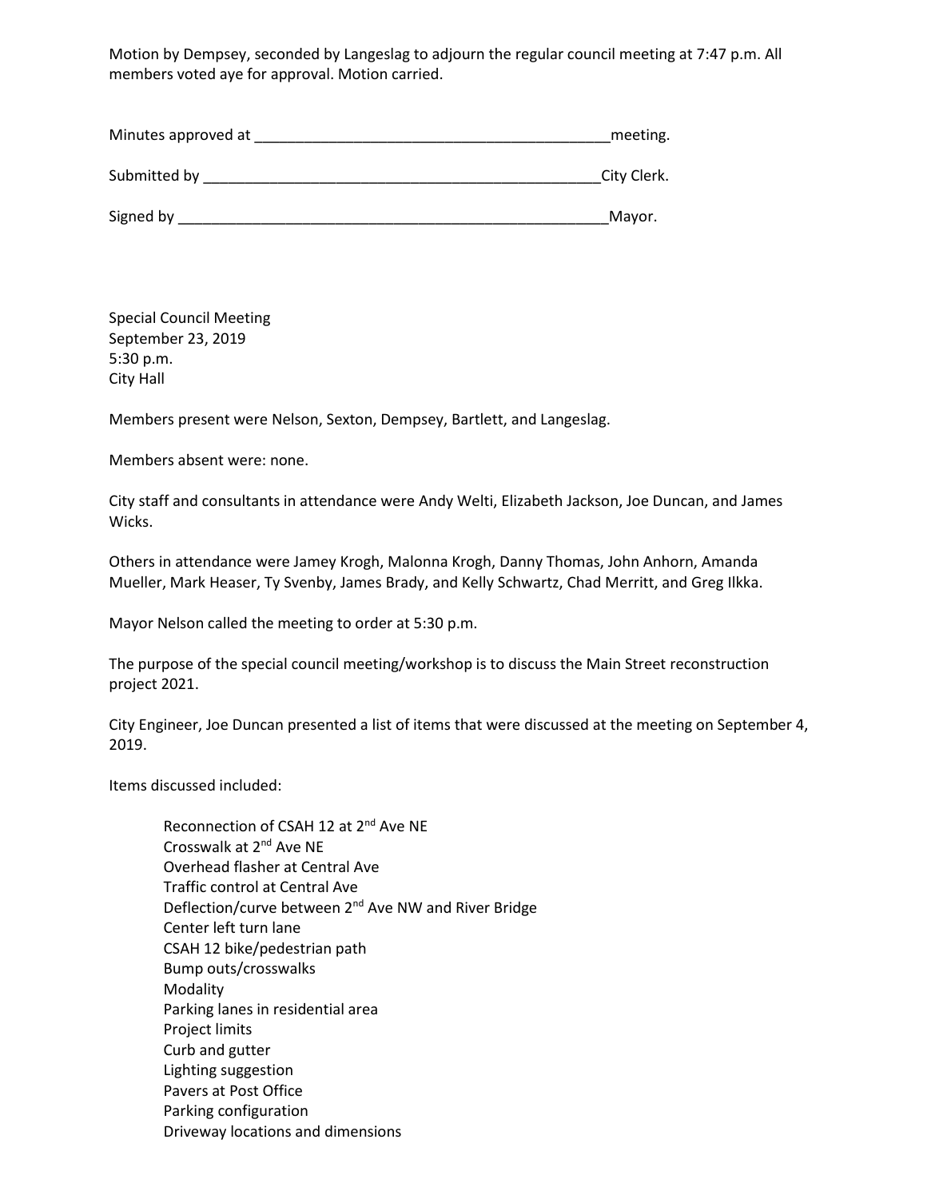Motion by Dempsey, seconded by Langeslag to adjourn the regular council meeting at 7:47 p.m. All members voted aye for approval. Motion carried.

Minutes approved at ___________________________________________meeting.

Submitted by _________________________________________________City Clerk.

Signed by _____________________________________________________Mayor.

Special Council Meeting
September 23, 2019
5:30 p.m.
City Hall

Members present were Nelson, Sexton, Dempsey, Bartlett, and Langeslag.

Members absent were: none.

City staff and consultants in attendance were Andy Welti, Elizabeth Jackson, Joe Duncan, and James Wicks.

Others in attendance were Jamey Krogh, Malonna Krogh, Danny Thomas, John Anhorn, Amanda Mueller, Mark Heaser, Ty Svenby, James Brady, and Kelly Schwartz, Chad Merritt, and Greg Ilkka.

Mayor Nelson called the meeting to order at 5:30 p.m.

The purpose of the special council meeting/workshop is to discuss the Main Street reconstruction project 2021.

City Engineer, Joe Duncan presented a list of items that were discussed at the meeting on September 4, 2019.

Items discussed included:

- Reconnection of CSAH 12 at 2nd Ave NE
- Crosswalk at 2nd Ave NE
- Overhead flasher at Central Ave
- Traffic control at Central Ave
- Deflection/curve between 2nd Ave NW and River Bridge
- Center left turn lane
- CSAH 12 bike/pedestrian path
- Bump outs/crosswalks
- Modality
- Parking lanes in residential area
- Project limits
- Curb and gutter
- Lighting suggestion
- Pavers at Post Office
- Parking configuration
- Driveway locations and dimensions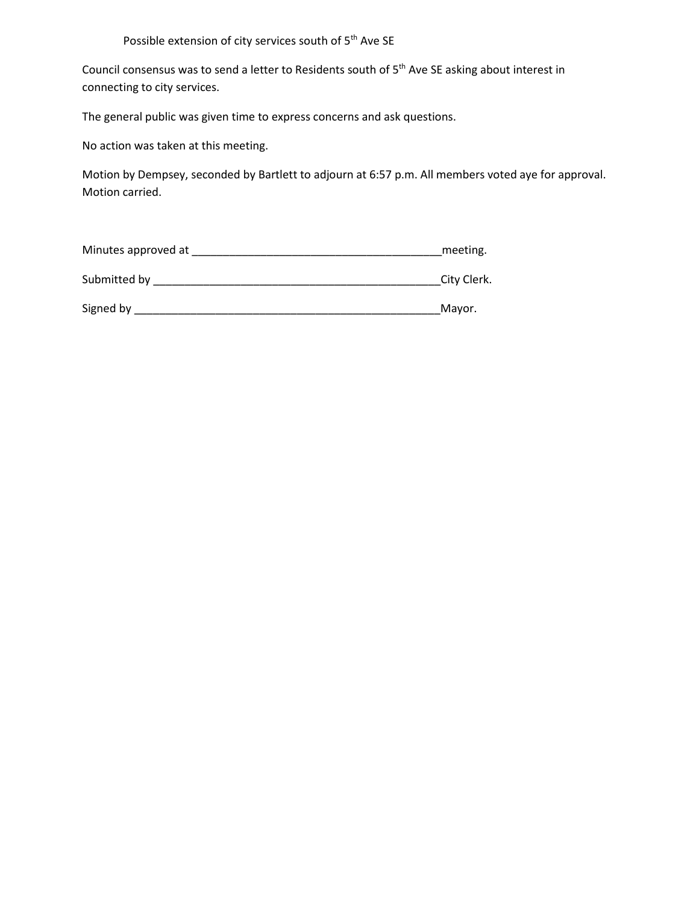Possible extension of city services south of 5th Ave SE

Council consensus was to send a letter to Residents south of 5th Ave SE asking about interest in connecting to city services.

The general public was given time to express concerns and ask questions.

No action was taken at this meeting.

Motion by Dempsey, seconded by Bartlett to adjourn at 6:57 p.m. All members voted aye for approval. Motion carried.

Minutes approved at ________________________________________meeting.

Submitted by ______________________________________________City Clerk.

Signed by _________________________________________________Mayor.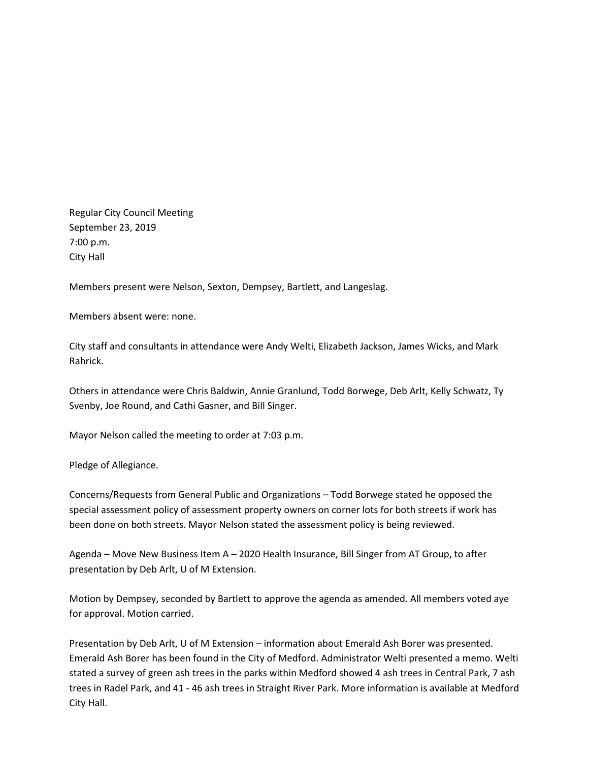Regular City Council Meeting
September 23, 2019
7:00 p.m.
City Hall

Members present were Nelson, Sexton, Dempsey, Bartlett, and Langeslag.

Members absent were: none.

City staff and consultants in attendance were Andy Welti, Elizabeth Jackson, James Wicks, and Mark Rahrick.

Others in attendance were Chris Baldwin, Annie Granlund, Todd Borwege, Deb Arlt, Kelly Schwatz, Ty Svenby, Joe Round, and Cathi Gasner, and Bill Singer.

Mayor Nelson called the meeting to order at 7:03 p.m.

Pledge of Allegiance.

Concerns/Requests from General Public and Organizations – Todd Borwege stated he opposed the special assessment policy of assessment property owners on corner lots for both streets if work has been done on both streets. Mayor Nelson stated the assessment policy is being reviewed.

Agenda – Move New Business Item A – 2020 Health Insurance, Bill Singer from AT Group, to after presentation by Deb Arlt, U of M Extension.

Motion by Dempsey, seconded by Bartlett to approve the agenda as amended. All members voted aye for approval. Motion carried.

Presentation by Deb Arlt, U of M Extension – information about Emerald Ash Borer was presented. Emerald Ash Borer has been found in the City of Medford. Administrator Welti presented a memo. Welti stated a survey of green ash trees in the parks within Medford showed 4 ash trees in Central Park, 7 ash trees in Radel Park, and 41 - 46 ash trees in Straight River Park. More information is available at Medford City Hall.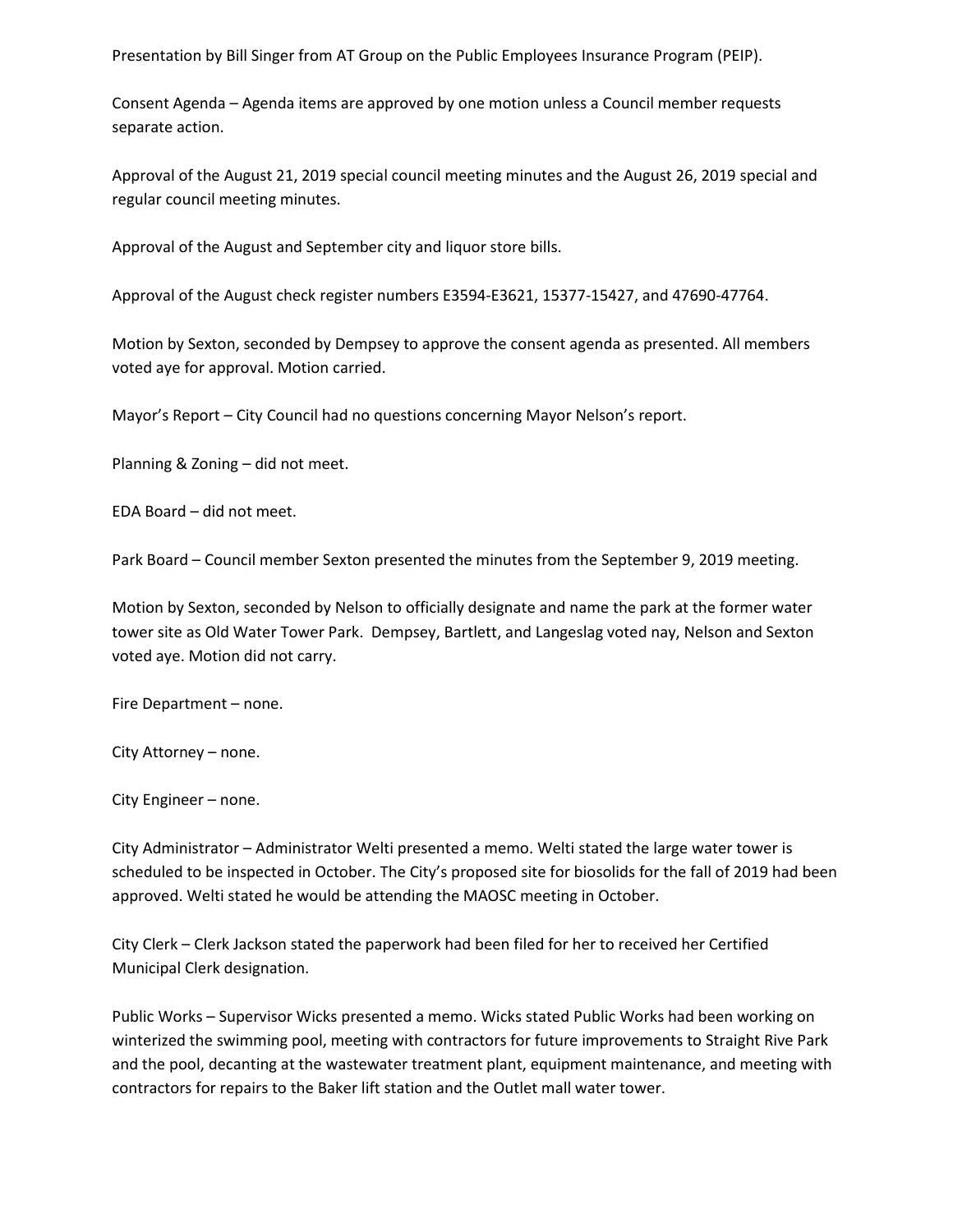Presentation by Bill Singer from AT Group on the Public Employees Insurance Program (PEIP).

Consent Agenda – Agenda items are approved by one motion unless a Council member requests separate action.

Approval of the August 21, 2019 special council meeting minutes and the August 26, 2019 special and regular council meeting minutes.

Approval of the August and September city and liquor store bills.

Approval of the August check register numbers E3594-E3621, 15377-15427, and 47690-47764.

Motion by Sexton, seconded by Dempsey to approve the consent agenda as presented. All members voted aye for approval. Motion carried.

Mayor's Report – City Council had no questions concerning Mayor Nelson's report.

Planning & Zoning – did not meet.

EDA Board – did not meet.

Park Board – Council member Sexton presented the minutes from the September 9, 2019 meeting.

Motion by Sexton, seconded by Nelson to officially designate and name the park at the former water tower site as Old Water Tower Park. Dempsey, Bartlett, and Langeslag voted nay, Nelson and Sexton voted aye. Motion did not carry.

Fire Department – none.

City Attorney – none.

City Engineer – none.

City Administrator – Administrator Welti presented a memo. Welti stated the large water tower is scheduled to be inspected in October. The City's proposed site for biosolids for the fall of 2019 had been approved. Welti stated he would be attending the MAOSC meeting in October.

City Clerk – Clerk Jackson stated the paperwork had been filed for her to received her Certified Municipal Clerk designation.

Public Works – Supervisor Wicks presented a memo. Wicks stated Public Works had been working on winterized the swimming pool, meeting with contractors for future improvements to Straight Rive Park and the pool, decanting at the wastewater treatment plant, equipment maintenance, and meeting with contractors for repairs to the Baker lift station and the Outlet mall water tower.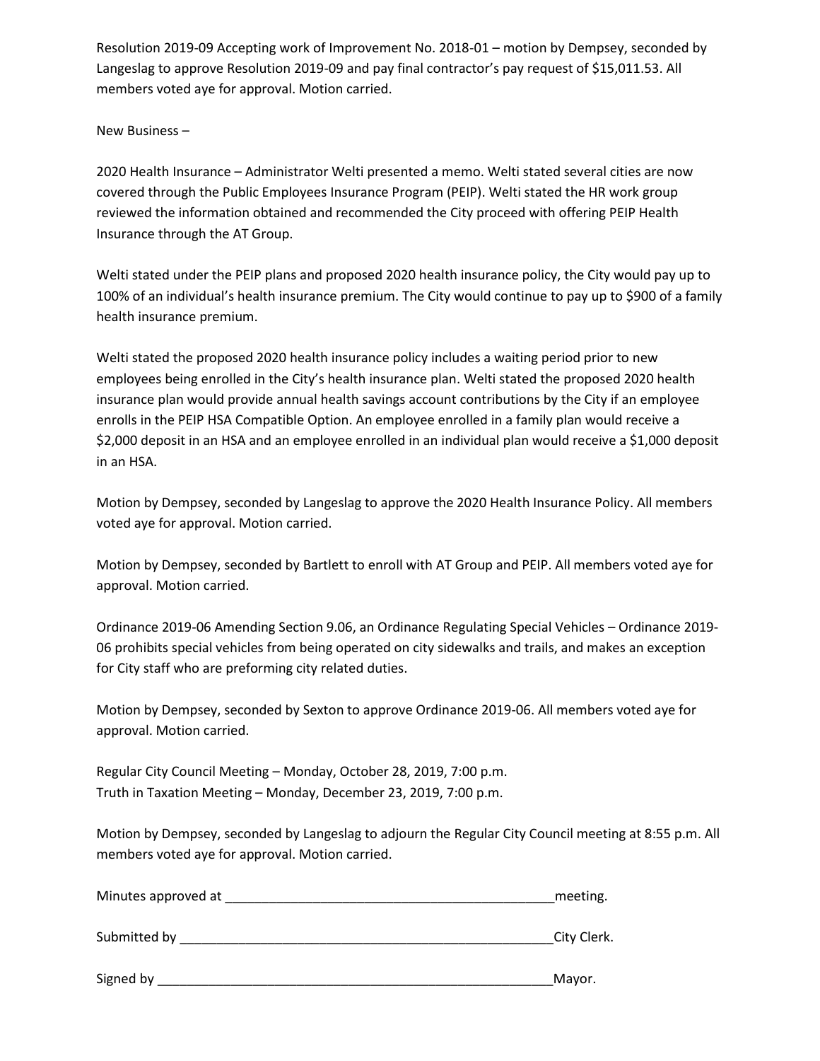Resolution 2019-09 Accepting work of Improvement No. 2018-01 – motion by Dempsey, seconded by Langeslag to approve Resolution 2019-09 and pay final contractor's pay request of $15,011.53. All members voted aye for approval. Motion carried.

New Business –

2020 Health Insurance – Administrator Welti presented a memo. Welti stated several cities are now covered through the Public Employees Insurance Program (PEIP). Welti stated the HR work group reviewed the information obtained and recommended the City proceed with offering PEIP Health Insurance through the AT Group.

Welti stated under the PEIP plans and proposed 2020 health insurance policy, the City would pay up to 100% of an individual's health insurance premium. The City would continue to pay up to $900 of a family health insurance premium.

Welti stated the proposed 2020 health insurance policy includes a waiting period prior to new employees being enrolled in the City's health insurance plan. Welti stated the proposed 2020 health insurance plan would provide annual health savings account contributions by the City if an employee enrolls in the PEIP HSA Compatible Option. An employee enrolled in a family plan would receive a $2,000 deposit in an HSA and an employee enrolled in an individual plan would receive a $1,000 deposit in an HSA.

Motion by Dempsey, seconded by Langeslag to approve the 2020 Health Insurance Policy. All members voted aye for approval. Motion carried.

Motion by Dempsey, seconded by Bartlett to enroll with AT Group and PEIP. All members voted aye for approval. Motion carried.

Ordinance 2019-06 Amending Section 9.06, an Ordinance Regulating Special Vehicles – Ordinance 2019-06 prohibits special vehicles from being operated on city sidewalks and trails, and makes an exception for City staff who are preforming city related duties.

Motion by Dempsey, seconded by Sexton to approve Ordinance 2019-06. All members voted aye for approval. Motion carried.

Regular City Council Meeting – Monday, October 28, 2019, 7:00 p.m.
Truth in Taxation Meeting – Monday, December 23, 2019, 7:00 p.m.

Motion by Dempsey, seconded by Langeslag to adjourn the Regular City Council meeting at 8:55 p.m. All members voted aye for approval. Motion carried.

Minutes approved at ______________________________________________meeting.

Submitted by ____________________________________________________City Clerk.

Signed by _______________________________________________________Mayor.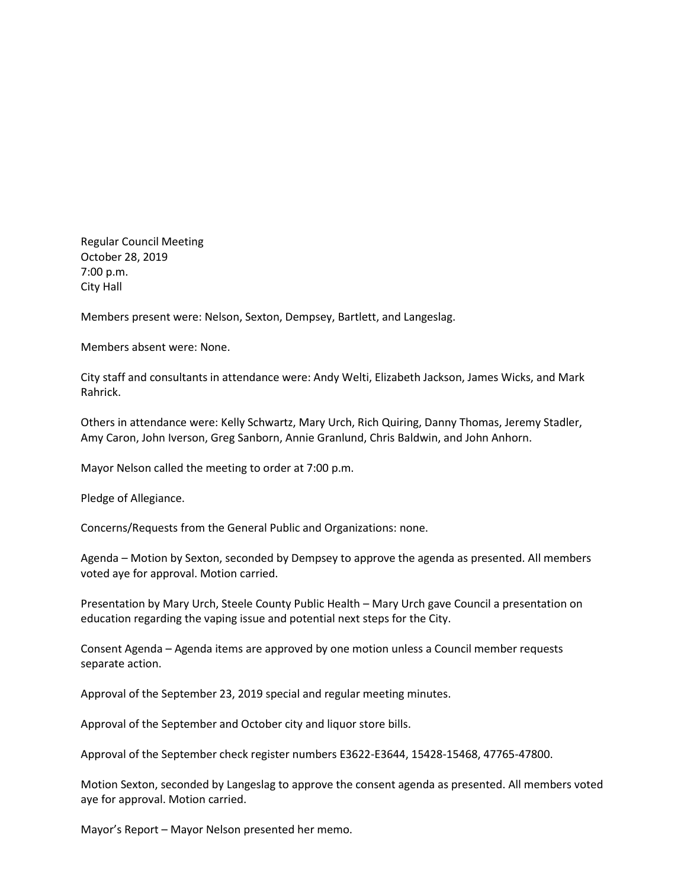Regular Council Meeting
October 28, 2019
7:00 p.m.
City Hall

Members present were: Nelson, Sexton, Dempsey, Bartlett, and Langeslag.

Members absent were: None.

City staff and consultants in attendance were: Andy Welti, Elizabeth Jackson, James Wicks, and Mark Rahrick.

Others in attendance were: Kelly Schwartz, Mary Urch, Rich Quiring, Danny Thomas, Jeremy Stadler, Amy Caron, John Iverson, Greg Sanborn, Annie Granlund, Chris Baldwin, and John Anhorn.

Mayor Nelson called the meeting to order at 7:00 p.m.

Pledge of Allegiance.

Concerns/Requests from the General Public and Organizations: none.

Agenda – Motion by Sexton, seconded by Dempsey to approve the agenda as presented. All members voted aye for approval. Motion carried.

Presentation by Mary Urch, Steele County Public Health – Mary Urch gave Council a presentation on education regarding the vaping issue and potential next steps for the City.

Consent Agenda – Agenda items are approved by one motion unless a Council member requests separate action.

Approval of the September 23, 2019 special and regular meeting minutes.

Approval of the September and October city and liquor store bills.

Approval of the September check register numbers E3622-E3644, 15428-15468, 47765-47800.

Motion Sexton, seconded by Langeslag to approve the consent agenda as presented. All members voted aye for approval. Motion carried.

Mayor's Report – Mayor Nelson presented her memo.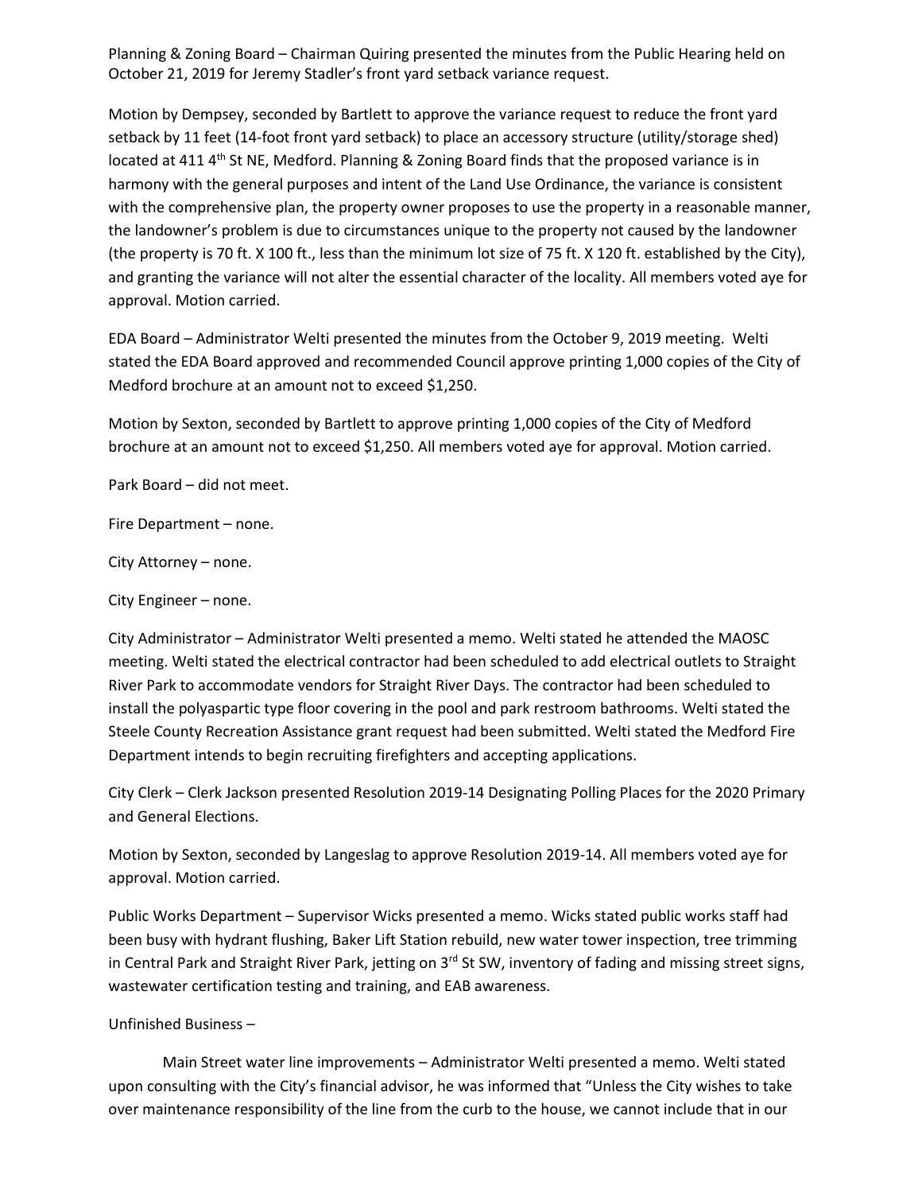Planning & Zoning Board – Chairman Quiring presented the minutes from the Public Hearing held on October 21, 2019 for Jeremy Stadler's front yard setback variance request.

Motion by Dempsey, seconded by Bartlett to approve the variance request to reduce the front yard setback by 11 feet (14-foot front yard setback) to place an accessory structure (utility/storage shed) located at 411 4th St NE, Medford. Planning & Zoning Board finds that the proposed variance is in harmony with the general purposes and intent of the Land Use Ordinance, the variance is consistent with the comprehensive plan, the property owner proposes to use the property in a reasonable manner, the landowner's problem is due to circumstances unique to the property not caused by the landowner (the property is 70 ft. X 100 ft., less than the minimum lot size of 75 ft. X 120 ft. established by the City), and granting the variance will not alter the essential character of the locality. All members voted aye for approval. Motion carried.

EDA Board – Administrator Welti presented the minutes from the October 9, 2019 meeting. Welti stated the EDA Board approved and recommended Council approve printing 1,000 copies of the City of Medford brochure at an amount not to exceed $1,250.

Motion by Sexton, seconded by Bartlett to approve printing 1,000 copies of the City of Medford brochure at an amount not to exceed $1,250. All members voted aye for approval. Motion carried.

Park Board – did not meet.

Fire Department – none.

City Attorney – none.

City Engineer – none.

City Administrator – Administrator Welti presented a memo. Welti stated he attended the MAOSC meeting. Welti stated the electrical contractor had been scheduled to add electrical outlets to Straight River Park to accommodate vendors for Straight River Days. The contractor had been scheduled to install the polyaspartic type floor covering in the pool and park restroom bathrooms. Welti stated the Steele County Recreation Assistance grant request had been submitted. Welti stated the Medford Fire Department intends to begin recruiting firefighters and accepting applications.

City Clerk – Clerk Jackson presented Resolution 2019-14 Designating Polling Places for the 2020 Primary and General Elections.

Motion by Sexton, seconded by Langeslag to approve Resolution 2019-14. All members voted aye for approval. Motion carried.

Public Works Department – Supervisor Wicks presented a memo. Wicks stated public works staff had been busy with hydrant flushing, Baker Lift Station rebuild, new water tower inspection, tree trimming in Central Park and Straight River Park, jetting on 3rd St SW, inventory of fading and missing street signs, wastewater certification testing and training, and EAB awareness.

Unfinished Business –

Main Street water line improvements – Administrator Welti presented a memo. Welti stated upon consulting with the City's financial advisor, he was informed that "Unless the City wishes to take over maintenance responsibility of the line from the curb to the house, we cannot include that in our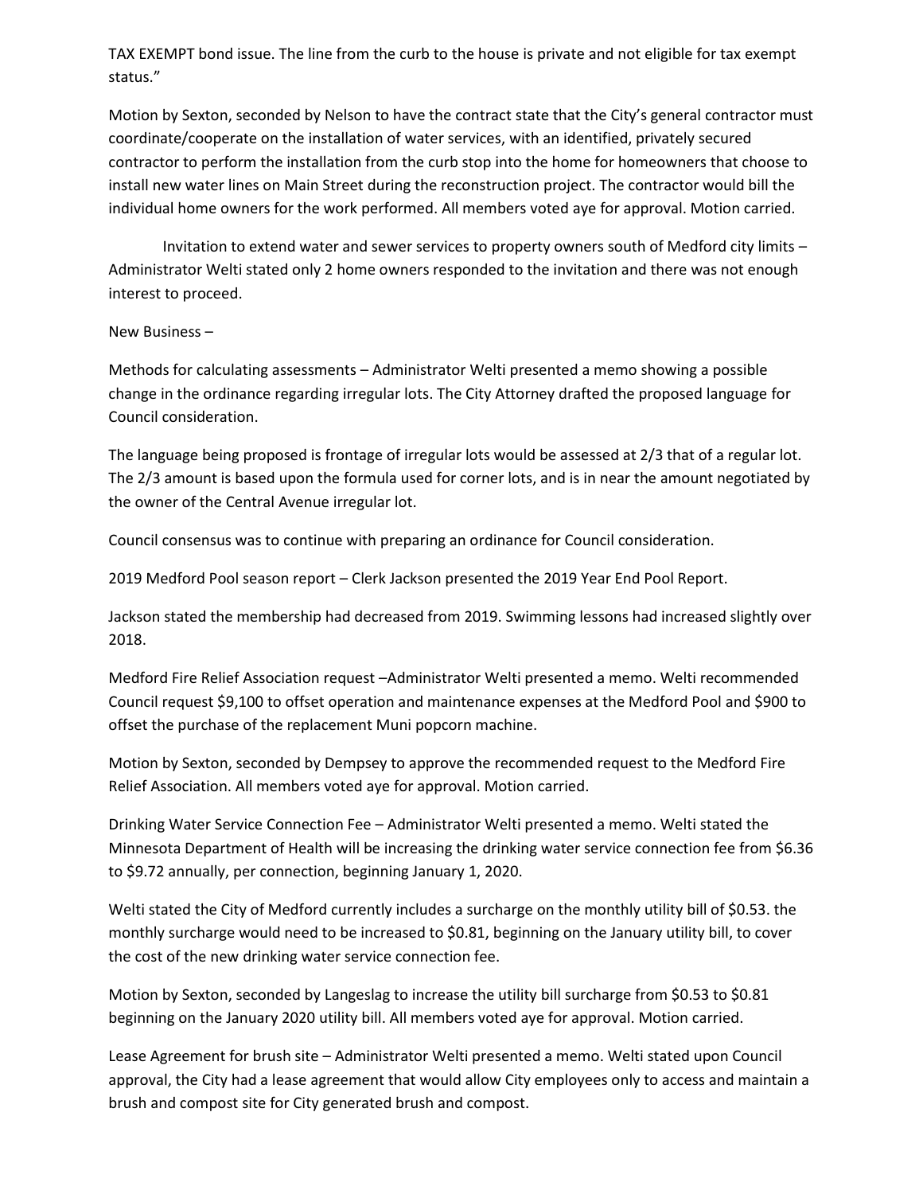TAX EXEMPT bond issue. The line from the curb to the house is private and not eligible for tax exempt status."

Motion by Sexton, seconded by Nelson to have the contract state that the City's general contractor must coordinate/cooperate on the installation of water services, with an identified, privately secured contractor to perform the installation from the curb stop into the home for homeowners that choose to install new water lines on Main Street during the reconstruction project. The contractor would bill the individual home owners for the work performed. All members voted aye for approval. Motion carried.

Invitation to extend water and sewer services to property owners south of Medford city limits – Administrator Welti stated only 2 home owners responded to the invitation and there was not enough interest to proceed.

New Business –

Methods for calculating assessments – Administrator Welti presented a memo showing a possible change in the ordinance regarding irregular lots. The City Attorney drafted the proposed language for Council consideration.

The language being proposed is frontage of irregular lots would be assessed at 2/3 that of a regular lot. The 2/3 amount is based upon the formula used for corner lots, and is in near the amount negotiated by the owner of the Central Avenue irregular lot.

Council consensus was to continue with preparing an ordinance for Council consideration.

2019 Medford Pool season report – Clerk Jackson presented the 2019 Year End Pool Report.

Jackson stated the membership had decreased from 2019. Swimming lessons had increased slightly over 2018.

Medford Fire Relief Association request –Administrator Welti presented a memo. Welti recommended Council request $9,100 to offset operation and maintenance expenses at the Medford Pool and $900 to offset the purchase of the replacement Muni popcorn machine.

Motion by Sexton, seconded by Dempsey to approve the recommended request to the Medford Fire Relief Association. All members voted aye for approval. Motion carried.

Drinking Water Service Connection Fee – Administrator Welti presented a memo. Welti stated the Minnesota Department of Health will be increasing the drinking water service connection fee from $6.36 to $9.72 annually, per connection, beginning January 1, 2020.

Welti stated the City of Medford currently includes a surcharge on the monthly utility bill of $0.53. the monthly surcharge would need to be increased to $0.81, beginning on the January utility bill, to cover the cost of the new drinking water service connection fee.

Motion by Sexton, seconded by Langeslag to increase the utility bill surcharge from $0.53 to $0.81 beginning on the January 2020 utility bill. All members voted aye for approval. Motion carried.

Lease Agreement for brush site – Administrator Welti presented a memo. Welti stated upon Council approval, the City had a lease agreement that would allow City employees only to access and maintain a brush and compost site for City generated brush and compost.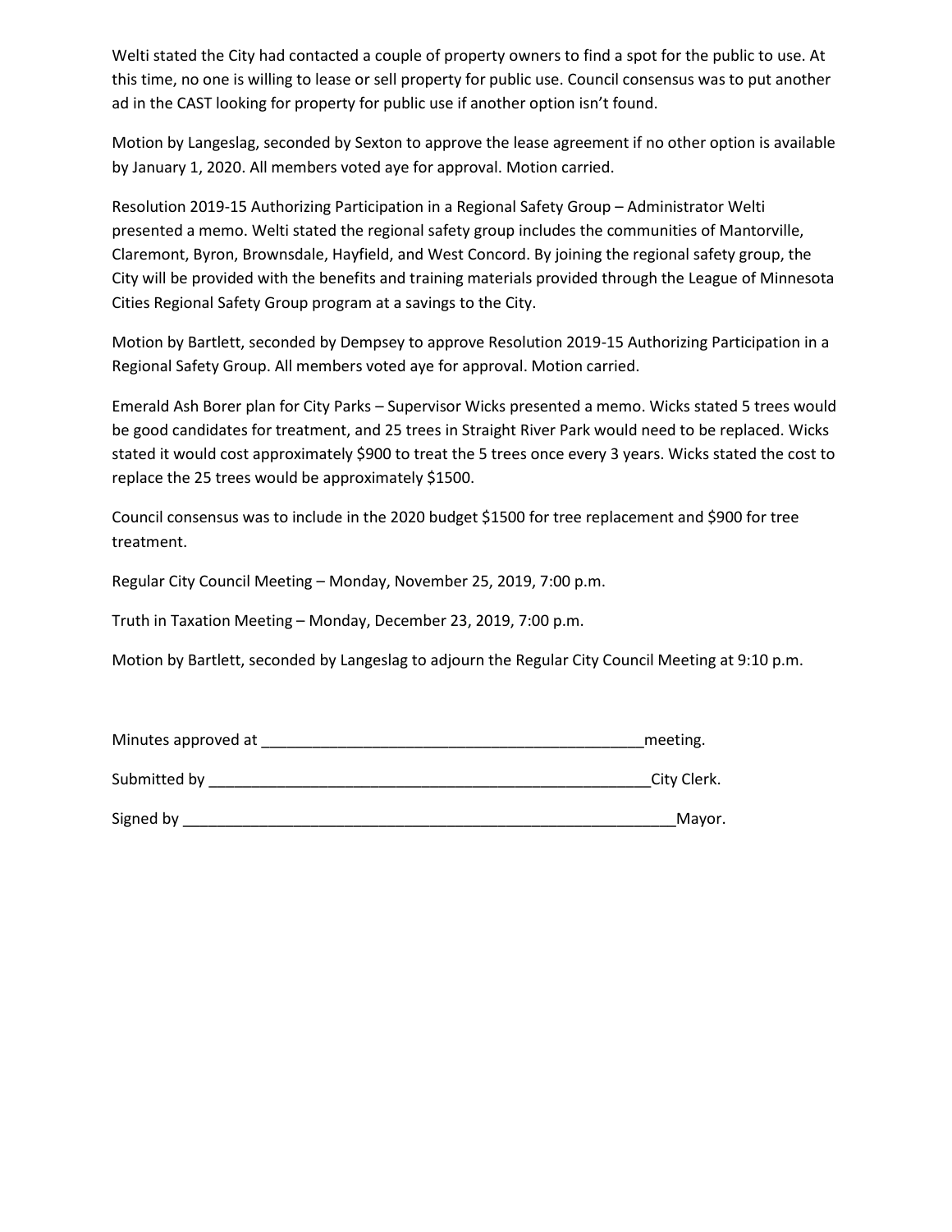Welti stated the City had contacted a couple of property owners to find a spot for the public to use. At this time, no one is willing to lease or sell property for public use. Council consensus was to put another ad in the CAST looking for property for public use if another option isn't found.

Motion by Langeslag, seconded by Sexton to approve the lease agreement if no other option is available by January 1, 2020. All members voted aye for approval. Motion carried.

Resolution 2019-15 Authorizing Participation in a Regional Safety Group – Administrator Welti presented a memo. Welti stated the regional safety group includes the communities of Mantorville, Claremont, Byron, Brownsdale, Hayfield, and West Concord. By joining the regional safety group, the City will be provided with the benefits and training materials provided through the League of Minnesota Cities Regional Safety Group program at a savings to the City.

Motion by Bartlett, seconded by Dempsey to approve Resolution 2019-15 Authorizing Participation in a Regional Safety Group. All members voted aye for approval. Motion carried.

Emerald Ash Borer plan for City Parks – Supervisor Wicks presented a memo. Wicks stated 5 trees would be good candidates for treatment, and 25 trees in Straight River Park would need to be replaced. Wicks stated it would cost approximately $900 to treat the 5 trees once every 3 years. Wicks stated the cost to replace the 25 trees would be approximately $1500.

Council consensus was to include in the 2020 budget $1500 for tree replacement and $900 for tree treatment.

Regular City Council Meeting – Monday, November 25, 2019, 7:00 p.m.

Truth in Taxation Meeting – Monday, December 23, 2019, 7:00 p.m.

Motion by Bartlett, seconded by Langeslag to adjourn the Regular City Council Meeting at 9:10 p.m.

Minutes approved at _______________________________________________meeting.

Submitted by ______________________________________________________City Clerk.

Signed by ___________________________________________________________Mayor.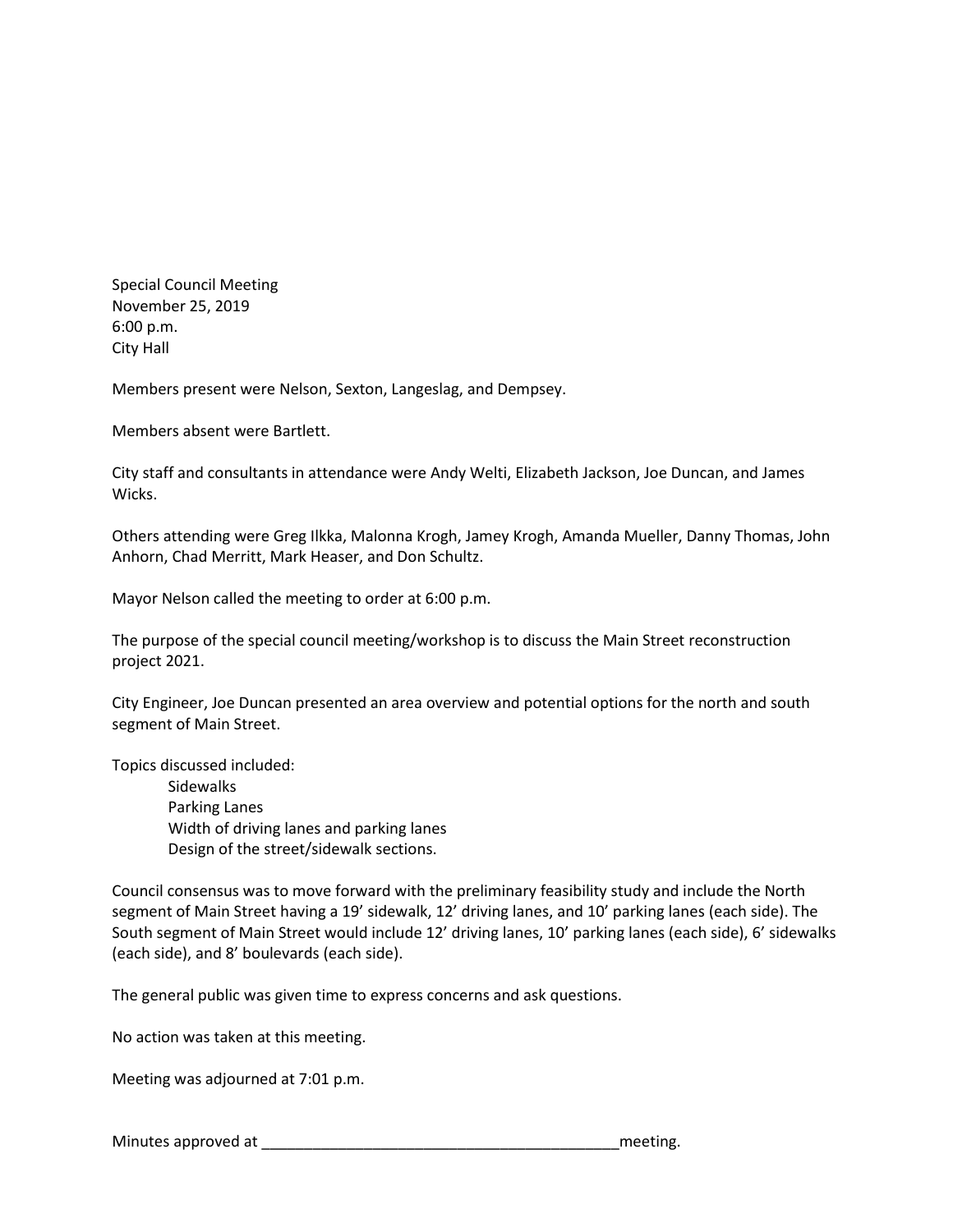Special Council Meeting
November 25, 2019
6:00 p.m.
City Hall

Members present were Nelson, Sexton, Langeslag, and Dempsey.

Members absent were Bartlett.

City staff and consultants in attendance were Andy Welti, Elizabeth Jackson, Joe Duncan, and James Wicks.

Others attending were Greg Ilkka, Malonna Krogh, Jamey Krogh, Amanda Mueller, Danny Thomas, John Anhorn, Chad Merritt, Mark Heaser, and Don Schultz.

Mayor Nelson called the meeting to order at 6:00 p.m.

The purpose of the special council meeting/workshop is to discuss the Main Street reconstruction project 2021.

City Engineer, Joe Duncan presented an area overview and potential options for the north and south segment of Main Street.

Topics discussed included:

- Sidewalks
- Parking Lanes
- Width of driving lanes and parking lanes
- Design of the street/sidewalk sections.

Council consensus was to move forward with the preliminary feasibility study and include the North segment of Main Street having a 19' sidewalk, 12' driving lanes, and 10' parking lanes (each side). The South segment of Main Street would include 12' driving lanes, 10' parking lanes (each side), 6' sidewalks (each side), and 8' boulevards (each side).

The general public was given time to express concerns and ask questions.

No action was taken at this meeting.

Meeting was adjourned at 7:01 p.m.

Minutes approved at ___________________________________________meeting.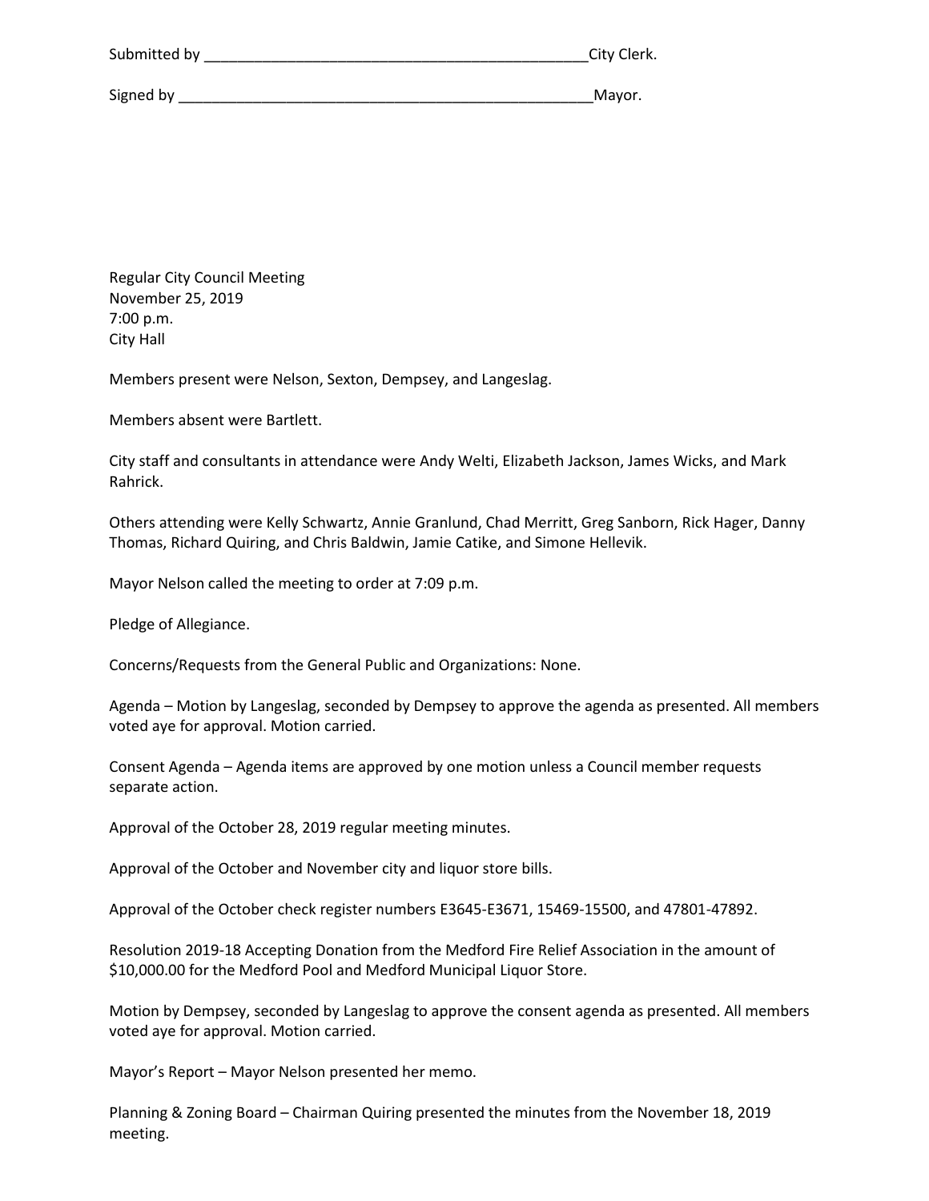Submitted by \_\_\_\_\_\_\_\_\_\_\_\_\_\_\_\_\_\_\_\_\_\_\_\_\_\_\_\_\_\_\_\_\_\_\_\_\_\_\_\_\_\_\_\_\_\_\_City Clerk.

Signed by \_\_\_\_\_\_\_\_\_\_\_\_\_\_\_\_\_\_\_\_\_\_\_\_\_\_\_\_\_\_\_\_\_\_\_\_\_\_\_\_\_\_\_\_\_\_\_\_\_\_\_\_Mayor.

Regular City Council Meeting
November 25, 2019
7:00 p.m.
City Hall

Members present were Nelson, Sexton, Dempsey, and Langeslag.

Members absent were Bartlett.

City staff and consultants in attendance were Andy Welti, Elizabeth Jackson, James Wicks, and Mark Rahrick.

Others attending were Kelly Schwartz, Annie Granlund, Chad Merritt, Greg Sanborn, Rick Hager, Danny Thomas, Richard Quiring, and Chris Baldwin, Jamie Catike, and Simone Hellevik.

Mayor Nelson called the meeting to order at 7:09 p.m.

Pledge of Allegiance.

Concerns/Requests from the General Public and Organizations: None.

Agenda – Motion by Langeslag, seconded by Dempsey to approve the agenda as presented. All members voted aye for approval. Motion carried.

Consent Agenda – Agenda items are approved by one motion unless a Council member requests separate action.

Approval of the October 28, 2019 regular meeting minutes.

Approval of the October and November city and liquor store bills.

Approval of the October check register numbers E3645-E3671, 15469-15500, and 47801-47892.

Resolution 2019-18 Accepting Donation from the Medford Fire Relief Association in the amount of $10,000.00 for the Medford Pool and Medford Municipal Liquor Store.

Motion by Dempsey, seconded by Langeslag to approve the consent agenda as presented. All members voted aye for approval. Motion carried.

Mayor's Report – Mayor Nelson presented her memo.

Planning & Zoning Board – Chairman Quiring presented the minutes from the November 18, 2019 meeting.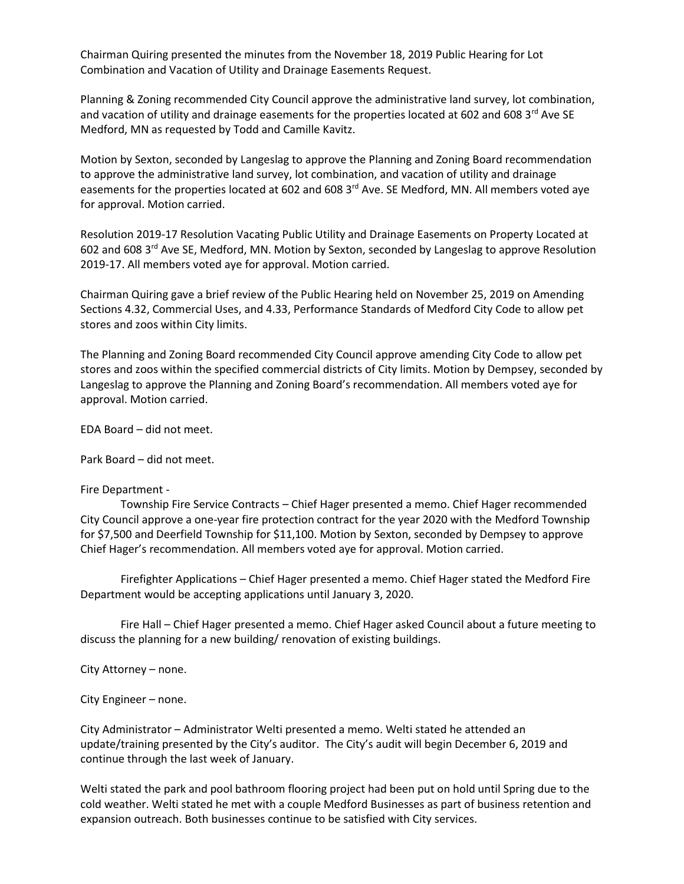Chairman Quiring presented the minutes from the November 18, 2019 Public Hearing for Lot Combination and Vacation of Utility and Drainage Easements Request.

Planning & Zoning recommended City Council approve the administrative land survey, lot combination, and vacation of utility and drainage easements for the properties located at 602 and 608 3rd Ave SE Medford, MN as requested by Todd and Camille Kavitz.

Motion by Sexton, seconded by Langeslag to approve the Planning and Zoning Board recommendation to approve the administrative land survey, lot combination, and vacation of utility and drainage easements for the properties located at 602 and 608 3rd Ave. SE Medford, MN. All members voted aye for approval. Motion carried.

Resolution 2019-17 Resolution Vacating Public Utility and Drainage Easements on Property Located at 602 and 608 3rd Ave SE, Medford, MN. Motion by Sexton, seconded by Langeslag to approve Resolution 2019-17. All members voted aye for approval. Motion carried.

Chairman Quiring gave a brief review of the Public Hearing held on November 25, 2019 on Amending Sections 4.32, Commercial Uses, and 4.33, Performance Standards of Medford City Code to allow pet stores and zoos within City limits.

The Planning and Zoning Board recommended City Council approve amending City Code to allow pet stores and zoos within the specified commercial districts of City limits. Motion by Dempsey, seconded by Langeslag to approve the Planning and Zoning Board's recommendation. All members voted aye for approval. Motion carried.

EDA Board – did not meet.

Park Board – did not meet.

Fire Department -

Township Fire Service Contracts – Chief Hager presented a memo. Chief Hager recommended City Council approve a one-year fire protection contract for the year 2020 with the Medford Township for $7,500 and Deerfield Township for $11,100. Motion by Sexton, seconded by Dempsey to approve Chief Hager's recommendation. All members voted aye for approval. Motion carried.

Firefighter Applications – Chief Hager presented a memo. Chief Hager stated the Medford Fire Department would be accepting applications until January 3, 2020.

Fire Hall – Chief Hager presented a memo. Chief Hager asked Council about a future meeting to discuss the planning for a new building/ renovation of existing buildings.

City Attorney – none.

City Engineer – none.

City Administrator – Administrator Welti presented a memo. Welti stated he attended an update/training presented by the City's auditor. The City's audit will begin December 6, 2019 and continue through the last week of January.

Welti stated the park and pool bathroom flooring project had been put on hold until Spring due to the cold weather. Welti stated he met with a couple Medford Businesses as part of business retention and expansion outreach. Both businesses continue to be satisfied with City services.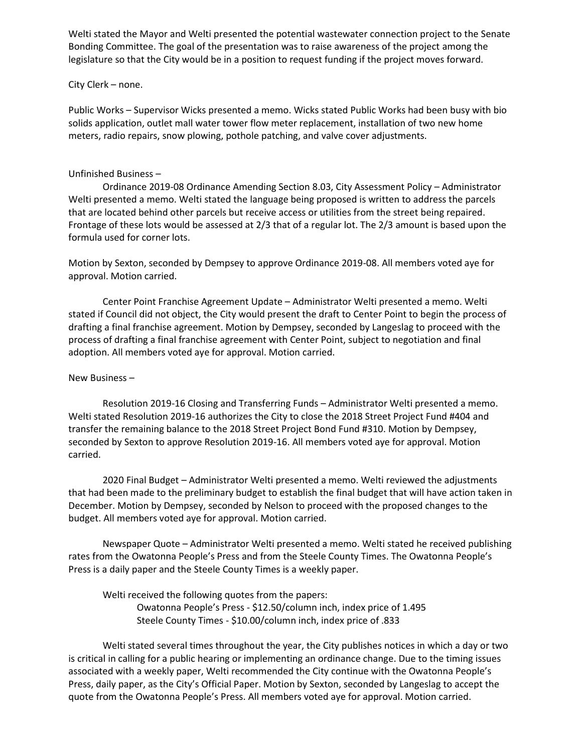Welti stated the Mayor and Welti presented the potential wastewater connection project to the Senate Bonding Committee. The goal of the presentation was to raise awareness of the project among the legislature so that the City would be in a position to request funding if the project moves forward.

City Clerk – none.

Public Works – Supervisor Wicks presented a memo. Wicks stated Public Works had been busy with bio solids application, outlet mall water tower flow meter replacement, installation of two new home meters, radio repairs, snow plowing, pothole patching, and valve cover adjustments.

Unfinished Business –

Ordinance 2019-08 Ordinance Amending Section 8.03, City Assessment Policy – Administrator Welti presented a memo. Welti stated the language being proposed is written to address the parcels that are located behind other parcels but receive access or utilities from the street being repaired. Frontage of these lots would be assessed at 2/3 that of a regular lot. The 2/3 amount is based upon the formula used for corner lots.

Motion by Sexton, seconded by Dempsey to approve Ordinance 2019-08. All members voted aye for approval. Motion carried.

Center Point Franchise Agreement Update – Administrator Welti presented a memo. Welti stated if Council did not object, the City would present the draft to Center Point to begin the process of drafting a final franchise agreement. Motion by Dempsey, seconded by Langeslag to proceed with the process of drafting a final franchise agreement with Center Point, subject to negotiation and final adoption. All members voted aye for approval. Motion carried.

New Business –

Resolution 2019-16 Closing and Transferring Funds – Administrator Welti presented a memo. Welti stated Resolution 2019-16 authorizes the City to close the 2018 Street Project Fund #404 and transfer the remaining balance to the 2018 Street Project Bond Fund #310. Motion by Dempsey, seconded by Sexton to approve Resolution 2019-16. All members voted aye for approval. Motion carried.

2020 Final Budget – Administrator Welti presented a memo. Welti reviewed the adjustments that had been made to the preliminary budget to establish the final budget that will have action taken in December. Motion by Dempsey, seconded by Nelson to proceed with the proposed changes to the budget. All members voted aye for approval. Motion carried.

Newspaper Quote – Administrator Welti presented a memo. Welti stated he received publishing rates from the Owatonna People's Press and from the Steele County Times. The Owatonna People's Press is a daily paper and the Steele County Times is a weekly paper.

Welti received the following quotes from the papers:

Owatonna People's Press - $12.50/column inch, index price of 1.495
Steele County Times - $10.00/column inch, index price of .833

Welti stated several times throughout the year, the City publishes notices in which a day or two is critical in calling for a public hearing or implementing an ordinance change. Due to the timing issues associated with a weekly paper, Welti recommended the City continue with the Owatonna People's Press, daily paper, as the City's Official Paper. Motion by Sexton, seconded by Langeslag to accept the quote from the Owatonna People's Press. All members voted aye for approval. Motion carried.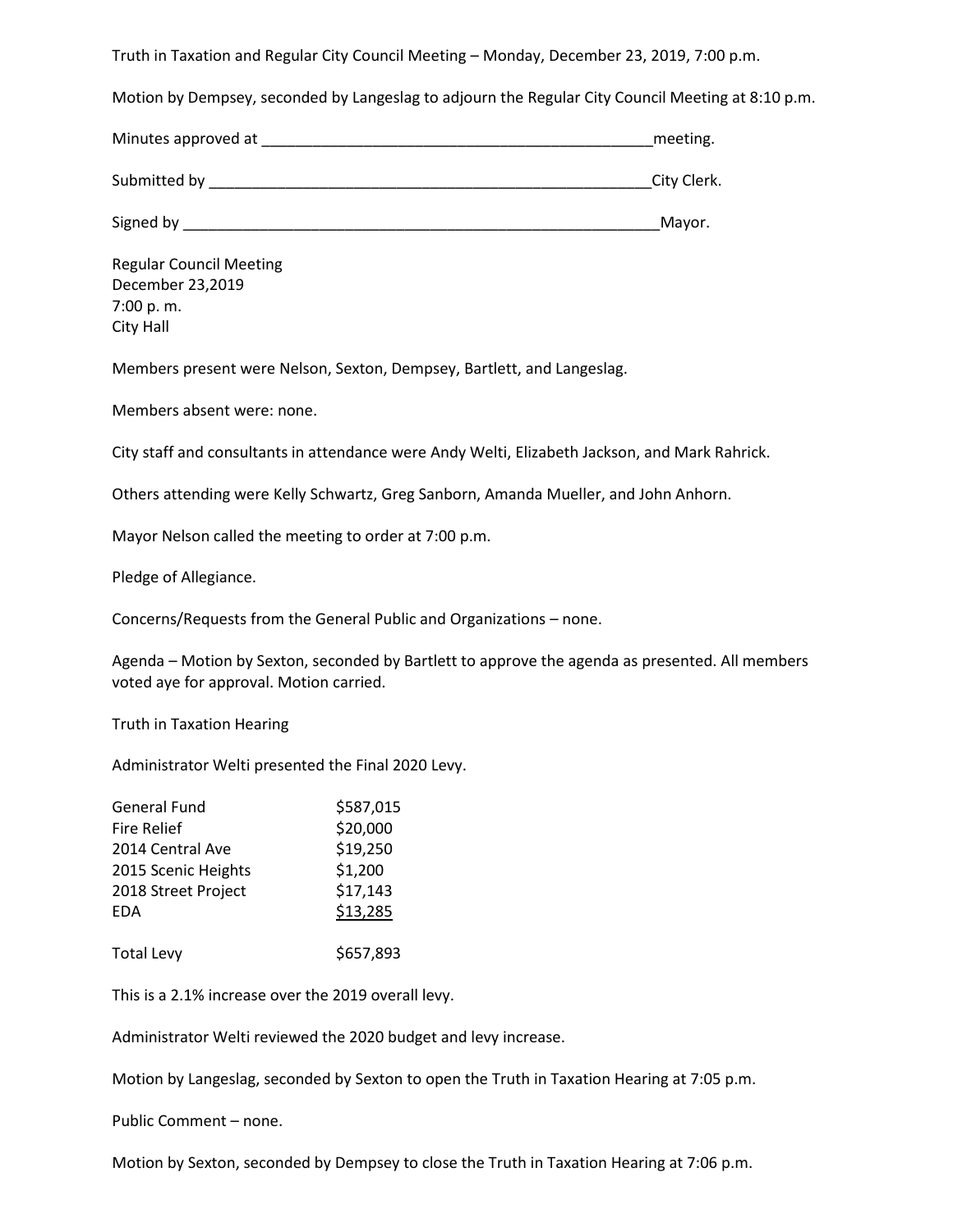Truth in Taxation and Regular City Council Meeting – Monday, December 23, 2019, 7:00 p.m.

Motion by Dempsey, seconded by Langeslag to adjourn the Regular City Council Meeting at 8:10 p.m.

Minutes approved at _______________________________________________meeting.

Submitted by ____________________________________________________City Clerk.

Signed by ________________________________________________________Mayor.

Regular Council Meeting
December 23,2019
7:00 p. m.
City Hall

Members present were Nelson, Sexton, Dempsey, Bartlett, and Langeslag.

Members absent were: none.

City staff and consultants in attendance were Andy Welti, Elizabeth Jackson, and Mark Rahrick.

Others attending were Kelly Schwartz, Greg Sanborn, Amanda Mueller, and John Anhorn.

Mayor Nelson called the meeting to order at 7:00 p.m.

Pledge of Allegiance.

Concerns/Requests from the General Public and Organizations – none.

Agenda – Motion by Sexton, seconded by Bartlett to approve the agenda as presented. All members voted aye for approval. Motion carried.

Truth in Taxation Hearing

Administrator Welti presented the Final 2020 Levy.

| | |
|---|---|
| General Fund | $587,015 |
| Fire Relief | $20,000 |
| 2014 Central Ave | $19,250 |
| 2015 Scenic Heights | $1,200 |
| 2018 Street Project | $17,143 |
| EDA | $13,285 |
| Total Levy | $657,893 |

This is a 2.1% increase over the 2019 overall levy.

Administrator Welti reviewed the 2020 budget and levy increase.

Motion by Langeslag, seconded by Sexton to open the Truth in Taxation Hearing at 7:05 p.m.

Public Comment – none.

Motion by Sexton, seconded by Dempsey to close the Truth in Taxation Hearing at 7:06 p.m.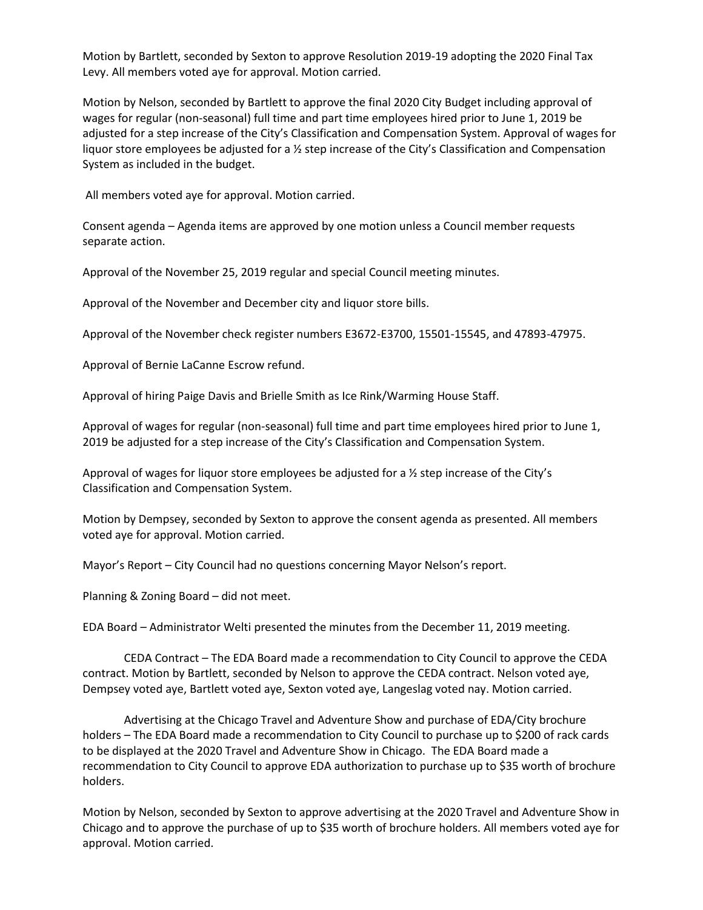Motion by Bartlett, seconded by Sexton to approve Resolution 2019-19 adopting the 2020 Final Tax Levy. All members voted aye for approval. Motion carried.

Motion by Nelson, seconded by Bartlett to approve the final 2020 City Budget including approval of wages for regular (non-seasonal) full time and part time employees hired prior to June 1, 2019 be adjusted for a step increase of the City's Classification and Compensation System. Approval of wages for liquor store employees be adjusted for a ½ step increase of the City's Classification and Compensation System as included in the budget.

All members voted aye for approval. Motion carried.

Consent agenda – Agenda items are approved by one motion unless a Council member requests separate action.

Approval of the November 25, 2019 regular and special Council meeting minutes.

Approval of the November and December city and liquor store bills.

Approval of the November check register numbers E3672-E3700, 15501-15545, and 47893-47975.

Approval of Bernie LaCanne Escrow refund.

Approval of hiring Paige Davis and Brielle Smith as Ice Rink/Warming House Staff.

Approval of wages for regular (non-seasonal) full time and part time employees hired prior to June 1, 2019 be adjusted for a step increase of the City's Classification and Compensation System.

Approval of wages for liquor store employees be adjusted for a ½ step increase of the City's Classification and Compensation System.

Motion by Dempsey, seconded by Sexton to approve the consent agenda as presented. All members voted aye for approval. Motion carried.

Mayor's Report – City Council had no questions concerning Mayor Nelson's report.

Planning & Zoning Board – did not meet.

EDA Board – Administrator Welti presented the minutes from the December 11, 2019 meeting.

CEDA Contract – The EDA Board made a recommendation to City Council to approve the CEDA contract. Motion by Bartlett, seconded by Nelson to approve the CEDA contract. Nelson voted aye, Dempsey voted aye, Bartlett voted aye, Sexton voted aye, Langeslag voted nay. Motion carried.

Advertising at the Chicago Travel and Adventure Show and purchase of EDA/City brochure holders – The EDA Board made a recommendation to City Council to purchase up to $200 of rack cards to be displayed at the 2020 Travel and Adventure Show in Chicago. The EDA Board made a recommendation to City Council to approve EDA authorization to purchase up to $35 worth of brochure holders.

Motion by Nelson, seconded by Sexton to approve advertising at the 2020 Travel and Adventure Show in Chicago and to approve the purchase of up to $35 worth of brochure holders. All members voted aye for approval. Motion carried.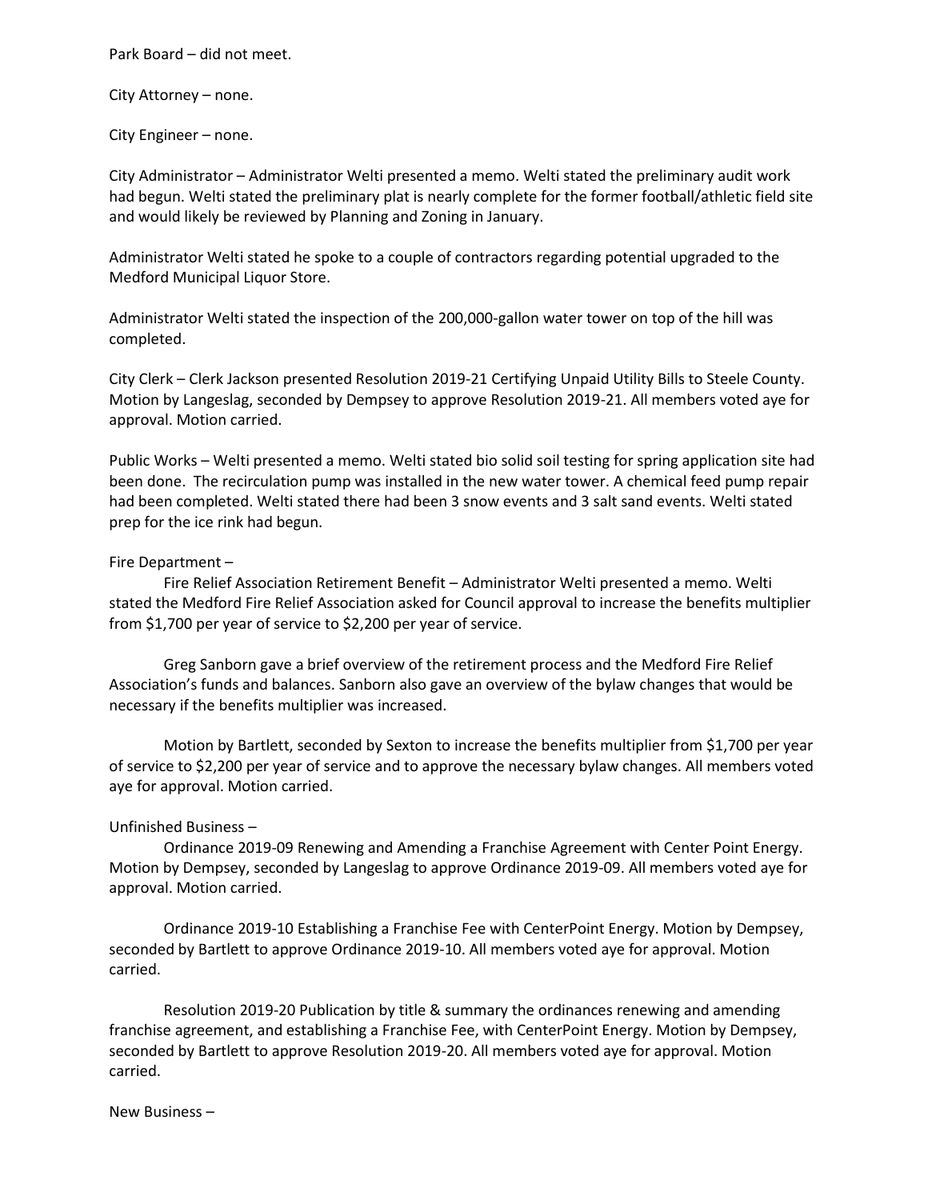Park Board – did not meet.

City Attorney – none.

City Engineer – none.

City Administrator – Administrator Welti presented a memo. Welti stated the preliminary audit work had begun. Welti stated the preliminary plat is nearly complete for the former football/athletic field site and would likely be reviewed by Planning and Zoning in January.

Administrator Welti stated he spoke to a couple of contractors regarding potential upgraded to the Medford Municipal Liquor Store.

Administrator Welti stated the inspection of the 200,000-gallon water tower on top of the hill was completed.

City Clerk – Clerk Jackson presented Resolution 2019-21 Certifying Unpaid Utility Bills to Steele County. Motion by Langeslag, seconded by Dempsey to approve Resolution 2019-21. All members voted aye for approval. Motion carried.

Public Works – Welti presented a memo. Welti stated bio solid soil testing for spring application site had been done. The recirculation pump was installed in the new water tower. A chemical feed pump repair had been completed. Welti stated there had been 3 snow events and 3 salt sand events. Welti stated prep for the ice rink had begun.

Fire Department –

Fire Relief Association Retirement Benefit – Administrator Welti presented a memo. Welti stated the Medford Fire Relief Association asked for Council approval to increase the benefits multiplier from $1,700 per year of service to $2,200 per year of service.

Greg Sanborn gave a brief overview of the retirement process and the Medford Fire Relief Association's funds and balances. Sanborn also gave an overview of the bylaw changes that would be necessary if the benefits multiplier was increased.

Motion by Bartlett, seconded by Sexton to increase the benefits multiplier from $1,700 per year of service to $2,200 per year of service and to approve the necessary bylaw changes. All members voted aye for approval. Motion carried.

Unfinished Business –

Ordinance 2019-09 Renewing and Amending a Franchise Agreement with Center Point Energy. Motion by Dempsey, seconded by Langeslag to approve Ordinance 2019-09. All members voted aye for approval. Motion carried.

Ordinance 2019-10 Establishing a Franchise Fee with CenterPoint Energy. Motion by Dempsey, seconded by Bartlett to approve Ordinance 2019-10. All members voted aye for approval. Motion carried.

Resolution 2019-20 Publication by title & summary the ordinances renewing and amending franchise agreement, and establishing a Franchise Fee, with CenterPoint Energy. Motion by Dempsey, seconded by Bartlett to approve Resolution 2019-20. All members voted aye for approval. Motion carried.

New Business –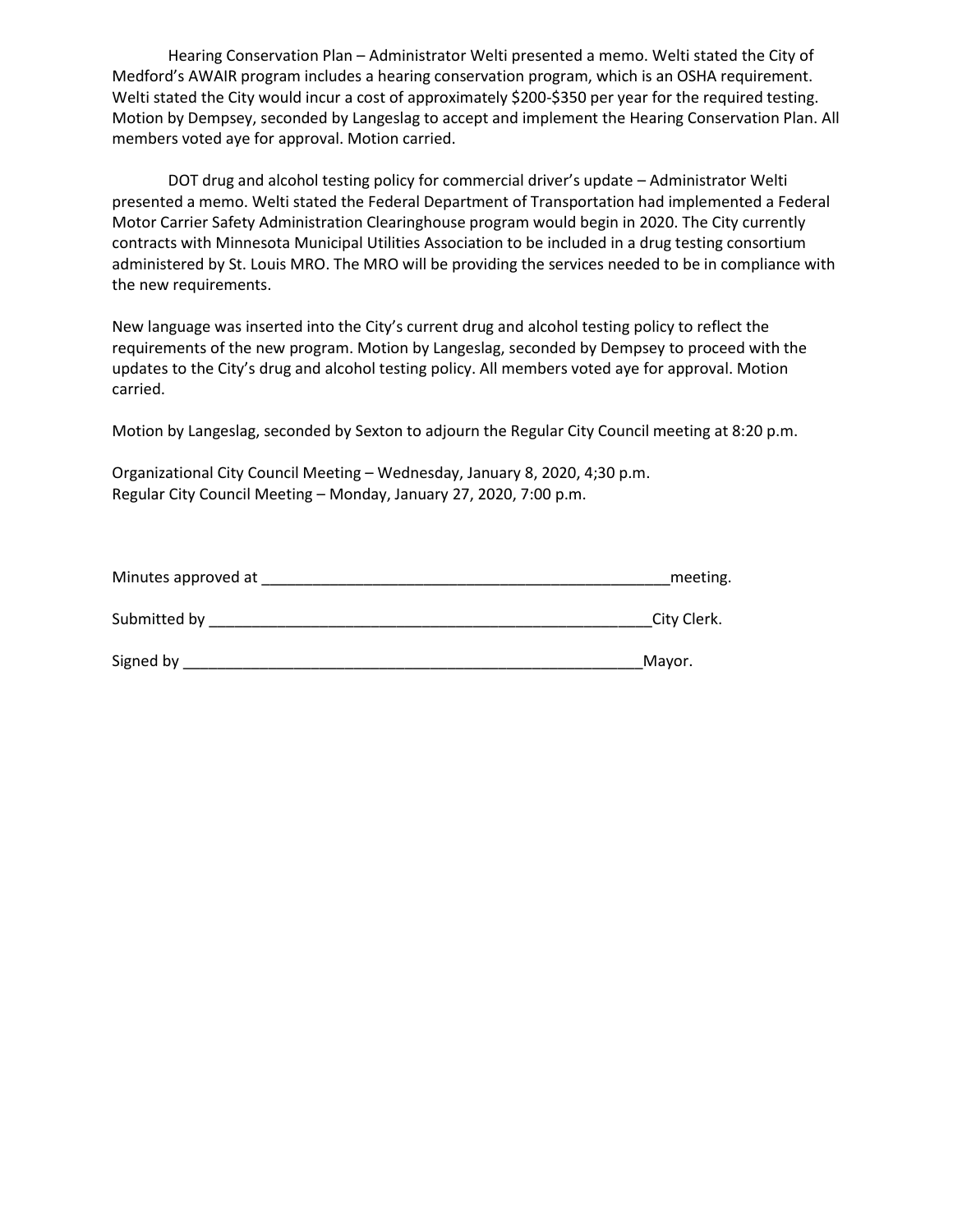Hearing Conservation Plan – Administrator Welti presented a memo. Welti stated the City of Medford's AWAIR program includes a hearing conservation program, which is an OSHA requirement. Welti stated the City would incur a cost of approximately $200-$350 per year for the required testing. Motion by Dempsey, seconded by Langeslag to accept and implement the Hearing Conservation Plan. All members voted aye for approval. Motion carried.

DOT drug and alcohol testing policy for commercial driver's update – Administrator Welti presented a memo. Welti stated the Federal Department of Transportation had implemented a Federal Motor Carrier Safety Administration Clearinghouse program would begin in 2020. The City currently contracts with Minnesota Municipal Utilities Association to be included in a drug testing consortium administered by St. Louis MRO. The MRO will be providing the services needed to be in compliance with the new requirements.

New language was inserted into the City's current drug and alcohol testing policy to reflect the requirements of the new program. Motion by Langeslag, seconded by Dempsey to proceed with the updates to the City's drug and alcohol testing policy. All members voted aye for approval. Motion carried.

Motion by Langeslag, seconded by Sexton to adjourn the Regular City Council meeting at 8:20 p.m.

Organizational City Council Meeting – Wednesday, January 8, 2020, 4;30 p.m.
Regular City Council Meeting – Monday, January 27, 2020, 7:00 p.m.

Minutes approved at __________________________________________________meeting.

Submitted by ______________________________________________________City Clerk.

Signed by ________________________________________________________Mayor.